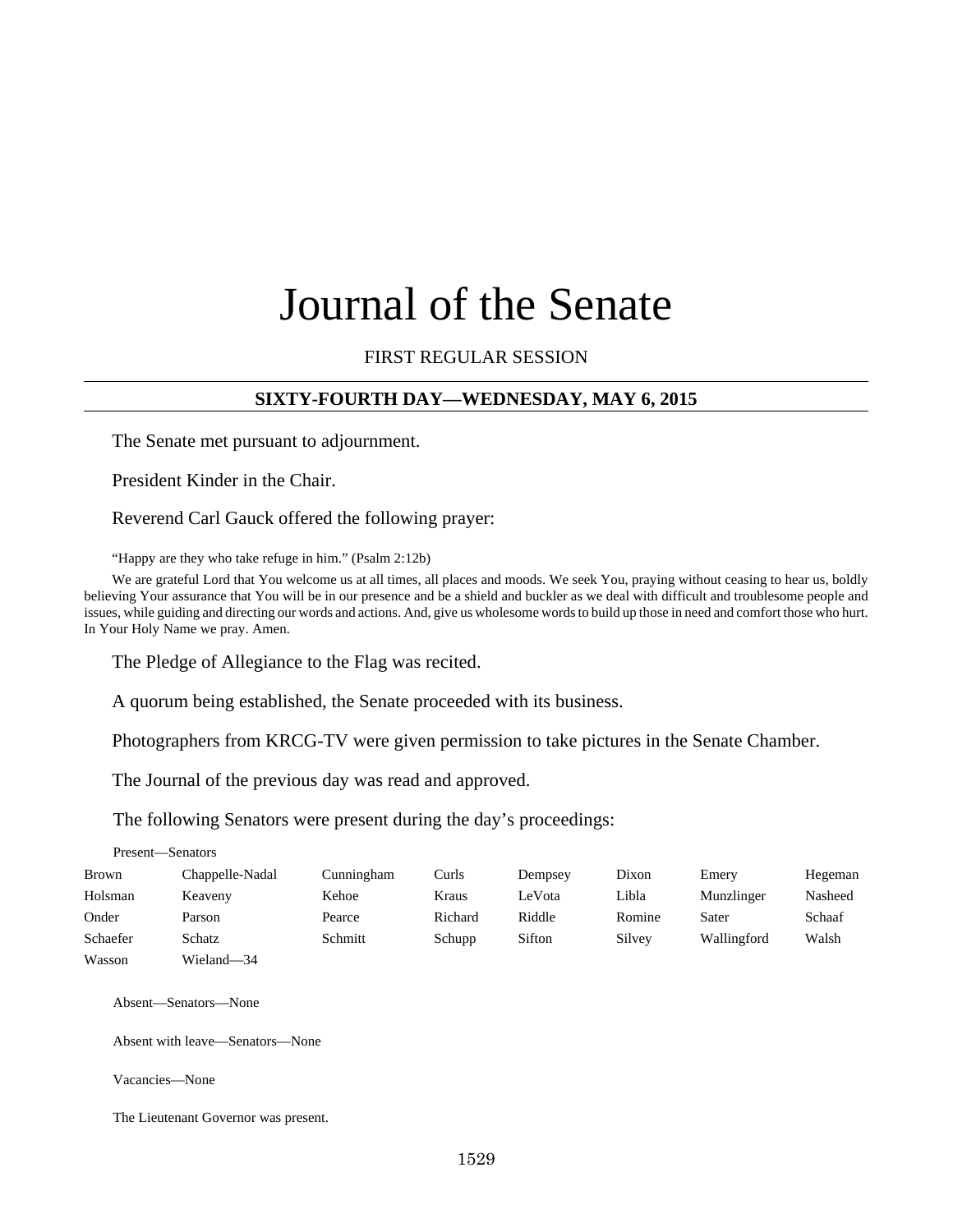# Journal of the Senate

FIRST REGULAR SESSION

## SIXTY-FOURTH DAY—WEDNESDAY, MAY 6, 2015

The Senate met pursuant to adjournment.

President Kinder in the Chair.

Reverend Carl Gauck offered the following prayer:

"Happy are they who take refuge in him." (Psalm 2:12b)

We are grateful Lord that You welcome us at all times, all places and moods. We seek You, praying without ceasing to hear us, boldly believing Your assurance that You will be in our presence and be a shield and buckler as we deal with difficult and troublesome people and issues, while guiding and directing our words and actions. And, give us wholesome words to build up those in need and comfort those who hurt. In Your Holy Name we pray. Amen.

The Pledge of Allegiance to the Flag was recited.

A quorum being established, the Senate proceeded with its business.

Photographers from KRCG-TV were given permission to take pictures in the Senate Chamber.

The Journal of the previous day was read and approved.

The following Senators were present during the day's proceedings:

Present—Senators

| | | | | | | | |
|---|---|---|---|---|---|---|---|
| Brown | Chappelle-Nadal | Cunningham | Curls | Dempsey | Dixon | Emery | Hegeman |
| Holsman | Keaveny | Kehoe | Kraus | LeVota | Libla | Munzlinger | Nasheed |
| Onder | Parson | Pearce | Richard | Riddle | Romine | Sater | Schaaf |
| Schaefer | Schatz | Schmitt | Schupp | Sifton | Silvey | Wallingford | Walsh |
| Wasson | Wieland—34 | | | | | | |

Absent—Senators—None

Absent with leave—Senators—None

Vacancies—None

The Lieutenant Governor was present.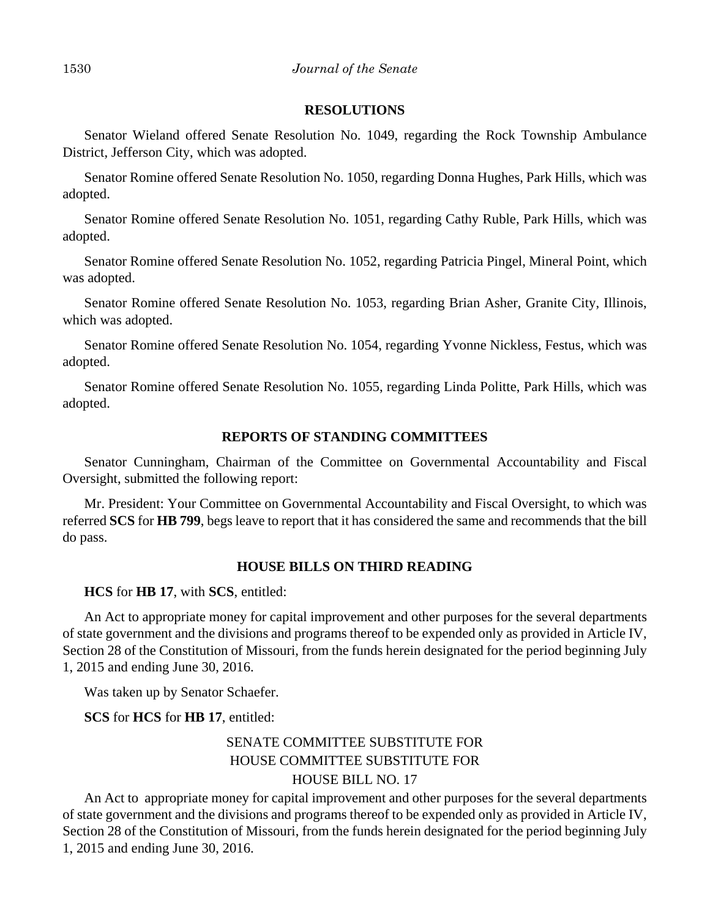## RESOLUTIONS

Senator Wieland offered Senate Resolution No. 1049, regarding the Rock Township Ambulance District, Jefferson City, which was adopted.

Senator Romine offered Senate Resolution No. 1050, regarding Donna Hughes, Park Hills, which was adopted.

Senator Romine offered Senate Resolution No. 1051, regarding Cathy Ruble, Park Hills, which was adopted.

Senator Romine offered Senate Resolution No. 1052, regarding Patricia Pingel, Mineral Point, which was adopted.

Senator Romine offered Senate Resolution No. 1053, regarding Brian Asher, Granite City, Illinois, which was adopted.

Senator Romine offered Senate Resolution No. 1054, regarding Yvonne Nickless, Festus, which was adopted.

Senator Romine offered Senate Resolution No. 1055, regarding Linda Politte, Park Hills, which was adopted.

## REPORTS OF STANDING COMMITTEES

Senator Cunningham, Chairman of the Committee on Governmental Accountability and Fiscal Oversight, submitted the following report:

Mr. President: Your Committee on Governmental Accountability and Fiscal Oversight, to which was referred **SCS** for **HB 799**, begs leave to report that it has considered the same and recommends that the bill do pass.

## HOUSE BILLS ON THIRD READING

**HCS** for **HB 17**, with **SCS**, entitled:

An Act to appropriate money for capital improvement and other purposes for the several departments of state government and the divisions and programs thereof to be expended only as provided in Article IV, Section 28 of the Constitution of Missouri, from the funds herein designated for the period beginning July 1, 2015 and ending June 30, 2016.

Was taken up by Senator Schaefer.

**SCS** for **HCS** for **HB 17**, entitled:

SENATE COMMITTEE SUBSTITUTE FOR
HOUSE COMMITTEE SUBSTITUTE FOR
HOUSE BILL NO. 17

An Act to appropriate money for capital improvement and other purposes for the several departments of state government and the divisions and programs thereof to be expended only as provided in Article IV, Section 28 of the Constitution of Missouri, from the funds herein designated for the period beginning July 1, 2015 and ending June 30, 2016.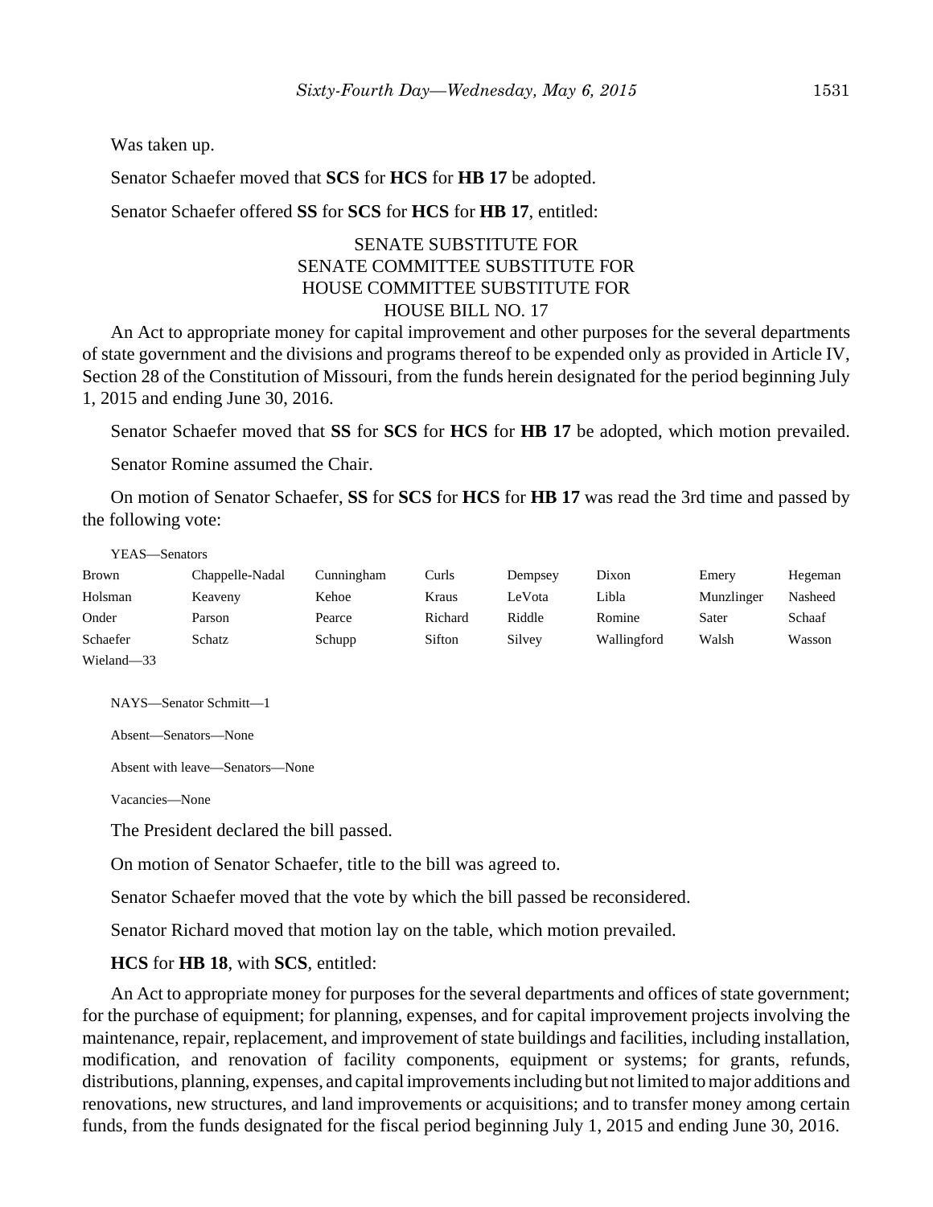Was taken up.

Senator Schaefer moved that **SCS** for **HCS** for **HB 17** be adopted.

Senator Schaefer offered **SS** for **SCS** for **HCS** for **HB 17**, entitled:

SENATE SUBSTITUTE FOR
SENATE COMMITTEE SUBSTITUTE FOR
HOUSE COMMITTEE SUBSTITUTE FOR
HOUSE BILL NO. 17

An Act to appropriate money for capital improvement and other purposes for the several departments of state government and the divisions and programs thereof to be expended only as provided in Article IV, Section 28 of the Constitution of Missouri, from the funds herein designated for the period beginning July 1, 2015 and ending June 30, 2016.

Senator Schaefer moved that **SS** for **SCS** for **HCS** for **HB 17** be adopted, which motion prevailed.

Senator Romine assumed the Chair.

On motion of Senator Schaefer, **SS** for **SCS** for **HCS** for **HB 17** was read the 3rd time and passed by the following vote:

YEAS—Senators

| | | | | | | | |
|---|---|---|---|---|---|---|---|
| Brown | Chappelle-Nadal | Cunningham | Curls | Dempsey | Dixon | Emery | Hegeman |
| Holsman | Keaveny | Kehoe | Kraus | LeVota | Libla | Munzlinger | Nasheed |
| Onder | Parson | Pearce | Richard | Riddle | Romine | Sater | Schaaf |
| Schaefer | Schatz | Schupp | Sifton | Silvey | Wallingford | Walsh | Wasson |
| Wieland—33 | | | | | | | |

NAYS—Senator Schmitt—1

Absent—Senators—None

Absent with leave—Senators—None

Vacancies—None

The President declared the bill passed.

On motion of Senator Schaefer, title to the bill was agreed to.

Senator Schaefer moved that the vote by which the bill passed be reconsidered.

Senator Richard moved that motion lay on the table, which motion prevailed.

**HCS** for **HB 18**, with **SCS**, entitled:

An Act to appropriate money for purposes for the several departments and offices of state government; for the purchase of equipment; for planning, expenses, and for capital improvement projects involving the maintenance, repair, replacement, and improvement of state buildings and facilities, including installation, modification, and renovation of facility components, equipment or systems; for grants, refunds, distributions, planning, expenses, and capital improvements including but not limited to major additions and renovations, new structures, and land improvements or acquisitions; and to transfer money among certain funds, from the funds designated for the fiscal period beginning July 1, 2015 and ending June 30, 2016.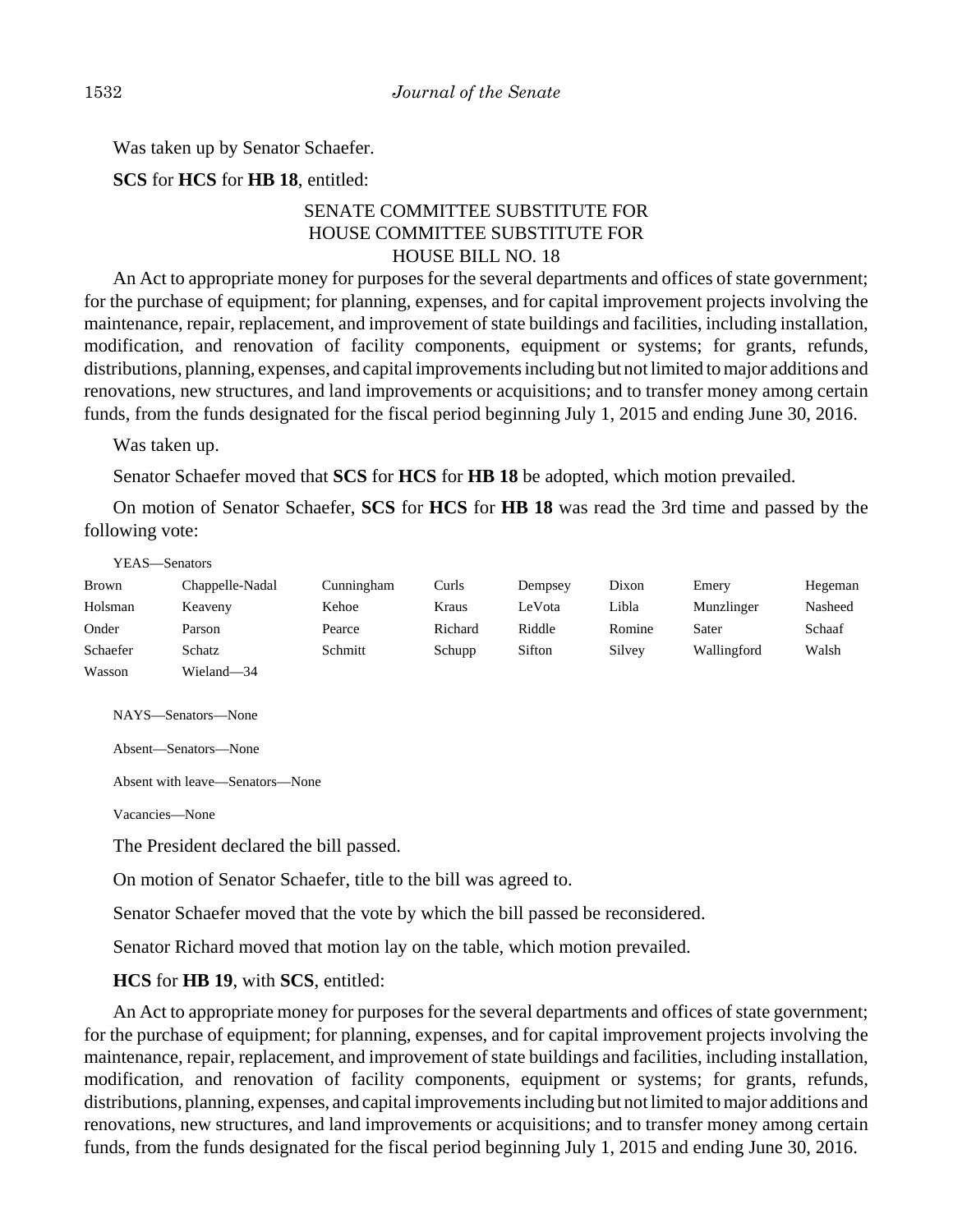Was taken up by Senator Schaefer.

**SCS** for **HCS** for **HB 18**, entitled:

SENATE COMMITTEE SUBSTITUTE FOR
HOUSE COMMITTEE SUBSTITUTE FOR
HOUSE BILL NO. 18

An Act to appropriate money for purposes for the several departments and offices of state government; for the purchase of equipment; for planning, expenses, and for capital improvement projects involving the maintenance, repair, replacement, and improvement of state buildings and facilities, including installation, modification, and renovation of facility components, equipment or systems; for grants, refunds, distributions, planning, expenses, and capital improvements including but not limited to major additions and renovations, new structures, and land improvements or acquisitions; and to transfer money among certain funds, from the funds designated for the fiscal period beginning July 1, 2015 and ending June 30, 2016.

Was taken up.

Senator Schaefer moved that **SCS** for **HCS** for **HB 18** be adopted, which motion prevailed.

On motion of Senator Schaefer, **SCS** for **HCS** for **HB 18** was read the 3rd time and passed by the following vote:

YEAS—Senators

| | | | | | | | |
|---|---|---|---|---|---|---|---|
| Brown | Chappelle-Nadal | Cunningham | Curls | Dempsey | Dixon | Emery | Hegeman |
| Holsman | Keaveny | Kehoe | Kraus | LeVota | Libla | Munzlinger | Nasheed |
| Onder | Parson | Pearce | Richard | Riddle | Romine | Sater | Schaaf |
| Schaefer | Schatz | Schmitt | Schupp | Sifton | Silvey | Wallingford | Walsh |
| Wasson | Wieland—34 | | | | | | |

NAYS—Senators—None

Absent—Senators—None

Absent with leave—Senators—None

Vacancies—None

The President declared the bill passed.

On motion of Senator Schaefer, title to the bill was agreed to.

Senator Schaefer moved that the vote by which the bill passed be reconsidered.

Senator Richard moved that motion lay on the table, which motion prevailed.

**HCS** for **HB 19**, with **SCS**, entitled:

An Act to appropriate money for purposes for the several departments and offices of state government; for the purchase of equipment; for planning, expenses, and for capital improvement projects involving the maintenance, repair, replacement, and improvement of state buildings and facilities, including installation, modification, and renovation of facility components, equipment or systems; for grants, refunds, distributions, planning, expenses, and capital improvements including but not limited to major additions and renovations, new structures, and land improvements or acquisitions; and to transfer money among certain funds, from the funds designated for the fiscal period beginning July 1, 2015 and ending June 30, 2016.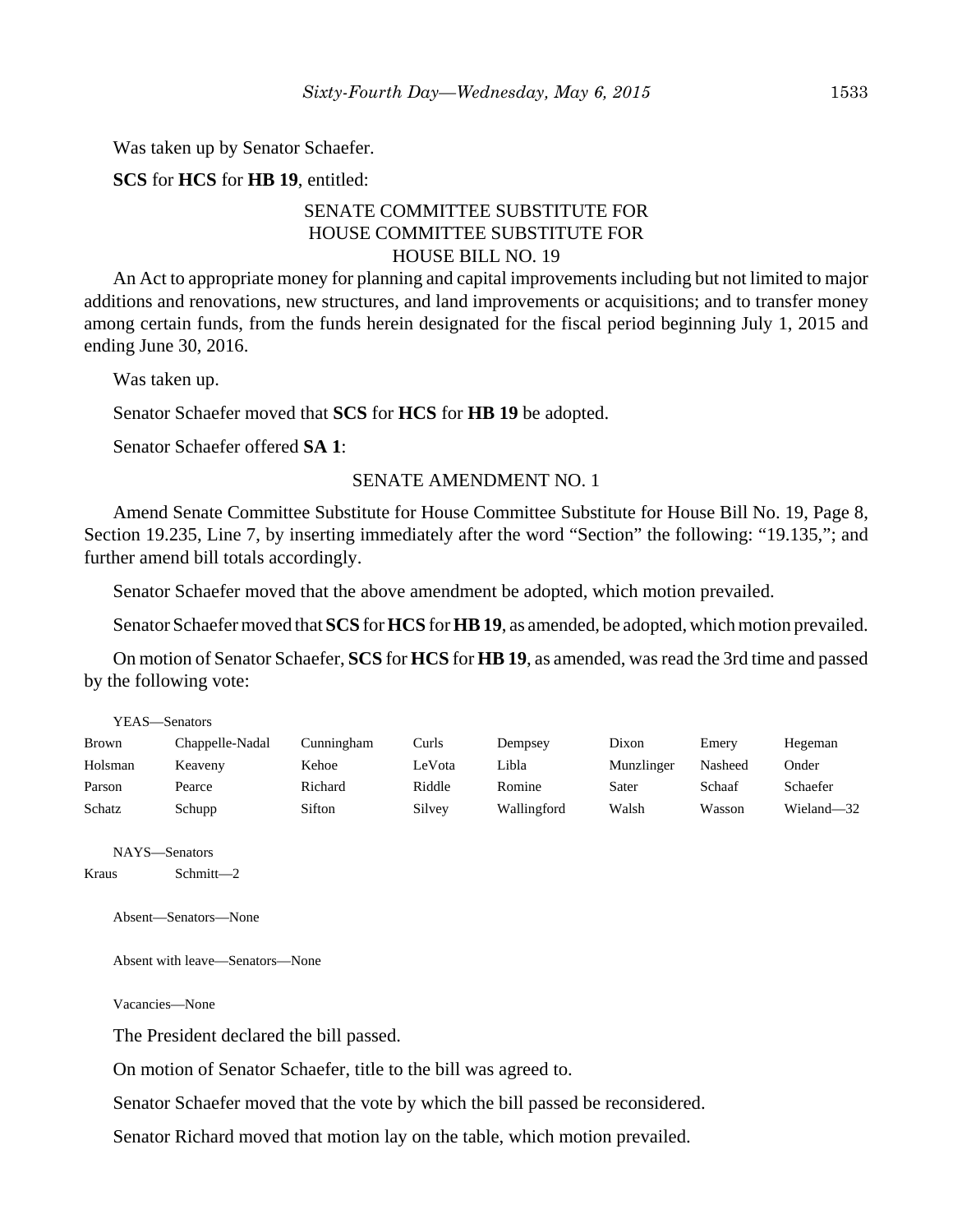Was taken up by Senator Schaefer.

**SCS** for **HCS** for **HB 19**, entitled:

SENATE COMMITTEE SUBSTITUTE FOR
HOUSE COMMITTEE SUBSTITUTE FOR
HOUSE BILL NO. 19

An Act to appropriate money for planning and capital improvements including but not limited to major additions and renovations, new structures, and land improvements or acquisitions; and to transfer money among certain funds, from the funds herein designated for the fiscal period beginning July 1, 2015 and ending June 30, 2016.

Was taken up.

Senator Schaefer moved that **SCS** for **HCS** for **HB 19** be adopted.

Senator Schaefer offered **SA 1**:

SENATE AMENDMENT NO. 1

Amend Senate Committee Substitute for House Committee Substitute for House Bill No. 19, Page 8, Section 19.235, Line 7, by inserting immediately after the word "Section" the following: "19.135,"; and further amend bill totals accordingly.

Senator Schaefer moved that the above amendment be adopted, which motion prevailed.

Senator Schaefer moved that **SCS** for **HCS** for **HB 19**, as amended, be adopted, which motion prevailed.

On motion of Senator Schaefer, **SCS** for **HCS** for **HB 19**, as amended, was read the 3rd time and passed by the following vote:

YEAS—Senators

| | | | | | | | |
|---|---|---|---|---|---|---|---|
| Brown | Chappelle-Nadal | Cunningham | Curls | Dempsey | Dixon | Emery | Hegeman |
| Holsman | Keaveny | Kehoe | LeVota | Libla | Munzlinger | Nasheed | Onder |
| Parson | Pearce | Richard | Riddle | Romine | Sater | Schaaf | Schaefer |
| Schatz | Schupp | Sifton | Silvey | Wallingford | Walsh | Wasson | Wieland—32 |

NAYS—Senators

Kraus Schmitt—2

Absent—Senators—None

Absent with leave—Senators—None

Vacancies—None

The President declared the bill passed.

On motion of Senator Schaefer, title to the bill was agreed to.

Senator Schaefer moved that the vote by which the bill passed be reconsidered.

Senator Richard moved that motion lay on the table, which motion prevailed.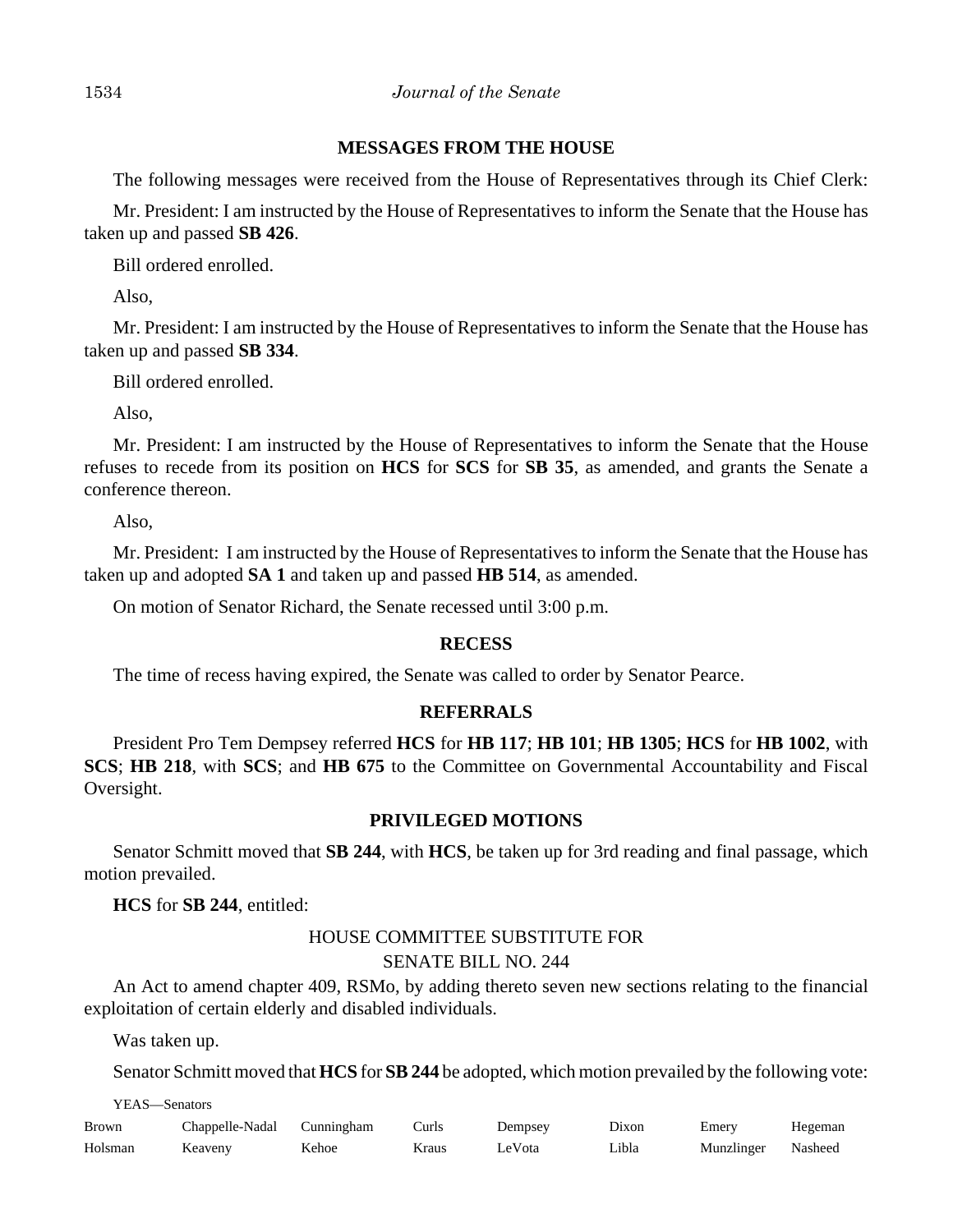## MESSAGES FROM THE HOUSE

The following messages were received from the House of Representatives through its Chief Clerk:

Mr. President: I am instructed by the House of Representatives to inform the Senate that the House has taken up and passed **SB 426**.

Bill ordered enrolled.

Also,

Mr. President: I am instructed by the House of Representatives to inform the Senate that the House has taken up and passed **SB 334**.

Bill ordered enrolled.

Also,

Mr. President: I am instructed by the House of Representatives to inform the Senate that the House refuses to recede from its position on **HCS** for **SCS** for **SB 35**, as amended, and grants the Senate a conference thereon.

Also,

Mr. President: I am instructed by the House of Representatives to inform the Senate that the House has taken up and adopted **SA 1** and taken up and passed **HB 514**, as amended.

On motion of Senator Richard, the Senate recessed until 3:00 p.m.

## RECESS

The time of recess having expired, the Senate was called to order by Senator Pearce.

## REFERRALS

President Pro Tem Dempsey referred **HCS** for **HB 117**; **HB 101**; **HB 1305**; **HCS** for **HB 1002**, with **SCS**; **HB 218**, with **SCS**; and **HB 675** to the Committee on Governmental Accountability and Fiscal Oversight.

## PRIVILEGED MOTIONS

Senator Schmitt moved that **SB 244**, with **HCS**, be taken up for 3rd reading and final passage, which motion prevailed.

**HCS** for **SB 244**, entitled:

HOUSE COMMITTEE SUBSTITUTE FOR
SENATE BILL NO. 244

An Act to amend chapter 409, RSMo, by adding thereto seven new sections relating to the financial exploitation of certain elderly and disabled individuals.

Was taken up.

Senator Schmitt moved that **HCS** for **SB 244** be adopted, which motion prevailed by the following vote:

YEAS—Senators

| | | | | | | | |
|---|---|---|---|---|---|---|---|
| Brown | Chappelle-Nadal | Cunningham | Curls | Dempsey | Dixon | Emery | Hegeman |
| Holsman | Keaveny | Kehoe | Kraus | LeVota | Libla | Munzlinger | Nasheed |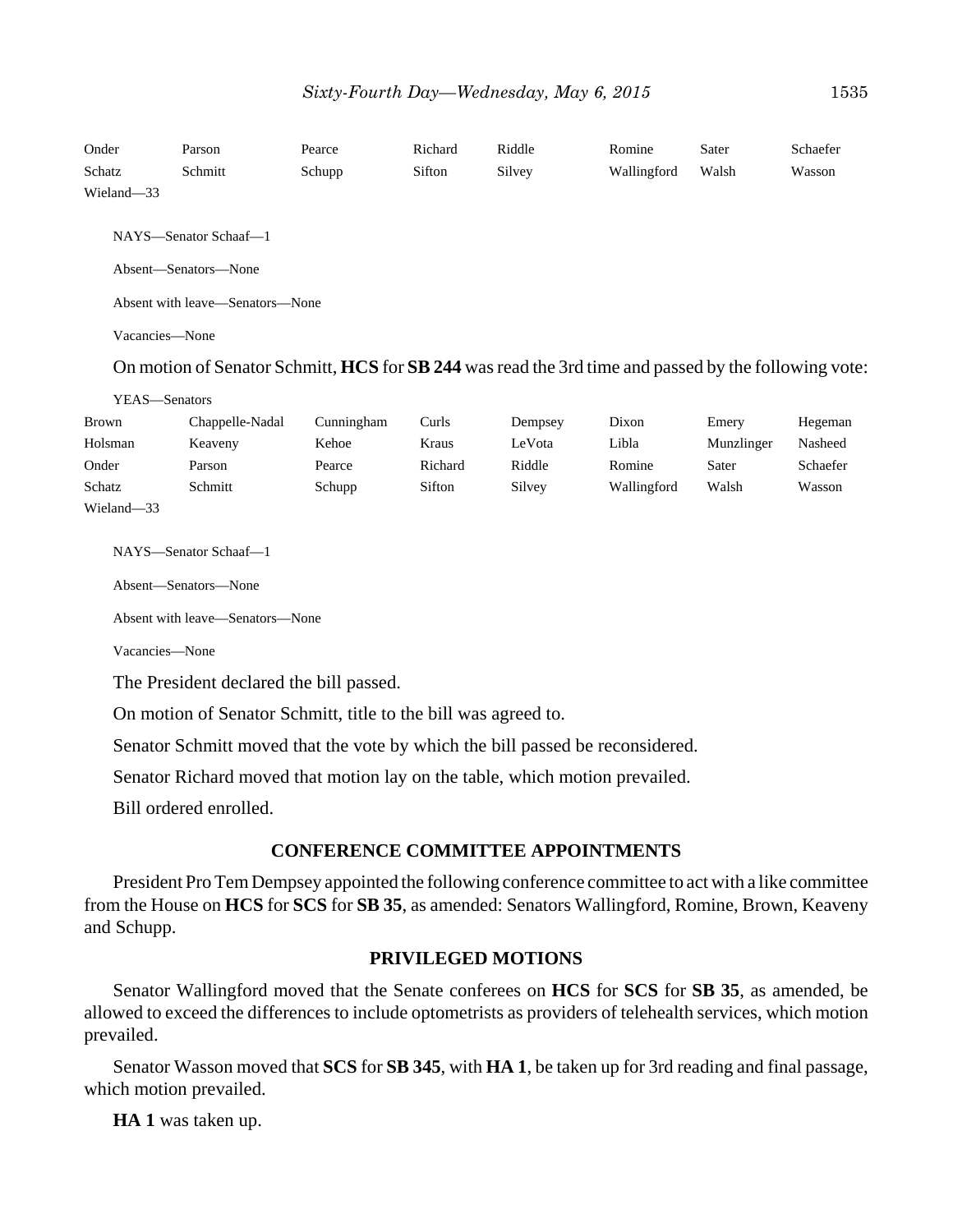| Onder | Parson | Pearce | Richard | Riddle | Romine | Sater | Schaefer |
|---|---|---|---|---|---|---|---|
| Schatz | Schmitt | Schupp | Sifton | Silvey | Wallingford | Walsh | Wasson |
| Wieland—33 | | | | | | | |

NAYS—Senator Schaaf—1

Absent—Senators—None

Absent with leave—Senators—None

Vacancies—None

On motion of Senator Schmitt, **HCS** for **SB 244** was read the 3rd time and passed by the following vote:

YEAS—Senators

| Brown | Chappelle-Nadal | Cunningham | Curls | Dempsey | Dixon | Emery | Hegeman |
|---|---|---|---|---|---|---|---|
| Holsman | Keaveny | Kehoe | Kraus | LeVota | Libla | Munzlinger | Nasheed |
| Onder | Parson | Pearce | Richard | Riddle | Romine | Sater | Schaefer |
| Schatz | Schmitt | Schupp | Sifton | Silvey | Wallingford | Walsh | Wasson |
| Wieland—33 | | | | | | | |

NAYS—Senator Schaaf—1

Absent—Senators—None

Absent with leave—Senators—None

Vacancies—None

The President declared the bill passed.

On motion of Senator Schmitt, title to the bill was agreed to.

Senator Schmitt moved that the vote by which the bill passed be reconsidered.

Senator Richard moved that motion lay on the table, which motion prevailed.

Bill ordered enrolled.

## CONFERENCE COMMITTEE APPOINTMENTS

President Pro Tem Dempsey appointed the following conference committee to act with a like committee from the House on **HCS** for **SCS** for **SB 35**, as amended: Senators Wallingford, Romine, Brown, Keaveny and Schupp.

## PRIVILEGED MOTIONS

Senator Wallingford moved that the Senate conferees on **HCS** for **SCS** for **SB 35**, as amended, be allowed to exceed the differences to include optometrists as providers of telehealth services, which motion prevailed.

Senator Wasson moved that **SCS** for **SB 345**, with **HA 1**, be taken up for 3rd reading and final passage, which motion prevailed.

**HA 1** was taken up.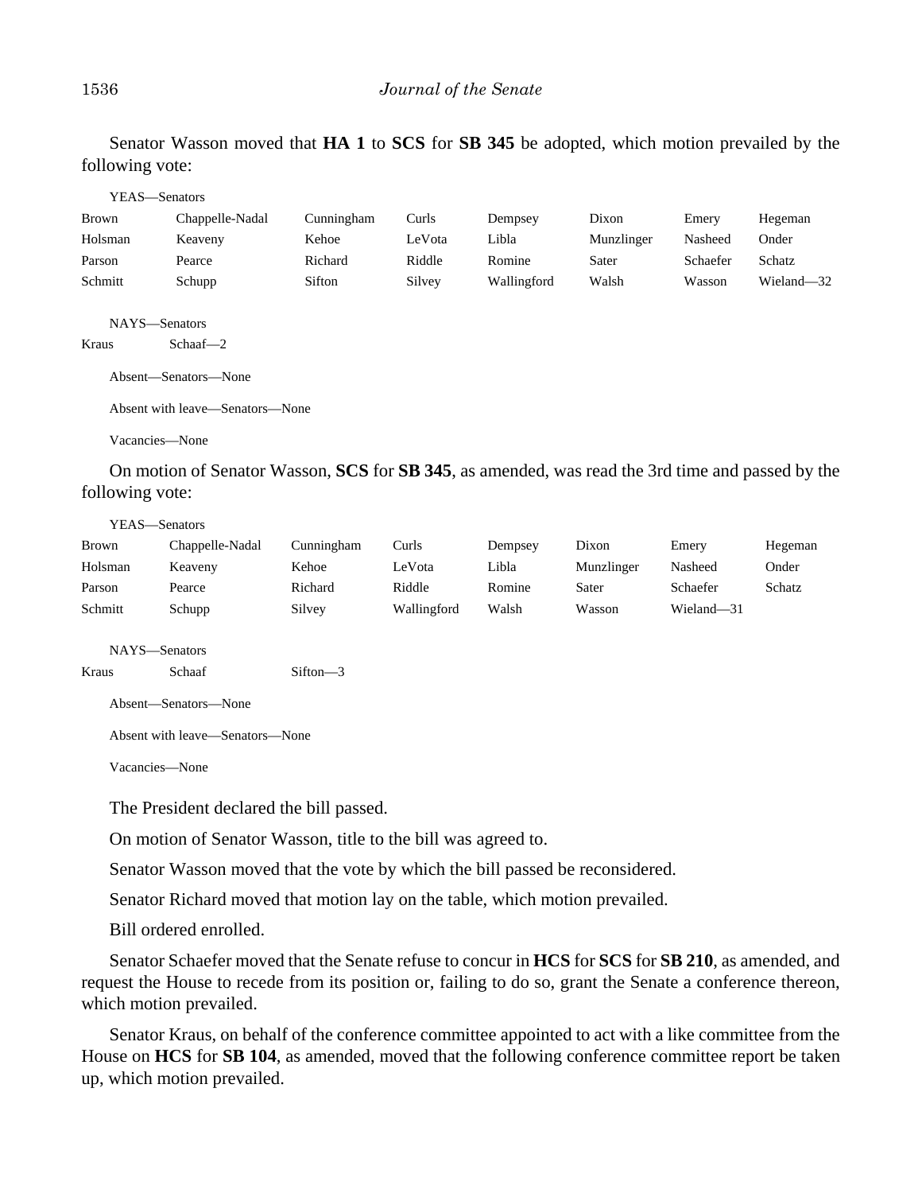Senator Wasson moved that **HA 1** to **SCS** for **SB 345** be adopted, which motion prevailed by the following vote:

YEAS—Senators

| | | | | | | | |
|---|---|---|---|---|---|---|---|
| Brown | Chappelle-Nadal | Cunningham | Curls | Dempsey | Dixon | Emery | Hegeman |
| Holsman | Keaveny | Kehoe | LeVota | Libla | Munzlinger | Nasheed | Onder |
| Parson | Pearce | Richard | Riddle | Romine | Sater | Schaefer | Schatz |
| Schmitt | Schupp | Sifton | Silvey | Wallingford | Walsh | Wasson | Wieland—32 |

NAYS—Senators

Kraus Schaaf—2

Absent—Senators—None

Absent with leave—Senators—None

Vacancies—None

On motion of Senator Wasson, **SCS** for **SB 345**, as amended, was read the 3rd time and passed by the following vote:

YEAS—Senators

| | | | | | | | |
|---|---|---|---|---|---|---|---|
| Brown | Chappelle-Nadal | Cunningham | Curls | Dempsey | Dixon | Emery | Hegeman |
| Holsman | Keaveny | Kehoe | LeVota | Libla | Munzlinger | Nasheed | Onder |
| Parson | Pearce | Richard | Riddle | Romine | Sater | Schaefer | Schatz |
| Schmitt | Schupp | Silvey | Wallingford | Walsh | Wasson | Wieland—31 | |

NAYS—Senators

Kraus Schaaf Sifton—3

Absent—Senators—None

Absent with leave—Senators—None

Vacancies—None

The President declared the bill passed.

On motion of Senator Wasson, title to the bill was agreed to.

Senator Wasson moved that the vote by which the bill passed be reconsidered.

Senator Richard moved that motion lay on the table, which motion prevailed.

Bill ordered enrolled.

Senator Schaefer moved that the Senate refuse to concur in **HCS** for **SCS** for **SB 210**, as amended, and request the House to recede from its position or, failing to do so, grant the Senate a conference thereon, which motion prevailed.

Senator Kraus, on behalf of the conference committee appointed to act with a like committee from the House on **HCS** for **SB 104**, as amended, moved that the following conference committee report be taken up, which motion prevailed.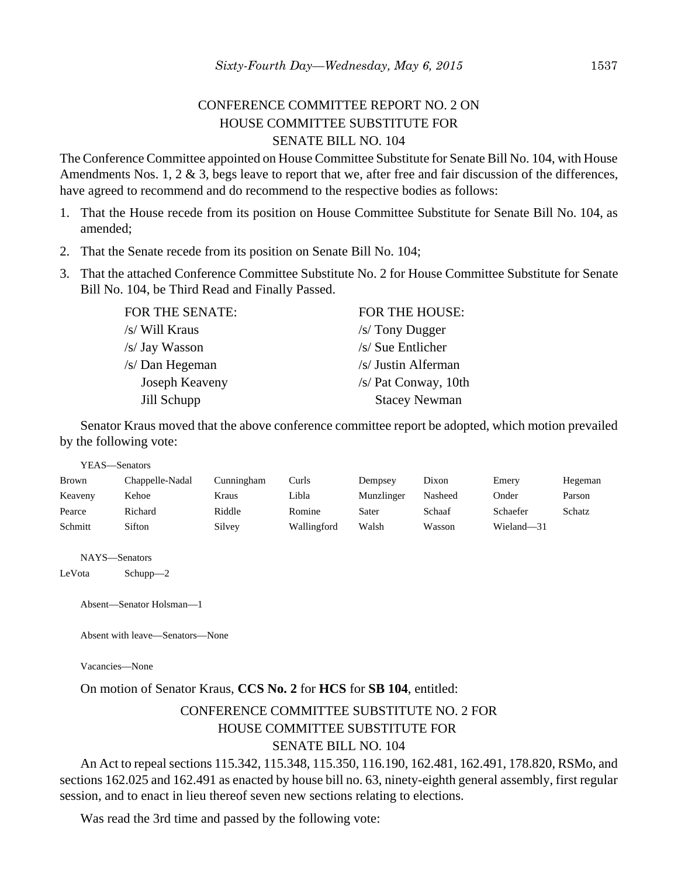CONFERENCE COMMITTEE REPORT NO. 2 ON
HOUSE COMMITTEE SUBSTITUTE FOR
SENATE BILL NO. 104

The Conference Committee appointed on House Committee Substitute for Senate Bill No. 104, with House Amendments Nos. 1, 2 & 3, begs leave to report that we, after free and fair discussion of the differences, have agreed to recommend and do recommend to the respective bodies as follows:

1. That the House recede from its position on House Committee Substitute for Senate Bill No. 104, as amended;
2. That the Senate recede from its position on Senate Bill No. 104;
3. That the attached Conference Committee Substitute No. 2 for House Committee Substitute for Senate Bill No. 104, be Third Read and Finally Passed.

| FOR THE SENATE: | FOR THE HOUSE: |
|---|---|
| /s/ Will Kraus | /s/ Tony Dugger |
| /s/ Jay Wasson | /s/ Sue Entlicher |
| /s/ Dan Hegeman | /s/ Justin Alferman |
| Joseph Keaveny | /s/ Pat Conway, 10th |
| Jill Schupp | Stacey Newman |

Senator Kraus moved that the above conference committee report be adopted, which motion prevailed by the following vote:

YEAS—Senators

| | | | | | | | |
|---|---|---|---|---|---|---|---|
| Brown | Chappelle-Nadal | Cunningham | Curls | Dempsey | Dixon | Emery | Hegeman |
| Keaveny | Kehoe | Kraus | Libla | Munzlinger | Nasheed | Onder | Parson |
| Pearce | Richard | Riddle | Romine | Sater | Schaaf | Schaefer | Schatz |
| Schmitt | Sifton | Silvey | Wallingford | Walsh | Wasson | Wieland—31 | |

NAYS—Senators

LeVota Schupp—2

Absent—Senator Holsman—1

Absent with leave—Senators—None

Vacancies—None

On motion of Senator Kraus, **CCS No. 2** for **HCS** for **SB 104**, entitled:

CONFERENCE COMMITTEE SUBSTITUTE NO. 2 FOR
HOUSE COMMITTEE SUBSTITUTE FOR
SENATE BILL NO. 104

An Act to repeal sections 115.342, 115.348, 115.350, 116.190, 162.481, 162.491, 178.820, RSMo, and sections 162.025 and 162.491 as enacted by house bill no. 63, ninety-eighth general assembly, first regular session, and to enact in lieu thereof seven new sections relating to elections.

Was read the 3rd time and passed by the following vote: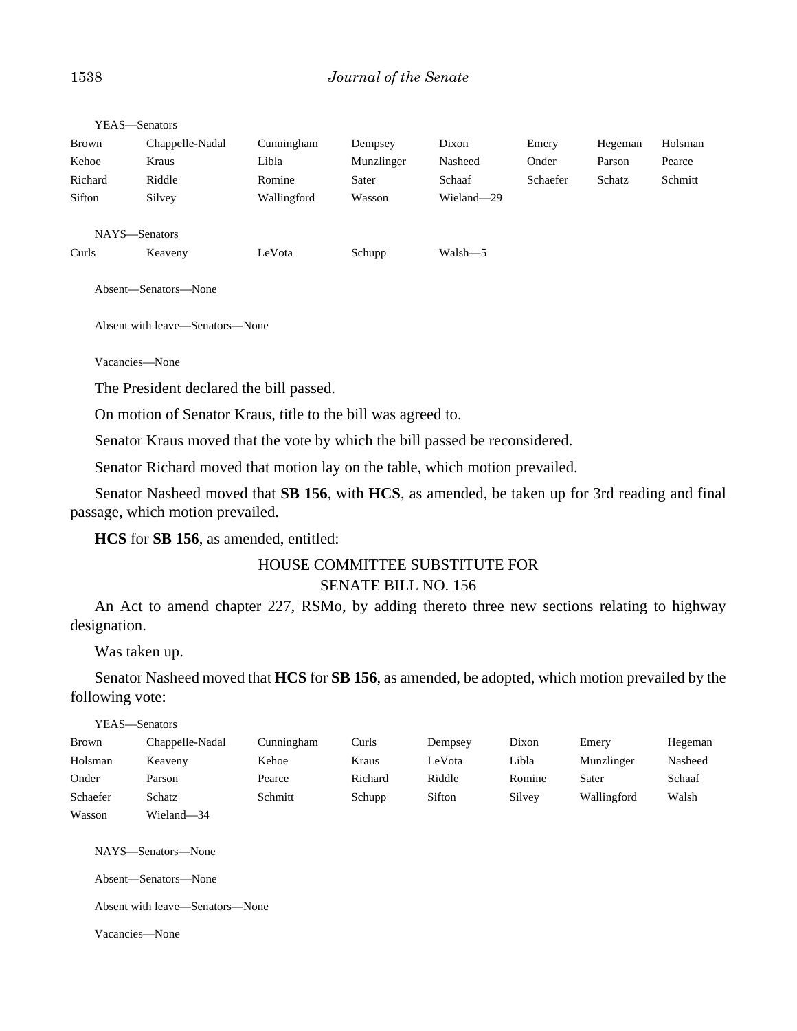YEAS—Senators

| | | | | | | | |
|---|---|---|---|---|---|---|---|
| Brown | Chappelle-Nadal | Cunningham | Dempsey | Dixon | Emery | Hegeman | Holsman |
| Kehoe | Kraus | Libla | Munzlinger | Nasheed | Onder | Parson | Pearce |
| Richard | Riddle | Romine | Sater | Schaaf | Schaefer | Schatz | Schmitt |
| Sifton | Silvey | Wallingford | Wasson | Wieland—29 | | | |

NAYS—Senators

| | | | | |
|---|---|---|---|---|
| Curls | Keaveny | LeVota | Schupp | Walsh—5 |

Absent—Senators—None

Absent with leave—Senators—None

Vacancies—None

The President declared the bill passed.

On motion of Senator Kraus, title to the bill was agreed to.

Senator Kraus moved that the vote by which the bill passed be reconsidered.

Senator Richard moved that motion lay on the table, which motion prevailed.

Senator Nasheed moved that **SB 156**, with **HCS**, as amended, be taken up for 3rd reading and final passage, which motion prevailed.

**HCS** for **SB 156**, as amended, entitled:

HOUSE COMMITTEE SUBSTITUTE FOR
SENATE BILL NO. 156

An Act to amend chapter 227, RSMo, by adding thereto three new sections relating to highway designation.

Was taken up.

Senator Nasheed moved that **HCS** for **SB 156**, as amended, be adopted, which motion prevailed by the following vote:

YEAS—Senators

| | | | | | | | |
|---|---|---|---|---|---|---|---|
| Brown | Chappelle-Nadal | Cunningham | Curls | Dempsey | Dixon | Emery | Hegeman |
| Holsman | Keaveny | Kehoe | Kraus | LeVota | Libla | Munzlinger | Nasheed |
| Onder | Parson | Pearce | Richard | Riddle | Romine | Sater | Schaaf |
| Schaefer | Schatz | Schmitt | Schupp | Sifton | Silvey | Wallingford | Walsh |
| Wasson | Wieland—34 | | | | | | |

NAYS—Senators—None

Absent—Senators—None

Absent with leave—Senators—None

Vacancies—None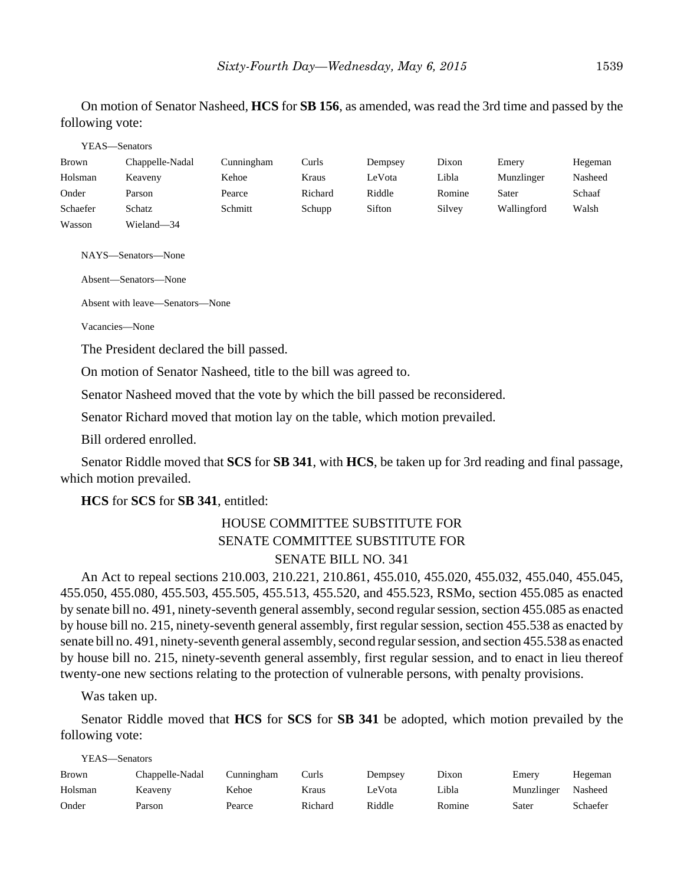On motion of Senator Nasheed, **HCS** for **SB 156**, as amended, was read the 3rd time and passed by the following vote:

YEAS—Senators

| | | | | | | | |
|---|---|---|---|---|---|---|---|
| Brown | Chappelle-Nadal | Cunningham | Curls | Dempsey | Dixon | Emery | Hegeman |
| Holsman | Keaveny | Kehoe | Kraus | LeVota | Libla | Munzlinger | Nasheed |
| Onder | Parson | Pearce | Richard | Riddle | Romine | Sater | Schaaf |
| Schaefer | Schatz | Schmitt | Schupp | Sifton | Silvey | Wallingford | Walsh |
| Wasson | Wieland—34 | | | | | | |

NAYS—Senators—None

Absent—Senators—None

Absent with leave—Senators—None

Vacancies—None

The President declared the bill passed.

On motion of Senator Nasheed, title to the bill was agreed to.

Senator Nasheed moved that the vote by which the bill passed be reconsidered.

Senator Richard moved that motion lay on the table, which motion prevailed.

Bill ordered enrolled.

Senator Riddle moved that **SCS** for **SB 341**, with **HCS**, be taken up for 3rd reading and final passage, which motion prevailed.

**HCS** for **SCS** for **SB 341**, entitled:

HOUSE COMMITTEE SUBSTITUTE FOR
SENATE COMMITTEE SUBSTITUTE FOR
SENATE BILL NO. 341

An Act to repeal sections 210.003, 210.221, 210.861, 455.010, 455.020, 455.032, 455.040, 455.045, 455.050, 455.080, 455.503, 455.505, 455.513, 455.520, and 455.523, RSMo, section 455.085 as enacted by senate bill no. 491, ninety-seventh general assembly, second regular session, section 455.085 as enacted by house bill no. 215, ninety-seventh general assembly, first regular session, section 455.538 as enacted by senate bill no. 491, ninety-seventh general assembly, second regular session, and section 455.538 as enacted by house bill no. 215, ninety-seventh general assembly, first regular session, and to enact in lieu thereof twenty-one new sections relating to the protection of vulnerable persons, with penalty provisions.

Was taken up.

Senator Riddle moved that **HCS** for **SCS** for **SB 341** be adopted, which motion prevailed by the following vote:

YEAS—Senators

| | | | | | | | |
|---|---|---|---|---|---|---|---|
| Brown | Chappelle-Nadal | Cunningham | Curls | Dempsey | Dixon | Emery | Hegeman |
| Holsman | Keaveny | Kehoe | Kraus | LeVota | Libla | Munzlinger | Nasheed |
| Onder | Parson | Pearce | Richard | Riddle | Romine | Sater | Schaefer |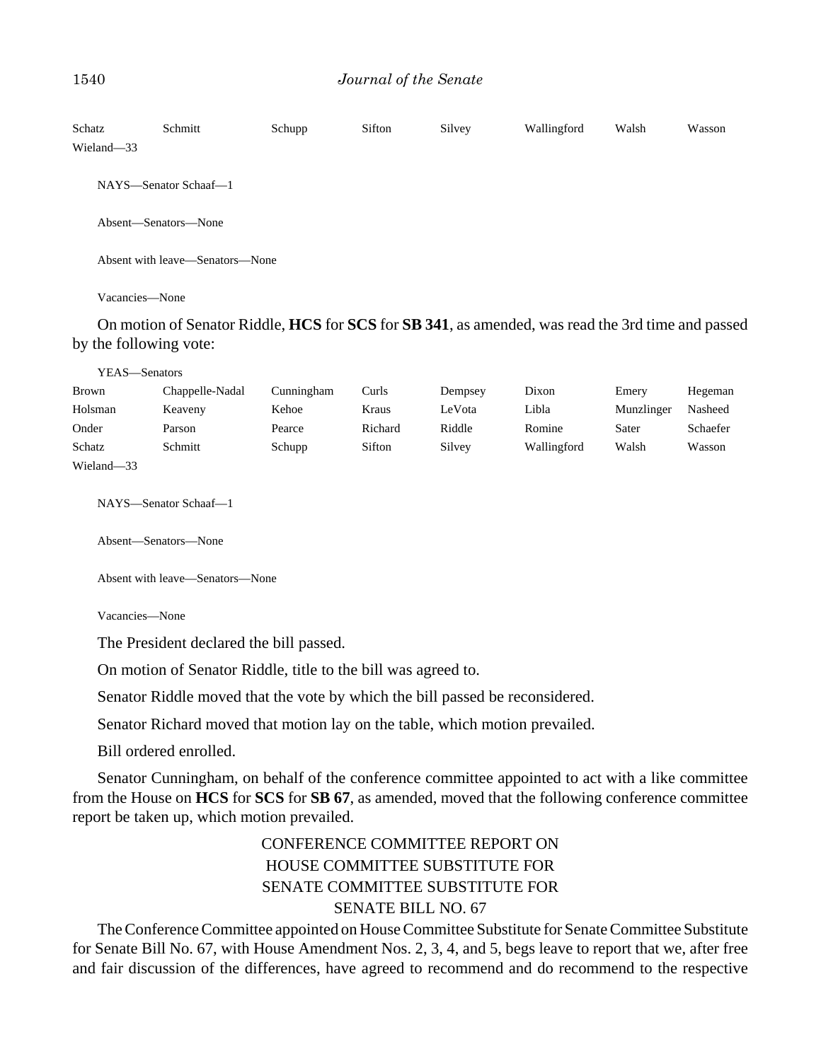| Schatz | Schmitt | Schupp | Sifton | Silvey | Wallingford | Walsh | Wasson |
|---|---|---|---|---|---|---|---|
| Wieland—33 | | | | | | | |

NAYS—Senator Schaaf—1

Absent—Senators—None

Absent with leave—Senators—None

Vacancies—None

On motion of Senator Riddle, **HCS** for **SCS** for **SB 341**, as amended, was read the 3rd time and passed by the following vote:

YEAS—Senators

| Brown | Chappelle-Nadal | Cunningham | Curls | Dempsey | Dixon | Emery | Hegeman |
|---|---|---|---|---|---|---|---|
| Holsman | Keaveny | Kehoe | Kraus | LeVota | Libla | Munzlinger | Nasheed |
| Onder | Parson | Pearce | Richard | Riddle | Romine | Sater | Schaefer |
| Schatz | Schmitt | Schupp | Sifton | Silvey | Wallingford | Walsh | Wasson |
| Wieland—33 | | | | | | | |

NAYS—Senator Schaaf—1

Absent—Senators—None

Absent with leave—Senators—None

Vacancies—None

The President declared the bill passed.

On motion of Senator Riddle, title to the bill was agreed to.

Senator Riddle moved that the vote by which the bill passed be reconsidered.

Senator Richard moved that motion lay on the table, which motion prevailed.

Bill ordered enrolled.

Senator Cunningham, on behalf of the conference committee appointed to act with a like committee from the House on **HCS** for **SCS** for **SB 67**, as amended, moved that the following conference committee report be taken up, which motion prevailed.

CONFERENCE COMMITTEE REPORT ON
HOUSE COMMITTEE SUBSTITUTE FOR
SENATE COMMITTEE SUBSTITUTE FOR
SENATE BILL NO. 67

The Conference Committee appointed on House Committee Substitute for Senate Committee Substitute for Senate Bill No. 67, with House Amendment Nos. 2, 3, 4, and 5, begs leave to report that we, after free and fair discussion of the differences, have agreed to recommend and do recommend to the respective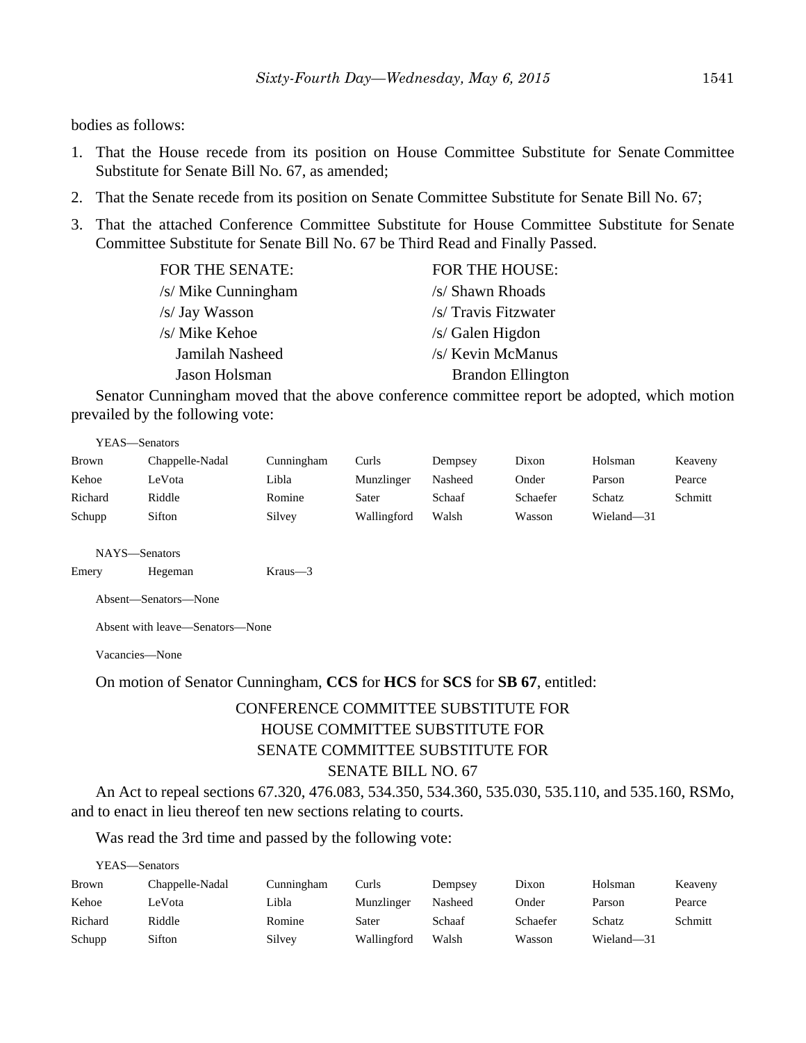bodies as follows:

1. That the House recede from its position on House Committee Substitute for Senate Committee Substitute for Senate Bill No. 67, as amended;
2. That the Senate recede from its position on Senate Committee Substitute for Senate Bill No. 67;
3. That the attached Conference Committee Substitute for House Committee Substitute for Senate Committee Substitute for Senate Bill No. 67 be Third Read and Finally Passed.

| FOR THE SENATE: | FOR THE HOUSE: |
|---|---|
| /s/ Mike Cunningham | /s/ Shawn Rhoads |
| /s/ Jay Wasson | /s/ Travis Fitzwater |
| /s/ Mike Kehoe | /s/ Galen Higdon |
| Jamilah Nasheed | /s/ Kevin McManus |
| Jason Holsman | Brandon Ellington |

Senator Cunningham moved that the above conference committee report be adopted, which motion prevailed by the following vote:

YEAS—Senators

| | | | | | | | |
|---|---|---|---|---|---|---|---|
| Brown | Chappelle-Nadal | Cunningham | Curls | Dempsey | Dixon | Holsman | Keaveny |
| Kehoe | LeVota | Libla | Munzlinger | Nasheed | Onder | Parson | Pearce |
| Richard | Riddle | Romine | Sater | Schaaf | Schaefer | Schatz | Schmitt |
| Schupp | Sifton | Silvey | Wallingford | Walsh | Wasson | Wieland—31 | |

NAYS—Senators

| | | |
|---|---|---|
| Emery | Hegeman | Kraus—3 |

Absent—Senators—None

Absent with leave—Senators—None

Vacancies—None

On motion of Senator Cunningham, **CCS** for **HCS** for **SCS** for **SB 67**, entitled:

CONFERENCE COMMITTEE SUBSTITUTE FOR
HOUSE COMMITTEE SUBSTITUTE FOR
SENATE COMMITTEE SUBSTITUTE FOR
SENATE BILL NO. 67

An Act to repeal sections 67.320, 476.083, 534.350, 534.360, 535.030, 535.110, and 535.160, RSMo, and to enact in lieu thereof ten new sections relating to courts.

Was read the 3rd time and passed by the following vote:

YEAS—Senators

| | | | | | | | |
|---|---|---|---|---|---|---|---|
| Brown | Chappelle-Nadal | Cunningham | Curls | Dempsey | Dixon | Holsman | Keaveny |
| Kehoe | LeVota | Libla | Munzlinger | Nasheed | Onder | Parson | Pearce |
| Richard | Riddle | Romine | Sater | Schaaf | Schaefer | Schatz | Schmitt |
| Schupp | Sifton | Silvey | Wallingford | Walsh | Wasson | Wieland—31 | |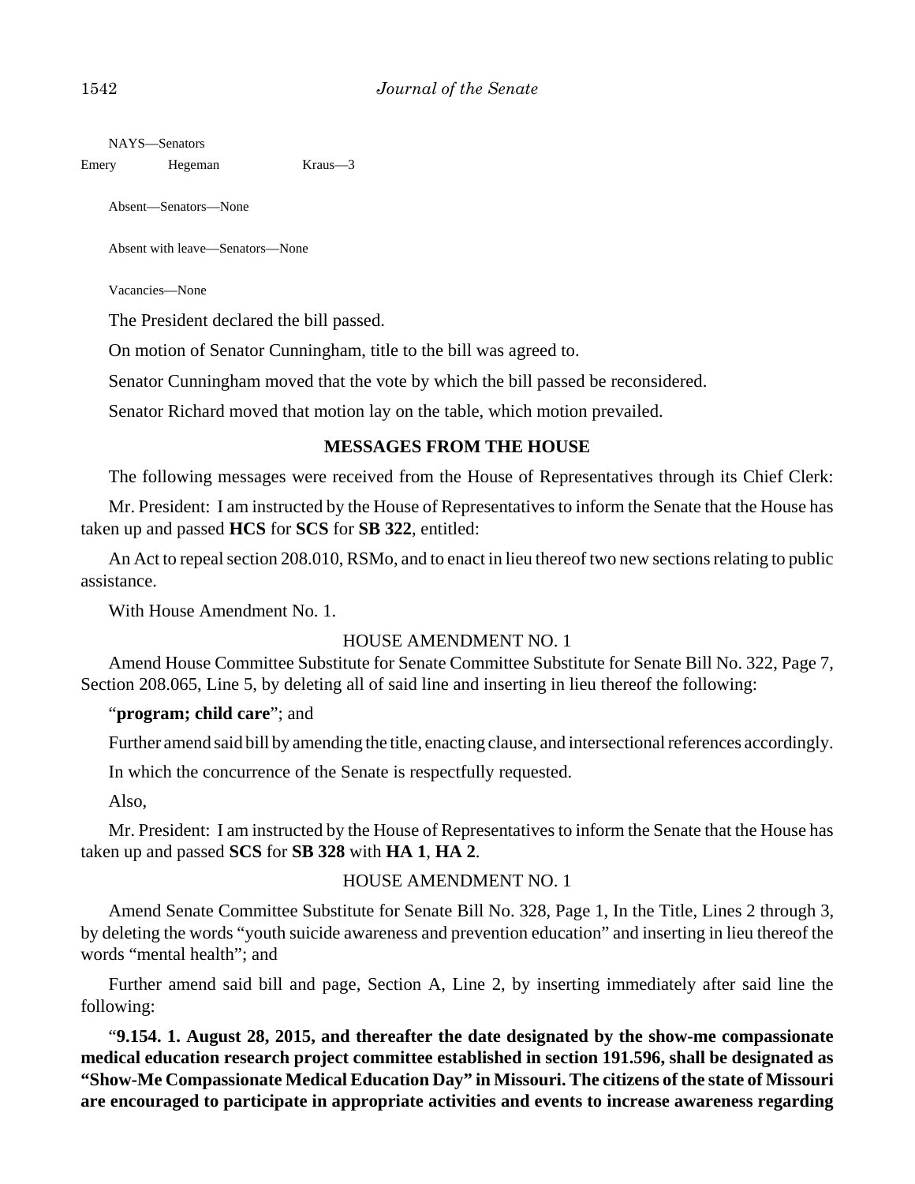NAYS—Senators

Emery Hegeman Kraus—3

Absent—Senators—None

Absent with leave—Senators—None

Vacancies—None

The President declared the bill passed.

On motion of Senator Cunningham, title to the bill was agreed to.

Senator Cunningham moved that the vote by which the bill passed be reconsidered.

Senator Richard moved that motion lay on the table, which motion prevailed.

## MESSAGES FROM THE HOUSE

The following messages were received from the House of Representatives through its Chief Clerk:

Mr. President: I am instructed by the House of Representatives to inform the Senate that the House has taken up and passed **HCS** for **SCS** for **SB 322**, entitled:

An Act to repeal section 208.010, RSMo, and to enact in lieu thereof two new sections relating to public assistance.

With House Amendment No. 1.

HOUSE AMENDMENT NO. 1

Amend House Committee Substitute for Senate Committee Substitute for Senate Bill No. 322, Page 7, Section 208.065, Line 5, by deleting all of said line and inserting in lieu thereof the following:

"**program; child care**"; and

Further amend said bill by amending the title, enacting clause, and intersectional references accordingly.

In which the concurrence of the Senate is respectfully requested.

Also,

Mr. President: I am instructed by the House of Representatives to inform the Senate that the House has taken up and passed **SCS** for **SB 328** with **HA 1**, **HA 2**.

HOUSE AMENDMENT NO. 1

Amend Senate Committee Substitute for Senate Bill No. 328, Page 1, In the Title, Lines 2 through 3, by deleting the words "youth suicide awareness and prevention education" and inserting in lieu thereof the words "mental health"; and

Further amend said bill and page, Section A, Line 2, by inserting immediately after said line the following:

"**9.154. 1. August 28, 2015, and thereafter the date designated by the show-me compassionate medical education research project committee established in section 191.596, shall be designated as "Show-Me Compassionate Medical Education Day" in Missouri. The citizens of the state of Missouri are encouraged to participate in appropriate activities and events to increase awareness regarding**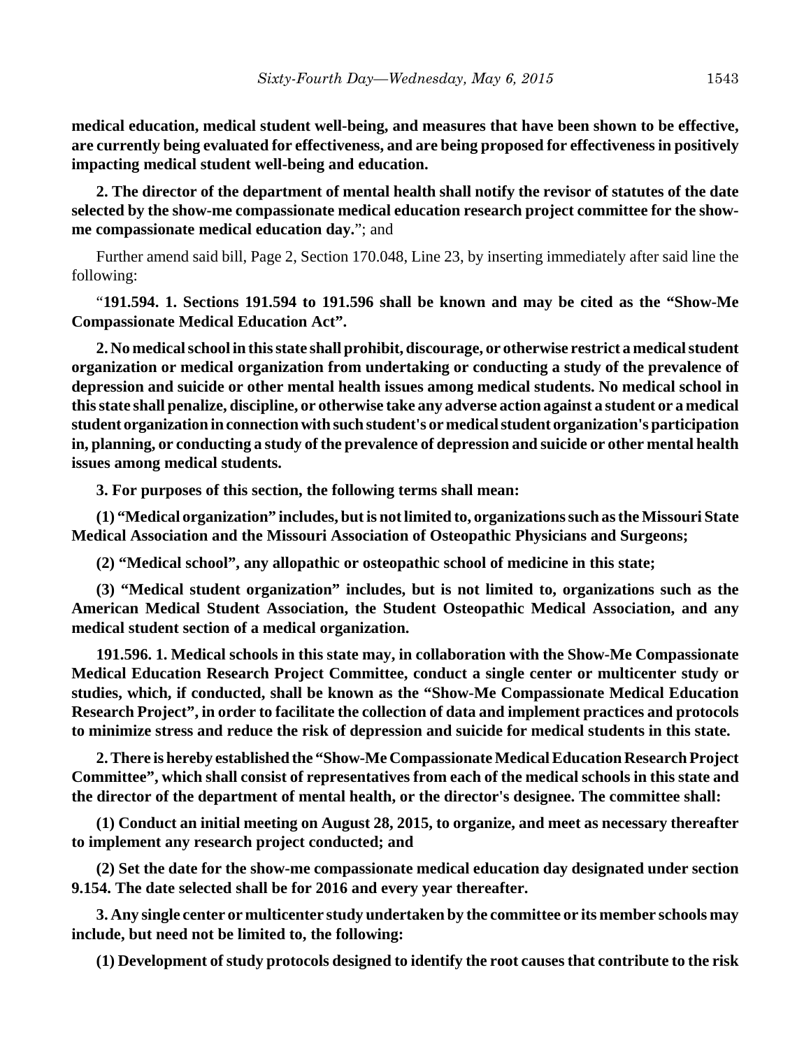**medical education, medical student well-being, and measures that have been shown to be effective, are currently being evaluated for effectiveness, and are being proposed for effectiveness in positively impacting medical student well-being and education.**

**2. The director of the department of mental health shall notify the revisor of statutes of the date selected by the show-me compassionate medical education research project committee for the show-me compassionate medical education day.**"; and

Further amend said bill, Page 2, Section 170.048, Line 23, by inserting immediately after said line the following:

"**191.594. 1. Sections 191.594 to 191.596 shall be known and may be cited as the "Show-Me Compassionate Medical Education Act".**

**2. No medical school in this state shall prohibit, discourage, or otherwise restrict a medical student organization or medical organization from undertaking or conducting a study of the prevalence of depression and suicide or other mental health issues among medical students. No medical school in this state shall penalize, discipline, or otherwise take any adverse action against a student or a medical student organization in connection with such student's or medical student organization's participation in, planning, or conducting a study of the prevalence of depression and suicide or other mental health issues among medical students.**

**3. For purposes of this section, the following terms shall mean:**

**(1) "Medical organization" includes, but is not limited to, organizations such as the Missouri State Medical Association and the Missouri Association of Osteopathic Physicians and Surgeons;**

**(2) "Medical school", any allopathic or osteopathic school of medicine in this state;**

**(3) "Medical student organization" includes, but is not limited to, organizations such as the American Medical Student Association, the Student Osteopathic Medical Association, and any medical student section of a medical organization.**

**191.596. 1. Medical schools in this state may, in collaboration with the Show-Me Compassionate Medical Education Research Project Committee, conduct a single center or multicenter study or studies, which, if conducted, shall be known as the "Show-Me Compassionate Medical Education Research Project", in order to facilitate the collection of data and implement practices and protocols to minimize stress and reduce the risk of depression and suicide for medical students in this state.**

**2. There is hereby established the "Show-Me Compassionate Medical Education Research Project Committee", which shall consist of representatives from each of the medical schools in this state and the director of the department of mental health, or the director's designee. The committee shall:**

**(1) Conduct an initial meeting on August 28, 2015, to organize, and meet as necessary thereafter to implement any research project conducted; and**

**(2) Set the date for the show-me compassionate medical education day designated under section 9.154. The date selected shall be for 2016 and every year thereafter.**

**3. Any single center or multicenter study undertaken by the committee or its member schools may include, but need not be limited to, the following:**

**(1) Development of study protocols designed to identify the root causes that contribute to the risk**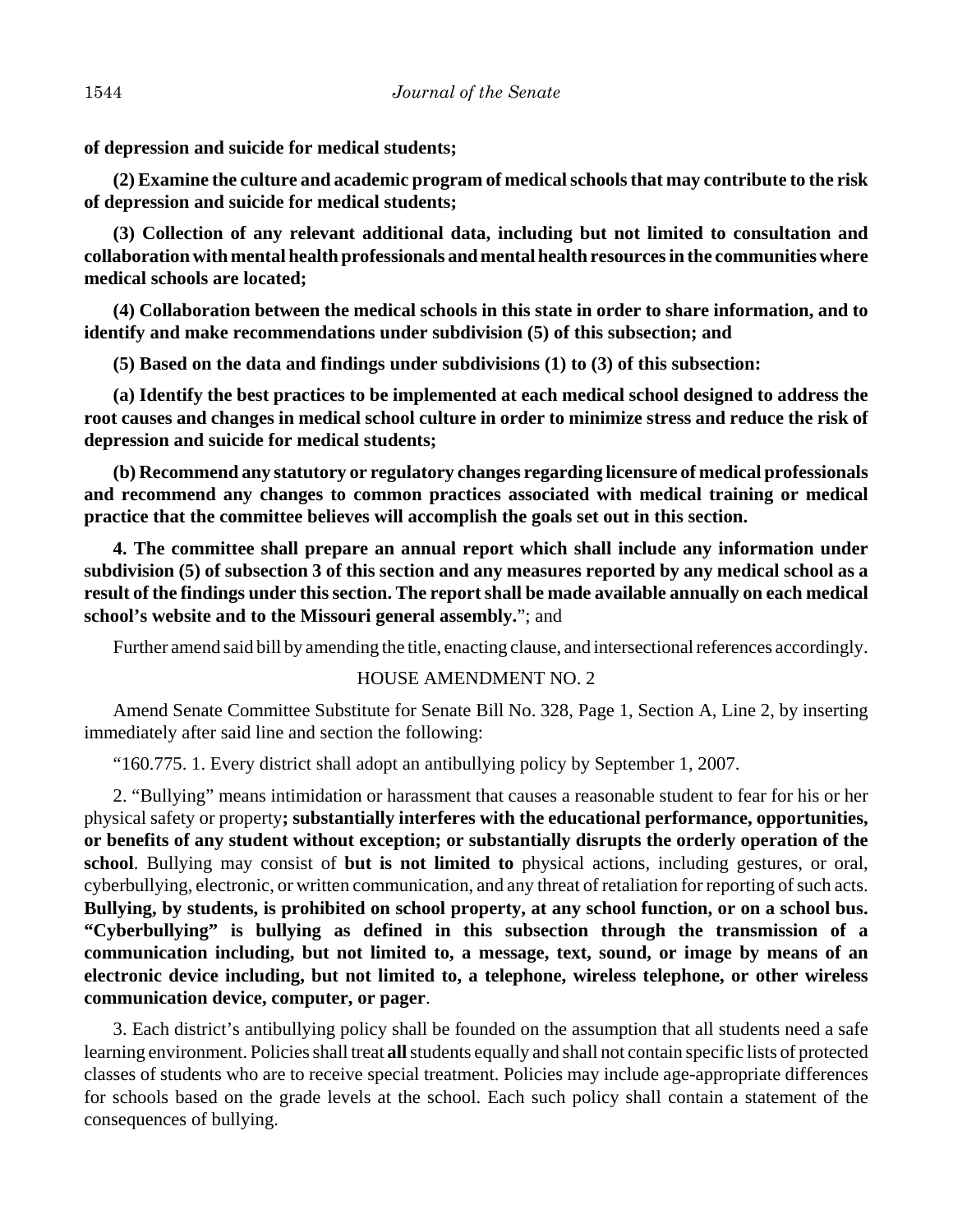**of depression and suicide for medical students;**

**(2) Examine the culture and academic program of medical schools that may contribute to the risk of depression and suicide for medical students;**

**(3) Collection of any relevant additional data, including but not limited to consultation and collaboration with mental health professionals and mental health resources in the communities where medical schools are located;**

**(4) Collaboration between the medical schools in this state in order to share information, and to identify and make recommendations under subdivision (5) of this subsection; and**

**(5) Based on the data and findings under subdivisions (1) to (3) of this subsection:**

**(a) Identify the best practices to be implemented at each medical school designed to address the root causes and changes in medical school culture in order to minimize stress and reduce the risk of depression and suicide for medical students;**

**(b) Recommend any statutory or regulatory changes regarding licensure of medical professionals and recommend any changes to common practices associated with medical training or medical practice that the committee believes will accomplish the goals set out in this section.**

**4. The committee shall prepare an annual report which shall include any information under subdivision (5) of subsection 3 of this section and any measures reported by any medical school as a result of the findings under this section. The report shall be made available annually on each medical school's website and to the Missouri general assembly.**"; and

Further amend said bill by amending the title, enacting clause, and intersectional references accordingly.

HOUSE AMENDMENT NO. 2

Amend Senate Committee Substitute for Senate Bill No. 328, Page 1, Section A, Line 2, by inserting immediately after said line and section the following:

"160.775. 1. Every district shall adopt an antibullying policy by September 1, 2007.

2. "Bullying" means intimidation or harassment that causes a reasonable student to fear for his or her physical safety or property**; substantially interferes with the educational performance, opportunities, or benefits of any student without exception; or substantially disrupts the orderly operation of the school**. Bullying may consist of **but is not limited to** physical actions, including gestures, or oral, cyberbullying, electronic, or written communication, and any threat of retaliation for reporting of such acts. **Bullying, by students, is prohibited on school property, at any school function, or on a school bus. "Cyberbullying" is bullying as defined in this subsection through the transmission of a communication including, but not limited to, a message, text, sound, or image by means of an electronic device including, but not limited to, a telephone, wireless telephone, or other wireless communication device, computer, or pager**.

3. Each district's antibullying policy shall be founded on the assumption that all students need a safe learning environment. Policies shall treat **all** students equally and shall not contain specific lists of protected classes of students who are to receive special treatment. Policies may include age-appropriate differences for schools based on the grade levels at the school. Each such policy shall contain a statement of the consequences of bullying.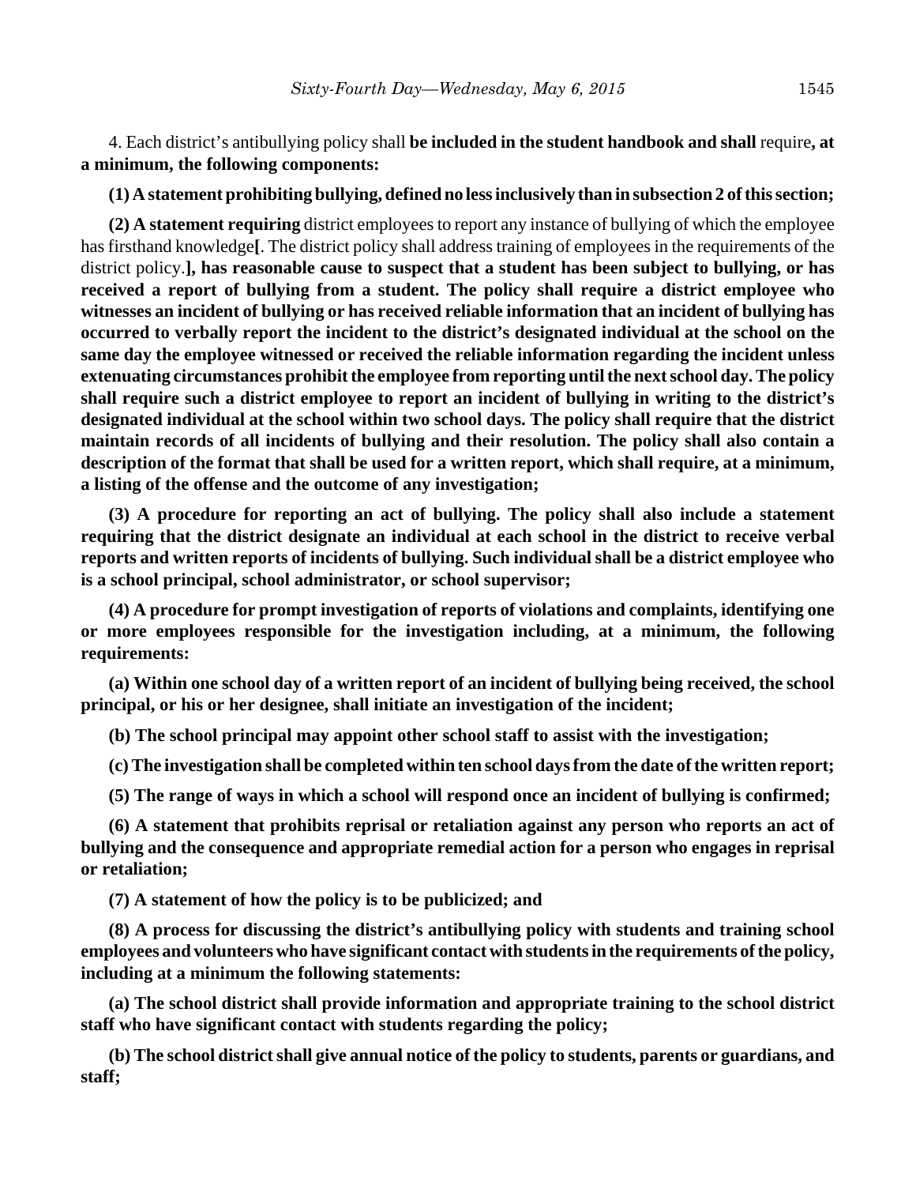4. Each district's antibullying policy shall **be included in the student handbook and shall** require**, at a minimum, the following components:**

**(1) A statement prohibiting bullying, defined no less inclusively than in subsection 2 of this section;**

**(2) A statement requiring** district employees to report any instance of bullying of which the employee has firsthand knowledge**[**. The district policy shall address training of employees in the requirements of the district policy.**], has reasonable cause to suspect that a student has been subject to bullying, or has received a report of bullying from a student. The policy shall require a district employee who witnesses an incident of bullying or has received reliable information that an incident of bullying has occurred to verbally report the incident to the district's designated individual at the school on the same day the employee witnessed or received the reliable information regarding the incident unless extenuating circumstances prohibit the employee from reporting until the next school day. The policy shall require such a district employee to report an incident of bullying in writing to the district's designated individual at the school within two school days. The policy shall require that the district maintain records of all incidents of bullying and their resolution. The policy shall also contain a description of the format that shall be used for a written report, which shall require, at a minimum, a listing of the offense and the outcome of any investigation;**

**(3) A procedure for reporting an act of bullying. The policy shall also include a statement requiring that the district designate an individual at each school in the district to receive verbal reports and written reports of incidents of bullying. Such individual shall be a district employee who is a school principal, school administrator, or school supervisor;**

**(4) A procedure for prompt investigation of reports of violations and complaints, identifying one or more employees responsible for the investigation including, at a minimum, the following requirements:**

**(a) Within one school day of a written report of an incident of bullying being received, the school principal, or his or her designee, shall initiate an investigation of the incident;**

**(b) The school principal may appoint other school staff to assist with the investigation;**

**(c) The investigation shall be completed within ten school days from the date of the written report;**

**(5) The range of ways in which a school will respond once an incident of bullying is confirmed;**

**(6) A statement that prohibits reprisal or retaliation against any person who reports an act of bullying and the consequence and appropriate remedial action for a person who engages in reprisal or retaliation;**

**(7) A statement of how the policy is to be publicized; and**

**(8) A process for discussing the district's antibullying policy with students and training school employees and volunteers who have significant contact with students in the requirements of the policy, including at a minimum the following statements:**

**(a) The school district shall provide information and appropriate training to the school district staff who have significant contact with students regarding the policy;**

**(b) The school district shall give annual notice of the policy to students, parents or guardians, and staff;**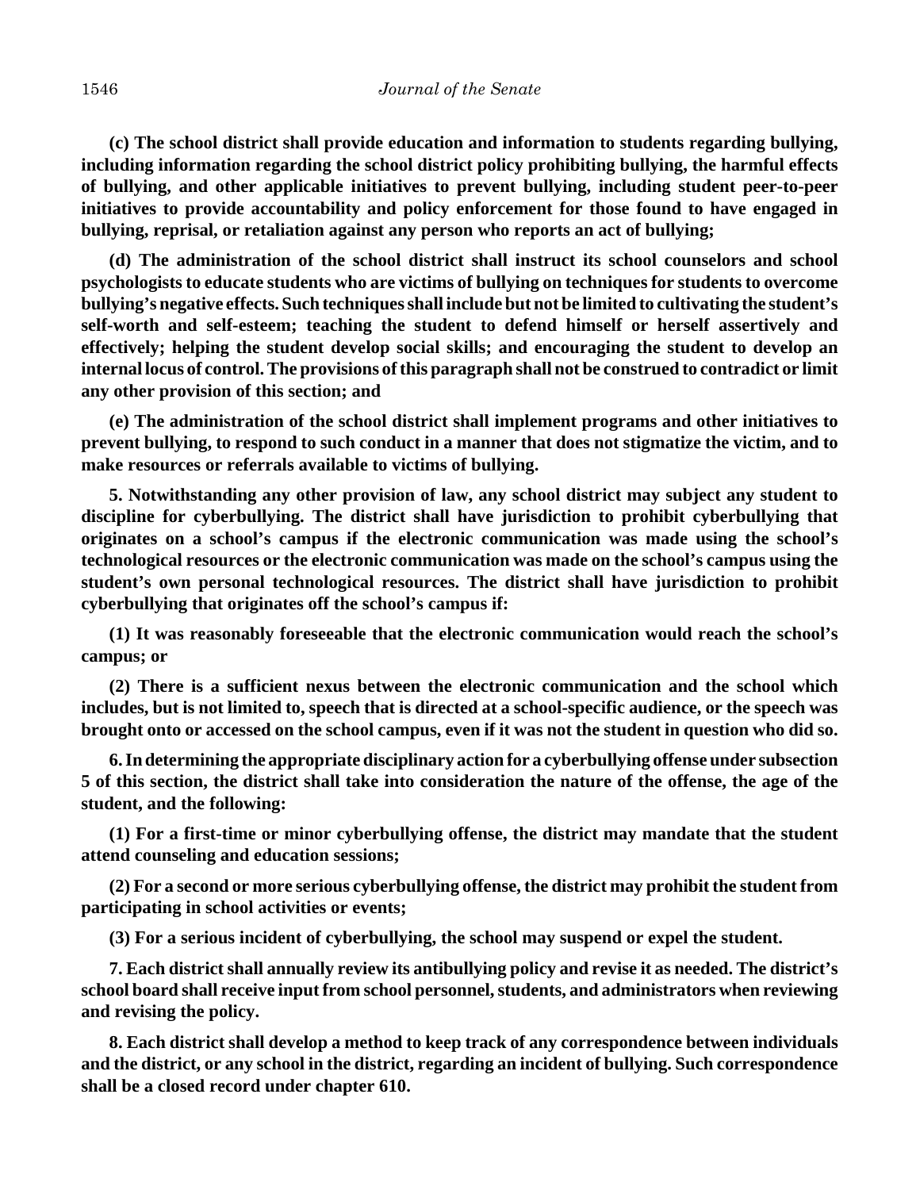**(c) The school district shall provide education and information to students regarding bullying, including information regarding the school district policy prohibiting bullying, the harmful effects of bullying, and other applicable initiatives to prevent bullying, including student peer-to-peer initiatives to provide accountability and policy enforcement for those found to have engaged in bullying, reprisal, or retaliation against any person who reports an act of bullying;**

**(d) The administration of the school district shall instruct its school counselors and school psychologists to educate students who are victims of bullying on techniques for students to overcome bullying's negative effects. Such techniques shall include but not be limited to cultivating the student's self-worth and self-esteem; teaching the student to defend himself or herself assertively and effectively; helping the student develop social skills; and encouraging the student to develop an internal locus of control. The provisions of this paragraph shall not be construed to contradict or limit any other provision of this section; and**

**(e) The administration of the school district shall implement programs and other initiatives to prevent bullying, to respond to such conduct in a manner that does not stigmatize the victim, and to make resources or referrals available to victims of bullying.**

**5. Notwithstanding any other provision of law, any school district may subject any student to discipline for cyberbullying. The district shall have jurisdiction to prohibit cyberbullying that originates on a school's campus if the electronic communication was made using the school's technological resources or the electronic communication was made on the school's campus using the student's own personal technological resources. The district shall have jurisdiction to prohibit cyberbullying that originates off the school's campus if:**

**(1) It was reasonably foreseeable that the electronic communication would reach the school's campus; or**

**(2) There is a sufficient nexus between the electronic communication and the school which includes, but is not limited to, speech that is directed at a school-specific audience, or the speech was brought onto or accessed on the school campus, even if it was not the student in question who did so.**

**6. In determining the appropriate disciplinary action for a cyberbullying offense under subsection 5 of this section, the district shall take into consideration the nature of the offense, the age of the student, and the following:**

**(1) For a first-time or minor cyberbullying offense, the district may mandate that the student attend counseling and education sessions;**

**(2) For a second or more serious cyberbullying offense, the district may prohibit the student from participating in school activities or events;**

**(3) For a serious incident of cyberbullying, the school may suspend or expel the student.**

**7. Each district shall annually review its antibullying policy and revise it as needed. The district's school board shall receive input from school personnel, students, and administrators when reviewing and revising the policy.**

**8. Each district shall develop a method to keep track of any correspondence between individuals and the district, or any school in the district, regarding an incident of bullying. Such correspondence shall be a closed record under chapter 610.**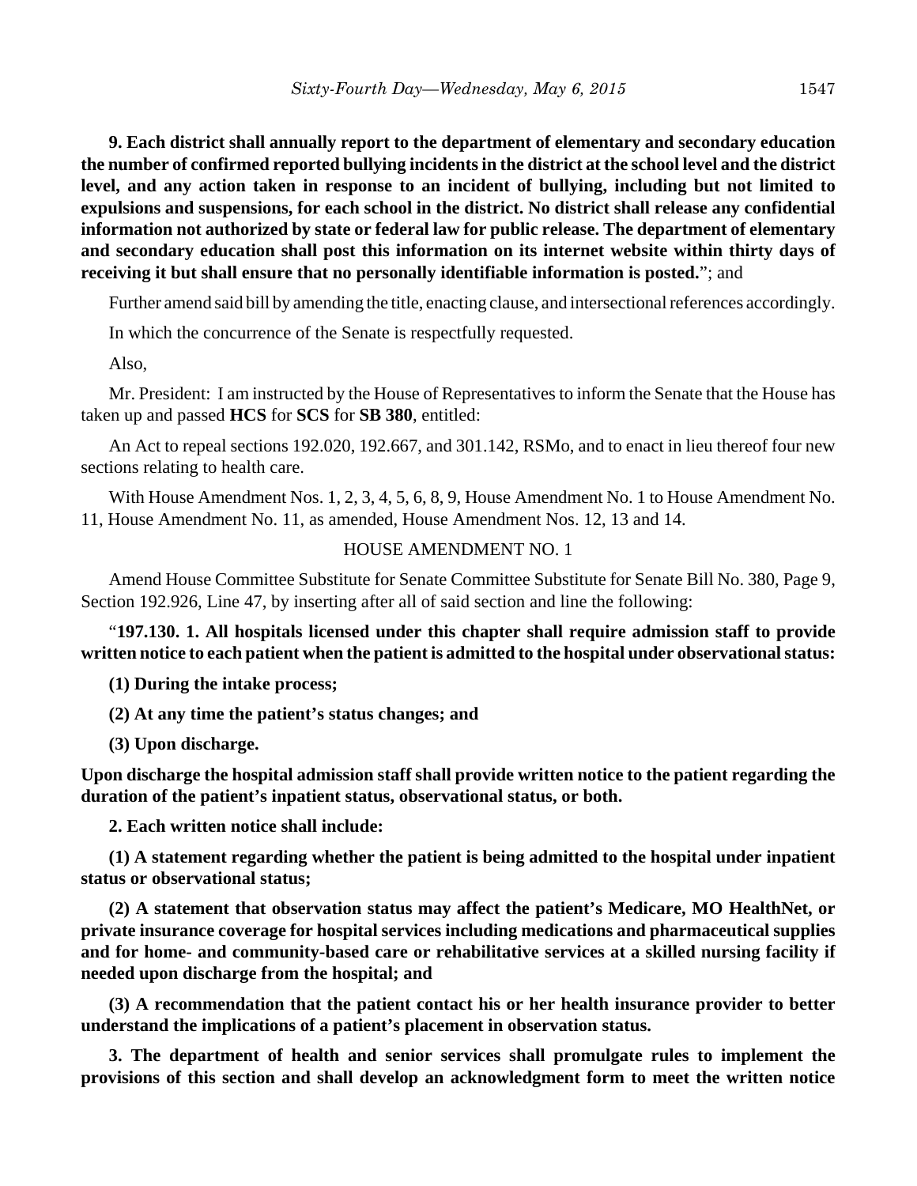**9. Each district shall annually report to the department of elementary and secondary education the number of confirmed reported bullying incidents in the district at the school level and the district level, and any action taken in response to an incident of bullying, including but not limited to expulsions and suspensions, for each school in the district. No district shall release any confidential information not authorized by state or federal law for public release. The department of elementary and secondary education shall post this information on its internet website within thirty days of receiving it but shall ensure that no personally identifiable information is posted.**"; and

Further amend said bill by amending the title, enacting clause, and intersectional references accordingly.

In which the concurrence of the Senate is respectfully requested.

Also,

Mr. President: I am instructed by the House of Representatives to inform the Senate that the House has taken up and passed **HCS** for **SCS** for **SB 380**, entitled:

An Act to repeal sections 192.020, 192.667, and 301.142, RSMo, and to enact in lieu thereof four new sections relating to health care.

With House Amendment Nos. 1, 2, 3, 4, 5, 6, 8, 9, House Amendment No. 1 to House Amendment No. 11, House Amendment No. 11, as amended, House Amendment Nos. 12, 13 and 14.

HOUSE AMENDMENT NO. 1

Amend House Committee Substitute for Senate Committee Substitute for Senate Bill No. 380, Page 9, Section 192.926, Line 47, by inserting after all of said section and line the following:

"**197.130. 1. All hospitals licensed under this chapter shall require admission staff to provide written notice to each patient when the patient is admitted to the hospital under observational status:**

**(1) During the intake process;**

**(2) At any time the patient's status changes; and**

**(3) Upon discharge.**

**Upon discharge the hospital admission staff shall provide written notice to the patient regarding the duration of the patient's inpatient status, observational status, or both.**

**2. Each written notice shall include:**

**(1) A statement regarding whether the patient is being admitted to the hospital under inpatient status or observational status;**

**(2) A statement that observation status may affect the patient's Medicare, MO HealthNet, or private insurance coverage for hospital services including medications and pharmaceutical supplies and for home- and community-based care or rehabilitative services at a skilled nursing facility if needed upon discharge from the hospital; and**

**(3) A recommendation that the patient contact his or her health insurance provider to better understand the implications of a patient's placement in observation status.**

**3. The department of health and senior services shall promulgate rules to implement the provisions of this section and shall develop an acknowledgment form to meet the written notice**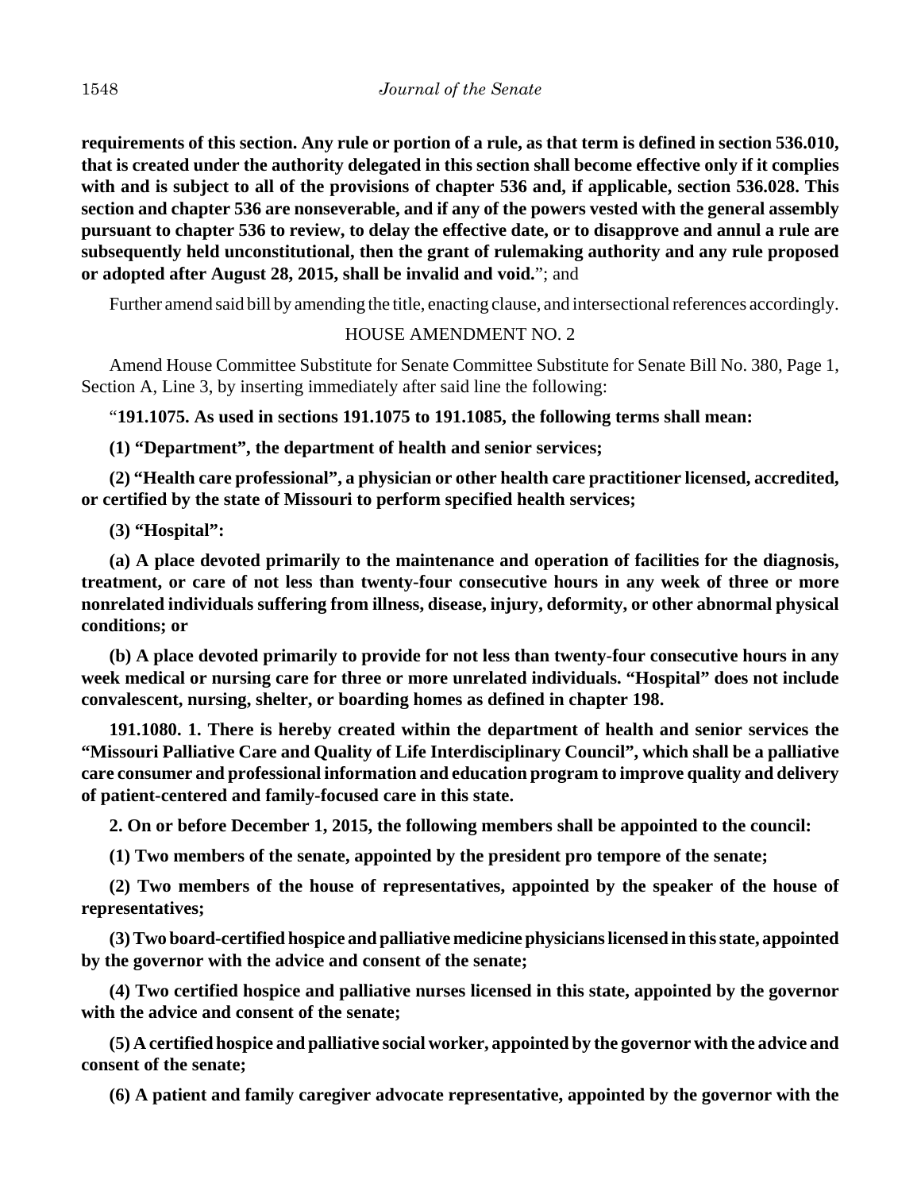**requirements of this section. Any rule or portion of a rule, as that term is defined in section 536.010, that is created under the authority delegated in this section shall become effective only if it complies with and is subject to all of the provisions of chapter 536 and, if applicable, section 536.028. This section and chapter 536 are nonseverable, and if any of the powers vested with the general assembly pursuant to chapter 536 to review, to delay the effective date, or to disapprove and annul a rule are subsequently held unconstitutional, then the grant of rulemaking authority and any rule proposed or adopted after August 28, 2015, shall be invalid and void.**"; and

Further amend said bill by amending the title, enacting clause, and intersectional references accordingly.

HOUSE AMENDMENT NO. 2

Amend House Committee Substitute for Senate Committee Substitute for Senate Bill No. 380, Page 1, Section A, Line 3, by inserting immediately after said line the following:

"**191.1075. As used in sections 191.1075 to 191.1085, the following terms shall mean:**

**(1) "Department", the department health and senior services;**

**(2) "Health care professional", a physician or other health care practitioner licensed, accredited, or certified by the state of Missouri to perform specified health services;**

**(3) "Hospital":**

**(a) A place devoted primarily to the maintenance and operation of facilities for the diagnosis, treatment, or care of not less than twenty-four consecutive hours in any week of three or more nonrelated individuals suffering from illness, disease, injury, deformity, or other abnormal physical conditions; or**

**(b) A place devoted primarily to provide for not less than twenty-four consecutive hours in any week medical or nursing care for three or more unrelated individuals. "Hospital" does not include convalescent, nursing, shelter, or boarding homes as defined in chapter 198.**

**191.1080. 1. There is hereby created within the department of health and senior services the "Missouri Palliative Care and Quality of Life Interdisciplinary Council", which shall be a palliative care consumer and professional information and education program to improve quality and delivery of patient-centered and family-focused care in this state.**

**2. On or before December 1, 2015, the following members shall be appointed to the council:**

**(1) Two members of the senate, appointed by the president pro tempore of the senate;**

**(2) Two members of the house of representatives, appointed by the speaker of the house of representatives;**

**(3) Two board-certified hospice and palliative medicine physicians licensed in this state, appointed by the governor with the advice and consent of the senate;**

**(4) Two certified hospice and palliative nurses licensed in this state, appointed by the governor with the advice and consent of the senate;**

**(5) A certified hospice and palliative social worker, appointed by the governor with the advice and consent of the senate;**

**(6) A patient and family caregiver advocate representative, appointed by the governor with the**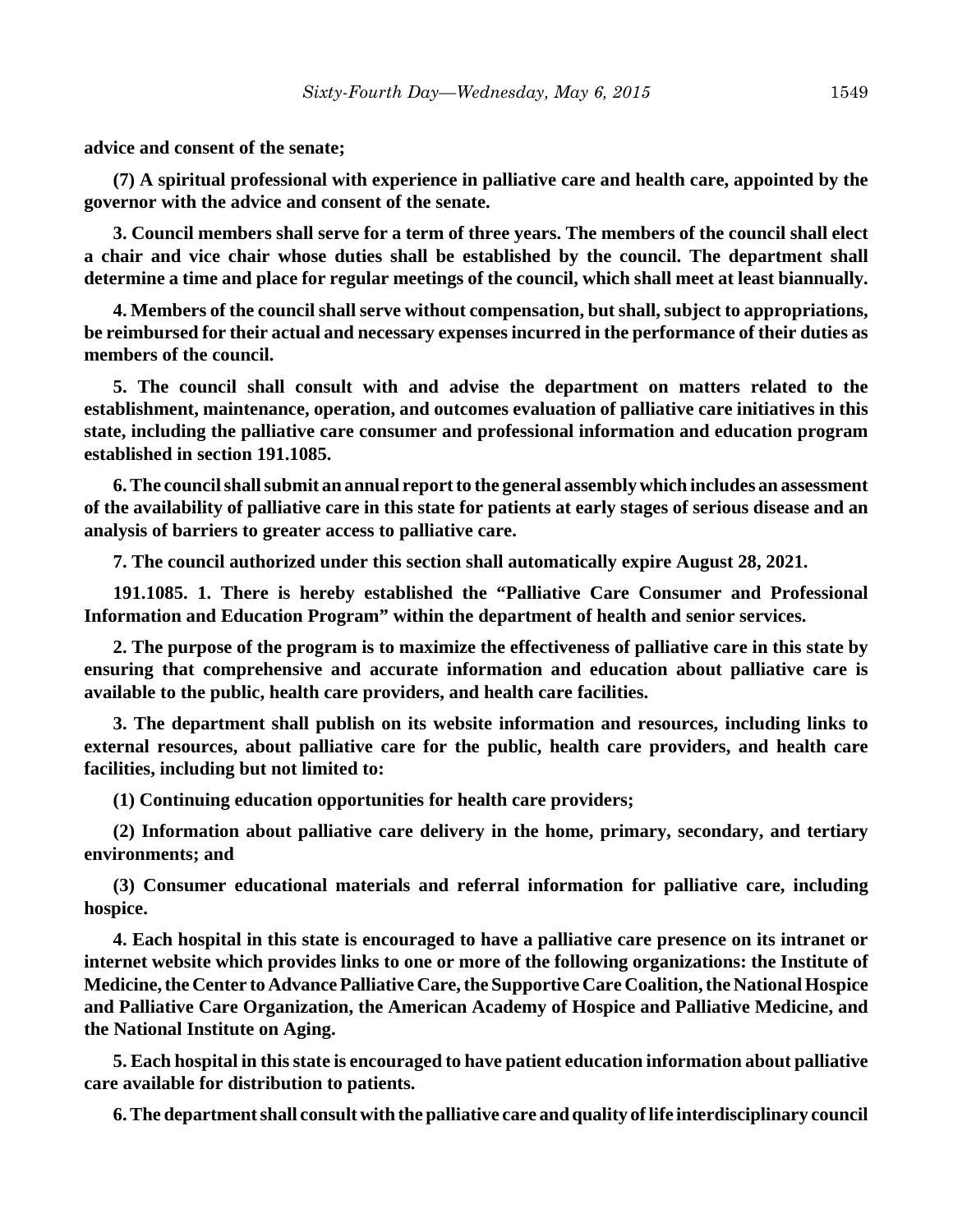**advice and consent of the senate;**

**(7) A spiritual professional with experience in palliative care and health care, appointed by the governor with the advice and consent of the senate.**

**3. Council members shall serve for a term of three years. The members of the council shall elect a chair and vice chair whose duties shall be established by the council. The department shall determine a time and place for regular meetings of the council, which shall meet at least biannually.**

**4. Members of the council shall serve without compensation, but shall, subject to appropriations, be reimbursed for their actual and necessary expenses incurred in the performance of their duties as members of the council.**

**5. The council shall consult with and advise the department on matters related to the establishment, maintenance, operation, and outcomes evaluation of palliative care initiatives in this state, including the palliative care consumer and professional information and education program established in section 191.1085.**

**6. The council shall submit an annual report to the general assembly which includes an assessment of the availability of palliative care in this state for patients at early stages of serious disease and an analysis of barriers to greater access to palliative care.**

**7. The council authorized under this section shall automatically expire August 28, 2021.**

**191.1085. 1. There is hereby established the "Palliative Care Consumer and Professional Information and Education Program" within the department of health and senior services.**

**2. The purpose of the program is to maximize the effectiveness of palliative care in this state by ensuring that comprehensive and accurate information and education about palliative care is available to the public, health care providers, and health care facilities.**

**3. The department shall publish on its website information and resources, including links to external resources, about palliative care for the public, health care providers, and health care facilities, including but not limited to:**

**(1) Continuing education opportunities for health care providers;**

**(2) Information about palliative care delivery in the home, primary, secondary, and tertiary environments; and**

**(3) Consumer educational materials and referral information for palliative care, including hospice.**

**4. Each hospital in this state is encouraged to have a palliative care presence on its intranet or internet website which provides links to one or more of the following organizations: the Institute of Medicine, the Center to Advance Palliative Care, the Supportive Care Coalition, the National Hospice and Palliative Care Organization, the American Academy of Hospice and Palliative Medicine, and the National Institute on Aging.**

**5. Each hospital in this state is encouraged to have patient education information about palliative care available for distribution to patients.**

**6. The department shall consult with the palliative care and quality of life interdisciplinary council**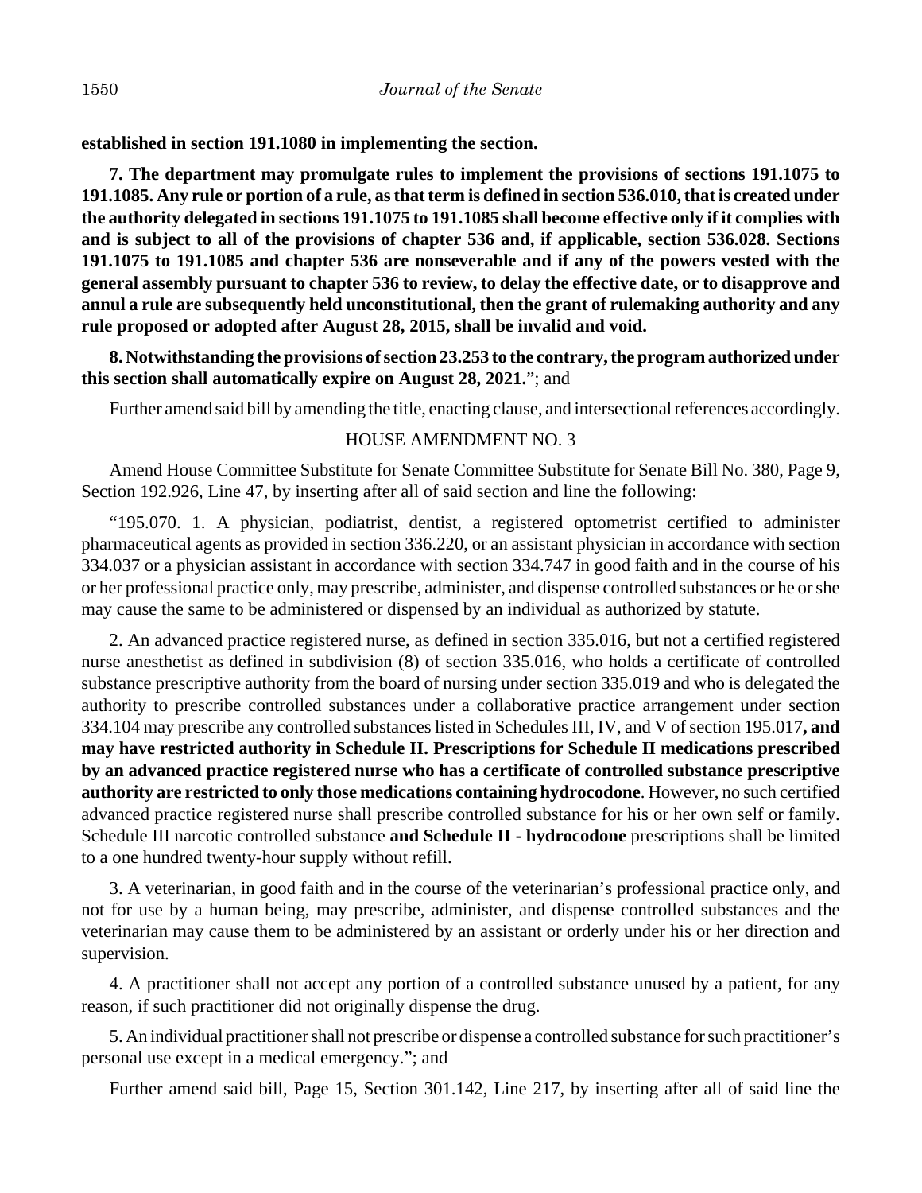**established in section 191.1080 in implementing the section.**

**7. The department may promulgate rules to implement the provisions of sections 191.1075 to 191.1085. Any rule or portion of a rule, as that term is defined in section 536.010, that is created under the authority delegated in sections 191.1075 to 191.1085 shall become effective only if it complies with and is subject to all of the provisions of chapter 536 and, if applicable, section 536.028. Sections 191.1075 to 191.1085 and chapter 536 are nonseverable and if any of the powers vested with the general assembly pursuant to chapter 536 to review, to delay the effective date, or to disapprove and annul a rule are subsequently held unconstitutional, then the grant of rulemaking authority and any rule proposed or adopted after August 28, 2015, shall be invalid and void.**

**8. Notwithstanding the provisions of section 23.253 to the contrary, the program authorized under this section shall automatically expire on August 28, 2021.**"; and

Further amend said bill by amending the title, enacting clause, and intersectional references accordingly.

HOUSE AMENDMENT NO. 3

Amend House Committee Substitute for Senate Committee Substitute for Senate Bill No. 380, Page 9, Section 192.926, Line 47, by inserting after all of said section and line the following:

"195.070. 1. A physician, podiatrist, dentist, a registered optometrist certified to administer pharmaceutical agents as provided in section 336.220, or an assistant physician in accordance with section 334.037 or a physician assistant in accordance with section 334.747 in good faith and in the course of his or her professional practice only, may prescribe, administer, and dispense controlled substances or he or she may cause the same to be administered or dispensed by an individual as authorized by statute.

2. An advanced practice registered nurse, as defined in section 335.016, but not a certified registered nurse anesthetist as defined in subdivision (8) of section 335.016, who holds a certificate of controlled substance prescriptive authority from the board of nursing under section 335.019 and who is delegated the authority to prescribe controlled substances under a collaborative practice arrangement under section 334.104 may prescribe any controlled substances listed in Schedules III, IV, and V of section 195.017**, and may have restricted authority in Schedule II. Prescriptions for Schedule II medications prescribed by an advanced practice registered nurse who has a certificate of controlled substance prescriptive authority are restricted to only those medications containing hydrocodone**. However, no such certified advanced practice registered nurse shall prescribe controlled substance for his or her own self or family. Schedule III narcotic controlled substance **and Schedule II - hydrocodone** prescriptions shall be limited to a one hundred twenty-hour supply without refill.

3. A veterinarian, in good faith and in the course of the veterinarian's professional practice only, and not for use by a human being, may prescribe, administer, and dispense controlled substances and the veterinarian may cause them to be administered by an assistant or orderly under his or her direction and supervision.

4. A practitioner shall not accept any portion of a controlled substance unused by a patient, for any reason, if such practitioner did not originally dispense the drug.

5. An individual practitioner shall not prescribe or dispense a controlled substance for such practitioner's personal use except in a medical emergency."; and

Further amend said bill, Page 15, Section 301.142, Line 217, by inserting after all of said line the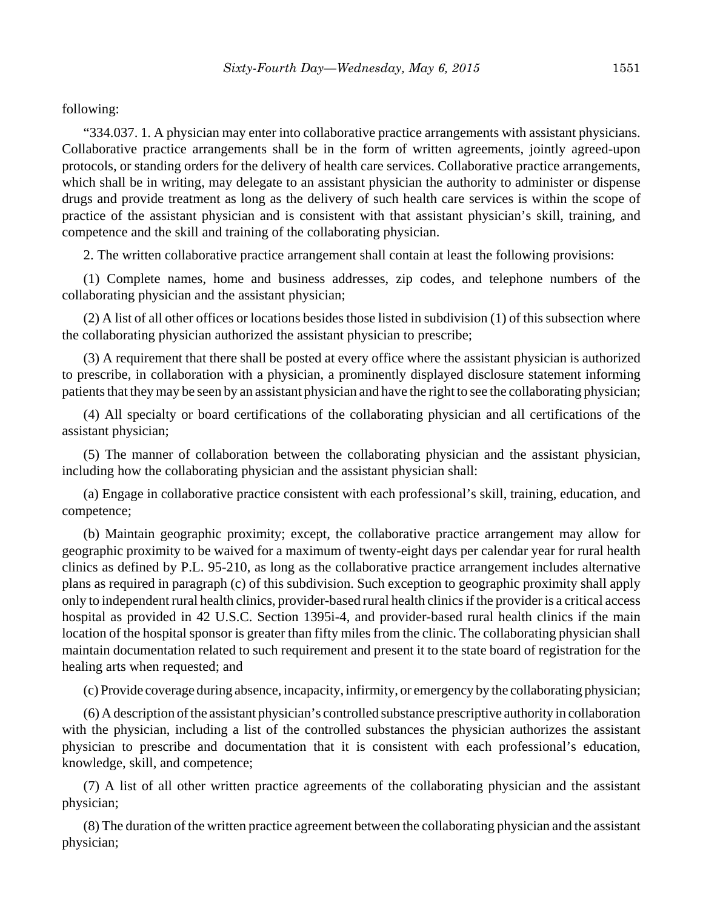following:

"334.037. 1. A physician may enter into collaborative practice arrangements with assistant physicians. Collaborative practice arrangements shall be in the form of written agreements, jointly agreed-upon protocols, or standing orders for the delivery of health care services. Collaborative practice arrangements, which shall be in writing, may delegate to an assistant physician the authority to administer or dispense drugs and provide treatment as long as the delivery of such health care services is within the scope of practice of the assistant physician and is consistent with that assistant physician's skill, training, and competence and the skill and training of the collaborating physician.

2. The written collaborative practice arrangement shall contain at least the following provisions:

(1) Complete names, home and business addresses, zip codes, and telephone numbers of the collaborating physician and the assistant physician;

(2) A list of all other offices or locations besides those listed in subdivision (1) of this subsection where the collaborating physician authorized the assistant physician to prescribe;

(3) A requirement that there shall be posted at every office where the assistant physician is authorized to prescribe, in collaboration with a physician, a prominently displayed disclosure statement informing patients that they may be seen by an assistant physician and have the right to see the collaborating physician;

(4) All specialty or board certifications of the collaborating physician and all certifications of the assistant physician;

(5) The manner of collaboration between the collaborating physician and the assistant physician, including how the collaborating physician and the assistant physician shall:

(a) Engage in collaborative practice consistent with each professional's skill, training, education, and competence;

(b) Maintain geographic proximity; except, the collaborative practice arrangement may allow for geographic proximity to be waived for a maximum of twenty-eight days per calendar year for rural health clinics as defined by P.L. 95-210, as long as the collaborative practice arrangement includes alternative plans as required in paragraph (c) of this subdivision. Such exception to geographic proximity shall apply only to independent rural health clinics, provider-based rural health clinics if the provider is a critical access hospital as provided in 42 U.S.C. Section 1395i-4, and provider-based rural health clinics if the main location of the hospital sponsor is greater than fifty miles from the clinic. The collaborating physician shall maintain documentation related to such requirement and present it to the state board of registration for the healing arts when requested; and

(c) Provide coverage during absence, incapacity, infirmity, or emergency by the collaborating physician;

(6) A description of the assistant physician's controlled substance prescriptive authority in collaboration with the physician, including a list of the controlled substances the physician authorizes the assistant physician to prescribe and documentation that it is consistent with each professional's education, knowledge, skill, and competence;

(7) A list of all other written practice agreements of the collaborating physician and the assistant physician;

(8) The duration of the written practice agreement between the collaborating physician and the assistant physician;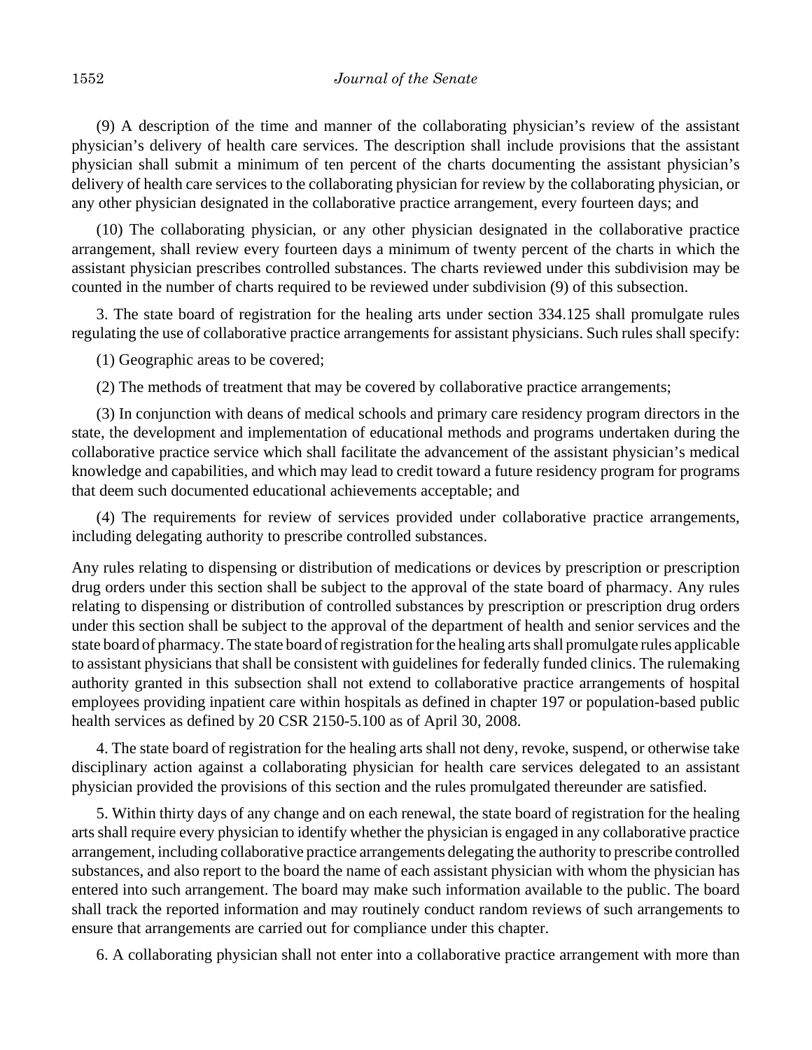(9) A description of the time and manner of the collaborating physician's review of the assistant physician's delivery of health care services. The description shall include provisions that the assistant physician shall submit a minimum of ten percent of the charts documenting the assistant physician's delivery of health care services to the collaborating physician for review by the collaborating physician, or any other physician designated in the collaborative practice arrangement, every fourteen days; and

(10) The collaborating physician, or any other physician designated in the collaborative practice arrangement, shall review every fourteen days a minimum of twenty percent of the charts in which the assistant physician prescribes controlled substances. The charts reviewed under this subdivision may be counted in the number of charts required to be reviewed under subdivision (9) of this subsection.

3. The state board of registration for the healing arts under section 334.125 shall promulgate rules regulating the use of collaborative practice arrangements for assistant physicians. Such rules shall specify:

(1) Geographic areas to be covered;

(2) The methods of treatment that may be covered by collaborative practice arrangements;

(3) In conjunction with deans of medical schools and primary care residency program directors in the state, the development and implementation of educational methods and programs undertaken during the collaborative practice service which shall facilitate the advancement of the assistant physician's medical knowledge and capabilities, and which may lead to credit toward a future residency program for programs that deem such documented educational achievements acceptable; and

(4) The requirements for review of services provided under collaborative practice arrangements, including delegating authority to prescribe controlled substances.

Any rules relating to dispensing or distribution of medications or devices by prescription or prescription drug orders under this section shall be subject to the approval of the state board of pharmacy. Any rules relating to dispensing or distribution of controlled substances by prescription or prescription drug orders under this section shall be subject to the approval of the department of health and senior services and the state board of pharmacy. The state board of registration for the healing arts shall promulgate rules applicable to assistant physicians that shall be consistent with guidelines for federally funded clinics. The rulemaking authority granted in this subsection shall not extend to collaborative practice arrangements of hospital employees providing inpatient care within hospitals as defined in chapter 197 or population-based public health services as defined by 20 CSR 2150-5.100 as of April 30, 2008.

4. The state board of registration for the healing arts shall not deny, revoke, suspend, or otherwise take disciplinary action against a collaborating physician for health care services delegated to an assistant physician provided the provisions of this section and the rules promulgated thereunder are satisfied.

5. Within thirty days of any change and on each renewal, the state board of registration for the healing arts shall require every physician to identify whether the physician is engaged in any collaborative practice arrangement, including collaborative practice arrangements delegating the authority to prescribe controlled substances, and also report to the board the name of each assistant physician with whom the physician has entered into such arrangement. The board may make such information available to the public. The board shall track the reported information and may routinely conduct random reviews of such arrangements to ensure that arrangements are carried out for compliance under this chapter.

6. A collaborating physician shall not enter into a collaborative practice arrangement with more than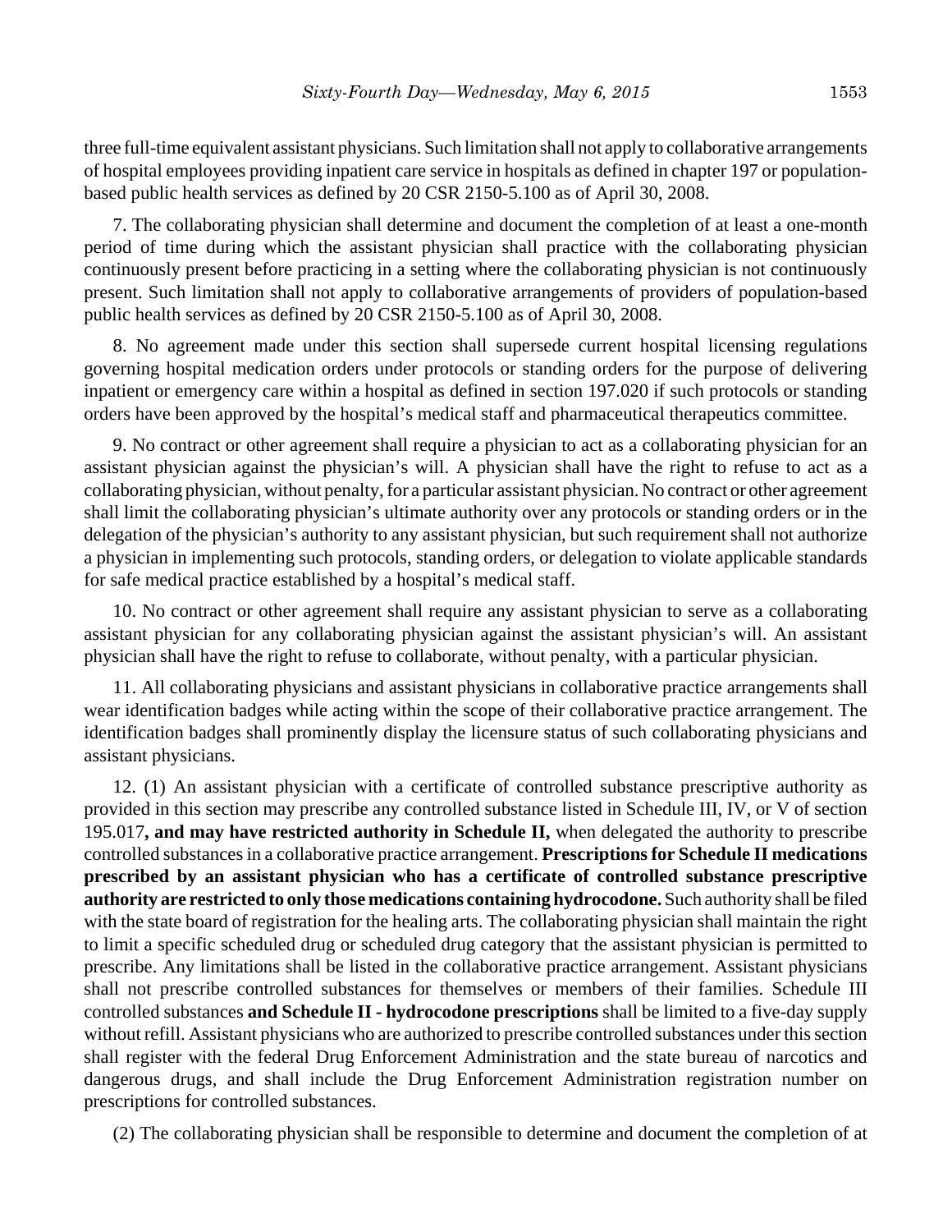three full-time equivalent assistant physicians. Such limitation shall not apply to collaborative arrangements of hospital employees providing inpatient care service in hospitals as defined in chapter 197 or population-based public health services as defined by 20 CSR 2150-5.100 as of April 30, 2008.

7. The collaborating physician shall determine and document the completion of at least a one-month period of time during which the assistant physician shall practice with the collaborating physician continuously present before practicing in a setting where the collaborating physician is not continuously present. Such limitation shall not apply to collaborative arrangements of providers of population-based public health services as defined by 20 CSR 2150-5.100 as of April 30, 2008.

8. No agreement made under this section shall supersede current hospital licensing regulations governing hospital medication orders under protocols or standing orders for the purpose of delivering inpatient or emergency care within a hospital as defined in section 197.020 if such protocols or standing orders have been approved by the hospital's medical staff and pharmaceutical therapeutics committee.

9. No contract or other agreement shall require a physician to act as a collaborating physician for an assistant physician against the physician's will. A physician shall have the right to refuse to act as a collaborating physician, without penalty, for a particular assistant physician. No contract or other agreement shall limit the collaborating physician's ultimate authority over any protocols or standing orders or in the delegation of the physician's authority to any assistant physician, but such requirement shall not authorize a physician in implementing such protocols, standing orders, or delegation to violate applicable standards for safe medical practice established by a hospital's medical staff.

10. No contract or other agreement shall require any assistant physician to serve as a collaborating assistant physician for any collaborating physician against the assistant physician's will. An assistant physician shall have the right to refuse to collaborate, without penalty, with a particular physician.

11. All collaborating physicians and assistant physicians in collaborative practice arrangements shall wear identification badges while acting within the scope of their collaborative practice arrangement. The identification badges shall prominently display the licensure status of such collaborating physicians and assistant physicians.

12. (1) An assistant physician with a certificate of controlled substance prescriptive authority as provided in this section may prescribe any controlled substance listed in Schedule III, IV, or V of section 195.017**, and may have restricted authority in Schedule II,** when delegated the authority to prescribe controlled substances in a collaborative practice arrangement. **Prescriptions for Schedule II medications prescribed by an assistant physician who has a certificate of controlled substance prescriptive authority are restricted to only those medications containing hydrocodone.** Such authority shall be filed with the state board of registration for the healing arts. The collaborating physician shall maintain the right to limit a specific scheduled drug or scheduled drug category that the assistant physician is permitted to prescribe. Any limitations shall be listed in the collaborative practice arrangement. Assistant physicians shall not prescribe controlled substances for themselves or members of their families. Schedule III controlled substances **and Schedule II - hydrocodone prescriptions** shall be limited to a five-day supply without refill. Assistant physicians who are authorized to prescribe controlled substances under this section shall register with the federal Drug Enforcement Administration and the state bureau of narcotics and dangerous drugs, and shall include the Drug Enforcement Administration registration number on prescriptions for controlled substances.

(2) The collaborating physician shall be responsible to determine and document the completion of at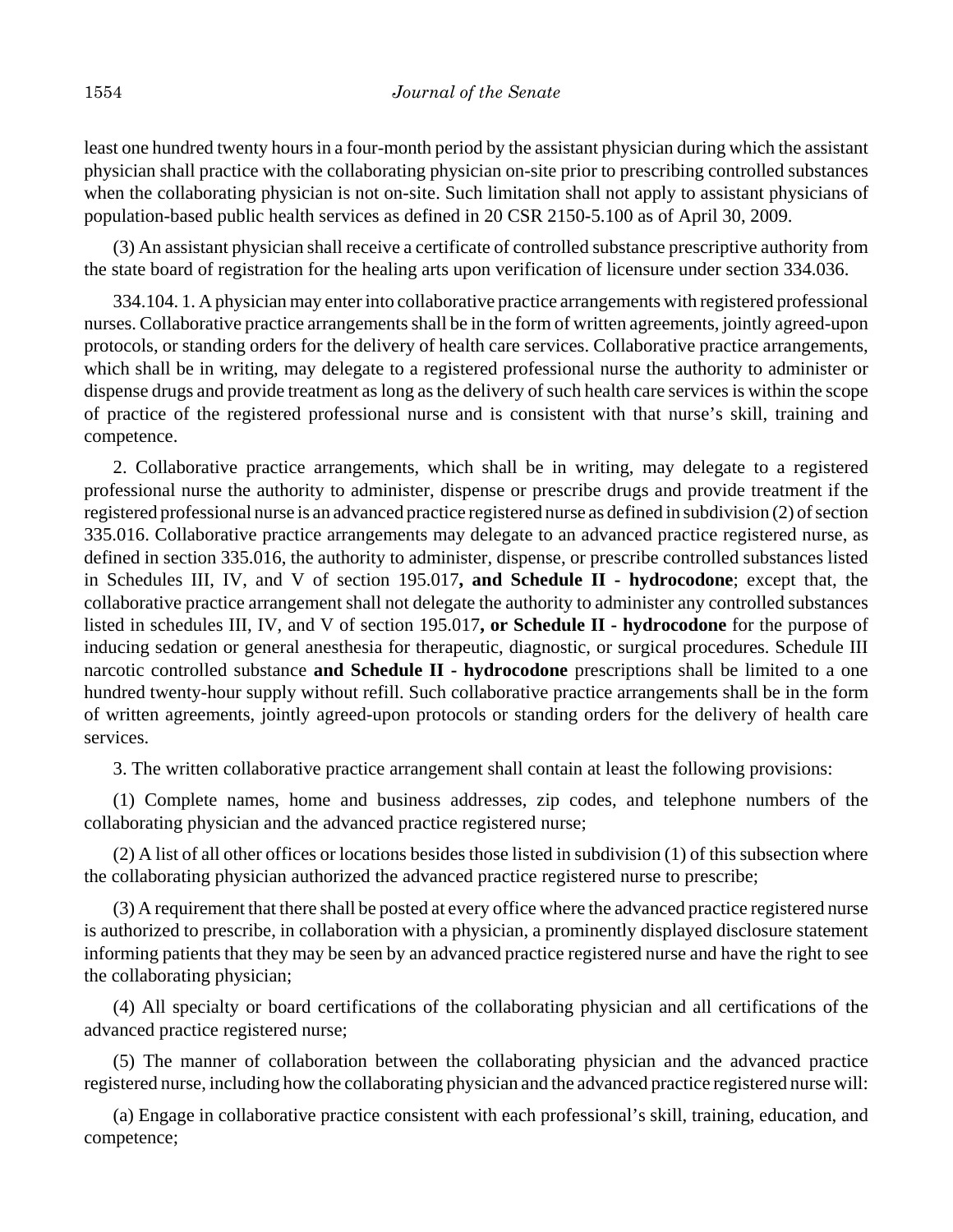least one hundred twenty hours in a four-month period by the assistant physician during which the assistant physician shall practice with the collaborating physician on-site prior to prescribing controlled substances when the collaborating physician is not on-site. Such limitation shall not apply to assistant physicians of population-based public health services as defined in 20 CSR 2150-5.100 as of April 30, 2009.

(3) An assistant physician shall receive a certificate of controlled substance prescriptive authority from the state board of registration for the healing arts upon verification of licensure under section 334.036.

334.104. 1. A physician may enter into collaborative practice arrangements with registered professional nurses. Collaborative practice arrangements shall be in the form of written agreements, jointly agreed-upon protocols, or standing orders for the delivery of health care services. Collaborative practice arrangements, which shall be in writing, may delegate to a registered professional nurse the authority to administer or dispense drugs and provide treatment as long as the delivery of such health care services is within the scope of practice of the registered professional nurse and is consistent with that nurse's skill, training and competence.

2. Collaborative practice arrangements, which shall be in writing, may delegate to a registered professional nurse the authority to administer, dispense or prescribe drugs and provide treatment if the registered professional nurse is an advanced practice registered nurse as defined in subdivision (2) of section 335.016. Collaborative practice arrangements may delegate to an advanced practice registered nurse, as defined in section 335.016, the authority to administer, dispense, or prescribe controlled substances listed in Schedules III, IV, and V of section 195.017**, and Schedule II - hydrocodone**; except that, the collaborative practice arrangement shall not delegate the authority to administer any controlled substances listed in schedules III, IV, and V of section 195.017**, or Schedule II - hydrocodone** for the purpose of inducing sedation or general anesthesia for therapeutic, diagnostic, or surgical procedures. Schedule III narcotic controlled substance **and Schedule II - hydrocodone** prescriptions shall be limited to a one hundred twenty-hour supply without refill. Such collaborative practice arrangements shall be in the form of written agreements, jointly agreed-upon protocols or standing orders for the delivery of health care services.

3. The written collaborative practice arrangement shall contain at least the following provisions:

(1) Complete names, home and business addresses, zip codes, and telephone numbers of the collaborating physician and the advanced practice registered nurse;

(2) A list of all other offices or locations besides those listed in subdivision (1) of this subsection where the collaborating physician authorized the advanced practice registered nurse to prescribe;

(3) A requirement that there shall be posted at every office where the advanced practice registered nurse is authorized to prescribe, in collaboration with a physician, a prominently displayed disclosure statement informing patients that they may be seen by an advanced practice registered nurse and have the right to see the collaborating physician;

(4) All specialty or board certifications of the collaborating physician and all certifications of the advanced practice registered nurse;

(5) The manner of collaboration between the collaborating physician and the advanced practice registered nurse, including how the collaborating physician and the advanced practice registered nurse will:

(a) Engage in collaborative practice consistent with each professional's skill, training, education, and competence;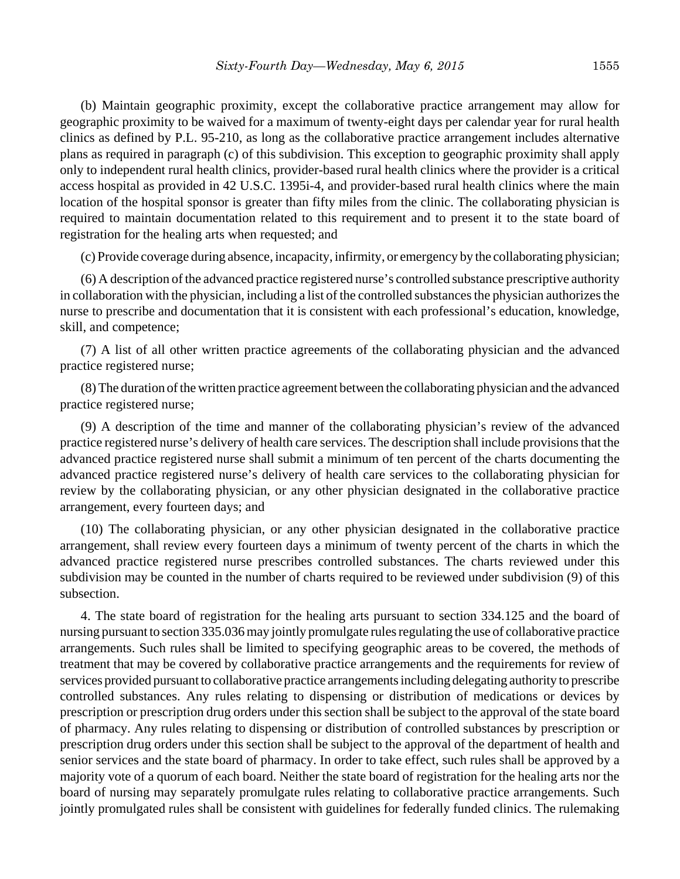(b) Maintain geographic proximity, except the collaborative practice arrangement may allow for geographic proximity to be waived for a maximum of twenty-eight days per calendar year for rural health clinics as defined by P.L. 95-210, as long as the collaborative practice arrangement includes alternative plans as required in paragraph (c) of this subdivision. This exception to geographic proximity shall apply only to independent rural health clinics, provider-based rural health clinics where the provider is a critical access hospital as provided in 42 U.S.C. 1395i-4, and provider-based rural health clinics where the main location of the hospital sponsor is greater than fifty miles from the clinic. The collaborating physician is required to maintain documentation related to this requirement and to present it to the state board of registration for the healing arts when requested; and

(c) Provide coverage during absence, incapacity, infirmity, or emergency by the collaborating physician;

(6) A description of the advanced practice registered nurse's controlled substance prescriptive authority in collaboration with the physician, including a list of the controlled substances the physician authorizes the nurse to prescribe and documentation that it is consistent with each professional's education, knowledge, skill, and competence;

(7) A list of all other written practice agreements of the collaborating physician and the advanced practice registered nurse;

(8) The duration of the written practice agreement between the collaborating physician and the advanced practice registered nurse;

(9) A description of the time and manner of the collaborating physician's review of the advanced practice registered nurse's delivery of health care services. The description shall include provisions that the advanced practice registered nurse shall submit a minimum of ten percent of the charts documenting the advanced practice registered nurse's delivery of health care services to the collaborating physician for review by the collaborating physician, or any other physician designated in the collaborative practice arrangement, every fourteen days; and

(10) The collaborating physician, or any other physician designated in the collaborative practice arrangement, shall review every fourteen days a minimum of twenty percent of the charts in which the advanced practice registered nurse prescribes controlled substances. The charts reviewed under this subdivision may be counted in the number of charts required to be reviewed under subdivision (9) of this subsection.

4. The state board of registration for the healing arts pursuant to section 334.125 and the board of nursing pursuant to section 335.036 may jointly promulgate rules regulating the use of collaborative practice arrangements. Such rules shall be limited to specifying geographic areas to be covered, the methods of treatment that may be covered by collaborative practice arrangements and the requirements for review of services provided pursuant to collaborative practice arrangements including delegating authority to prescribe controlled substances. Any rules relating to dispensing or distribution of medications or devices by prescription or prescription drug orders under this section shall be subject to the approval of the state board of pharmacy. Any rules relating to dispensing or distribution of controlled substances by prescription or prescription drug orders under this section shall be subject to the approval of the department of health and senior services and the state board of pharmacy. In order to take effect, such rules shall be approved by a majority vote of a quorum of each board. Neither the state board of registration for the healing arts nor the board of nursing may separately promulgate rules relating to collaborative practice arrangements. Such jointly promulgated rules shall be consistent with guidelines for federally funded clinics. The rulemaking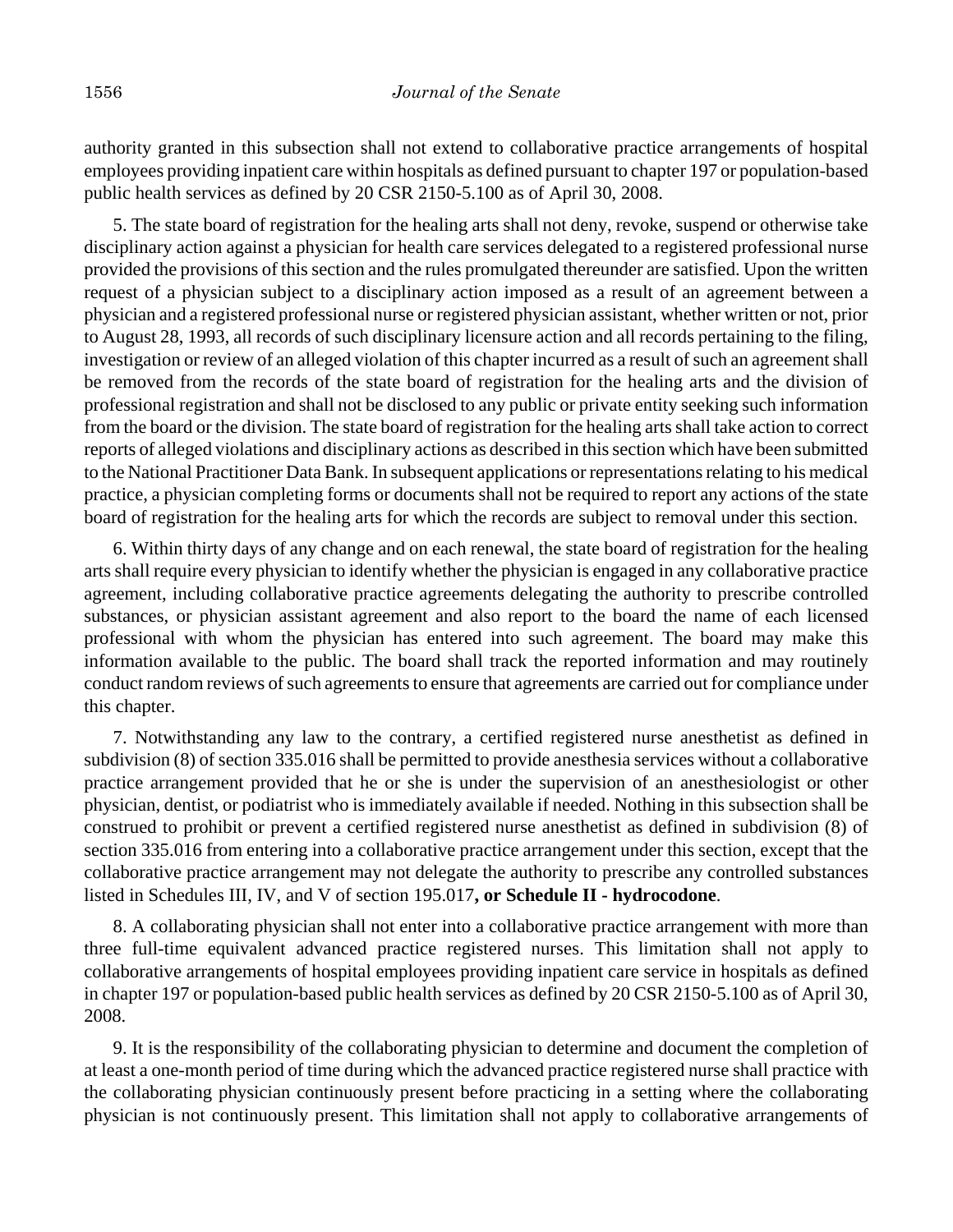authority granted in this subsection shall not extend to collaborative practice arrangements of hospital employees providing inpatient care within hospitals as defined pursuant to chapter 197 or population-based public health services as defined by 20 CSR 2150-5.100 as of April 30, 2008.

5. The state board of registration for the healing arts shall not deny, revoke, suspend or otherwise take disciplinary action against a physician for health care services delegated to a registered professional nurse provided the provisions of this section and the rules promulgated thereunder are satisfied. Upon the written request of a physician subject to a disciplinary action imposed as a result of an agreement between a physician and a registered professional nurse or registered physician assistant, whether written or not, prior to August 28, 1993, all records of such disciplinary licensure action and all records pertaining to the filing, investigation or review of an alleged violation of this chapter incurred as a result of such an agreement shall be removed from the records of the state board of registration for the healing arts and the division of professional registration and shall not be disclosed to any public or private entity seeking such information from the board or the division. The state board of registration for the healing arts shall take action to correct reports of alleged violations and disciplinary actions as described in this section which have been submitted to the National Practitioner Data Bank. In subsequent applications or representations relating to his medical practice, a physician completing forms or documents shall not be required to report any actions of the state board of registration for the healing arts for which the records are subject to removal under this section.

6. Within thirty days of any change and on each renewal, the state board of registration for the healing arts shall require every physician to identify whether the physician is engaged in any collaborative practice agreement, including collaborative practice agreements delegating the authority to prescribe controlled substances, or physician assistant agreement and also report to the board the name of each licensed professional with whom the physician has entered into such agreement. The board may make this information available to the public. The board shall track the reported information and may routinely conduct random reviews of such agreements to ensure that agreements are carried out for compliance under this chapter.

7. Notwithstanding any law to the contrary, a certified registered nurse anesthetist as defined in subdivision (8) of section 335.016 shall be permitted to provide anesthesia services without a collaborative practice arrangement provided that he or she is under the supervision of an anesthesiologist or other physician, dentist, or podiatrist who is immediately available if needed. Nothing in this subsection shall be construed to prohibit or prevent a certified registered nurse anesthetist as defined in subdivision (8) of section 335.016 from entering into a collaborative practice arrangement under this section, except that the collaborative practice arrangement may not delegate the authority to prescribe any controlled substances listed in Schedules III, IV, and V of section 195.017**, or Schedule II - hydrocodone**.

8. A collaborating physician shall not enter into a collaborative practice arrangement with more than three full-time equivalent advanced practice registered nurses. This limitation shall not apply to collaborative arrangements of hospital employees providing inpatient care service in hospitals as defined in chapter 197 or population-based public health services as defined by 20 CSR 2150-5.100 as of April 30, 2008.

9. It is the responsibility of the collaborating physician to determine and document the completion of at least a one-month period of time during which the advanced practice registered nurse shall practice with the collaborating physician continuously present before practicing in a setting where the collaborating physician is not continuously present. This limitation shall not apply to collaborative arrangements of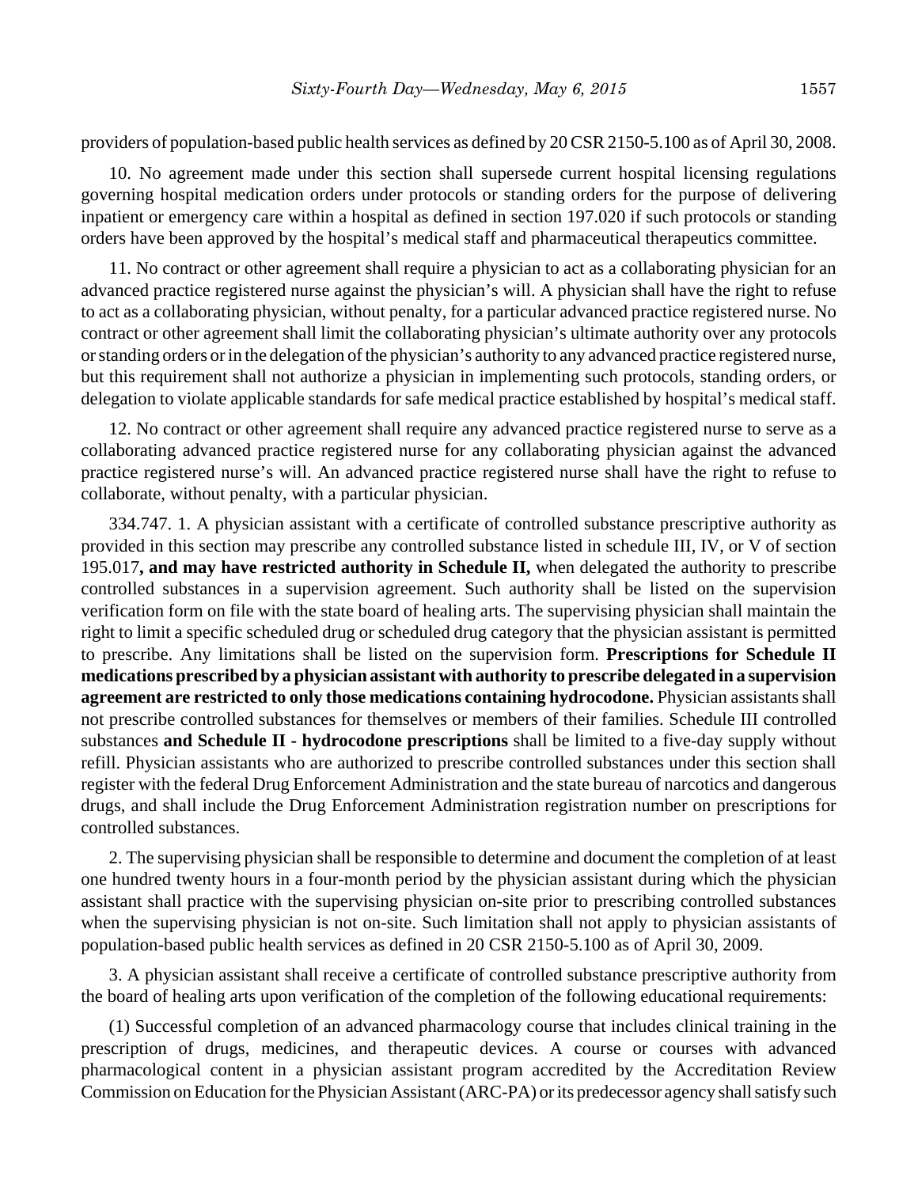providers of population-based public health services as defined by 20 CSR 2150-5.100 as of April 30, 2008.

10. No agreement made under this section shall supersede current hospital licensing regulations governing hospital medication orders under protocols or standing orders for the purpose of delivering inpatient or emergency care within a hospital as defined in section 197.020 if such protocols or standing orders have been approved by the hospital's medical staff and pharmaceutical therapeutics committee.

11. No contract or other agreement shall require a physician to act as a collaborating physician for an advanced practice registered nurse against the physician's will. A physician shall have the right to refuse to act as a collaborating physician, without penalty, for a particular advanced practice registered nurse. No contract or other agreement shall limit the collaborating physician's ultimate authority over any protocols or standing orders or in the delegation of the physician's authority to any advanced practice registered nurse, but this requirement shall not authorize a physician in implementing such protocols, standing orders, or delegation to violate applicable standards for safe medical practice established by hospital's medical staff.

12. No contract or other agreement shall require any advanced practice registered nurse to serve as a collaborating advanced practice registered nurse for any collaborating physician against the advanced practice registered nurse's will. An advanced practice registered nurse shall have the right to refuse to collaborate, without penalty, with a particular physician.

334.747. 1. A physician assistant with a certificate of controlled substance prescriptive authority as provided in this section may prescribe any controlled substance listed in schedule III, IV, or V of section 195.017**, and may have restricted authority in Schedule II,** when delegated the authority to prescribe controlled substances in a supervision agreement. Such authority shall be listed on the supervision verification form on file with the state board of healing arts. The supervising physician shall maintain the right to limit a specific scheduled drug or scheduled drug category that the physician assistant is permitted to prescribe. Any limitations shall be listed on the supervision form. **Prescriptions for Schedule II medications prescribed by a physician assistant with authority to prescribe delegated in a supervision agreement are restricted to only those medications containing hydrocodone.** Physician assistants shall not prescribe controlled substances for themselves or members of their families. Schedule III controlled substances **and Schedule II - hydrocodone prescriptions** shall be limited to a five-day supply without refill. Physician assistants who are authorized to prescribe controlled substances under this section shall register with the federal Drug Enforcement Administration and the state bureau of narcotics and dangerous drugs, and shall include the Drug Enforcement Administration registration number on prescriptions for controlled substances.

2. The supervising physician shall be responsible to determine and document the completion of at least one hundred twenty hours in a four-month period by the physician assistant during which the physician assistant shall practice with the supervising physician on-site prior to prescribing controlled substances when the supervising physician is not on-site. Such limitation shall not apply to physician assistants of population-based public health services as defined in 20 CSR 2150-5.100 as of April 30, 2009.

3. A physician assistant shall receive a certificate of controlled substance prescriptive authority from the board of healing arts upon verification of the completion of the following educational requirements:

(1) Successful completion of an advanced pharmacology course that includes clinical training in the prescription of drugs, medicines, and therapeutic devices. A course or courses with advanced pharmacological content in a physician assistant program accredited by the Accreditation Review Commission on Education for the Physician Assistant (ARC-PA) or its predecessor agency shall satisfy such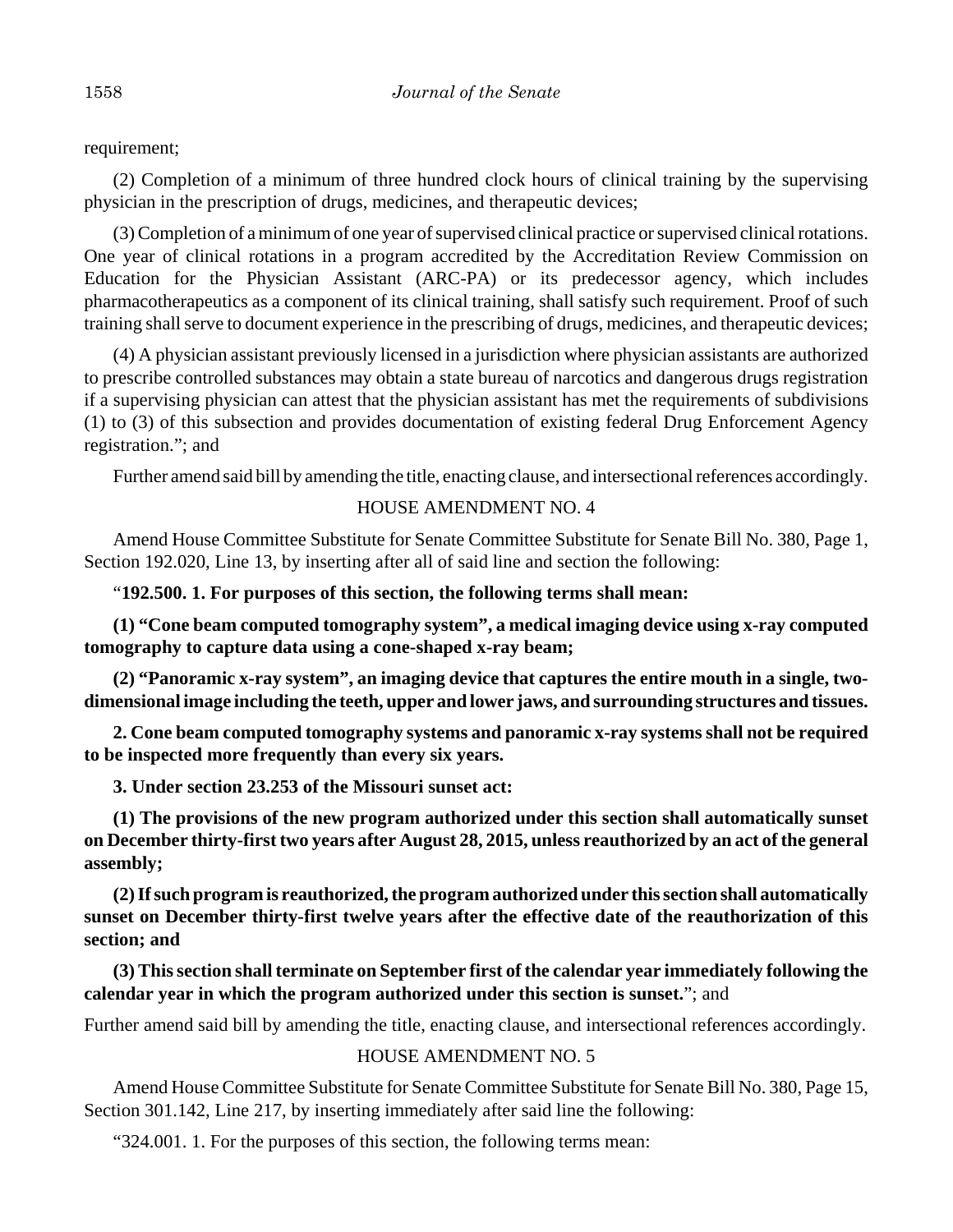requirement;

(2) Completion of a minimum of three hundred clock hours of clinical training by the supervising physician in the prescription of drugs, medicines, and therapeutic devices;

(3) Completion of a minimum of one year of supervised clinical practice or supervised clinical rotations. One year of clinical rotations in a program accredited by the Accreditation Review Commission on Education for the Physician Assistant (ARC-PA) or its predecessor agency, which includes pharmacotherapeutics as a component of its clinical training, shall satisfy such requirement. Proof of such training shall serve to document experience in the prescribing of drugs, medicines, and therapeutic devices;

(4) A physician assistant previously licensed in a jurisdiction where physician assistants are authorized to prescribe controlled substances may obtain a state bureau of narcotics and dangerous drugs registration if a supervising physician can attest that the physician assistant has met the requirements of subdivisions (1) to (3) of this subsection and provides documentation of existing federal Drug Enforcement Agency registration."; and

Further amend said bill by amending the title, enacting clause, and intersectional references accordingly.

HOUSE AMENDMENT NO. 4

Amend House Committee Substitute for Senate Committee Substitute for Senate Bill No. 380, Page 1, Section 192.020, Line 13, by inserting after all of said line and section the following:

"**192.500. 1. For purposes of this section, the following terms shall mean:**

**(1) "Cone beam computed tomography system", a medical imaging device using x-ray computed tomography to capture data using a cone-shaped x-ray beam;**

**(2) "Panoramic x-ray system", an imaging device that captures the entire mouth in a single, two-dimensional image including the teeth, upper and lower jaws, and surrounding structures and tissues.**

**2. Cone beam computed tomography systems and panoramic x-ray systems shall not be required to be inspected more frequently than every six years.**

**3. Under section 23.253 of the Missouri sunset act:**

**(1) The provisions of the new program authorized under this section shall automatically sunset on December thirty-first two years after August 28, 2015, unless reauthorized by an act of the general assembly;**

**(2) If such program is reauthorized, the program authorized under this section shall automatically sunset on December thirty-first twelve years after the effective date of the reauthorization of this section; and**

**(3) This section shall terminate on September first of the calendar year immediately following the calendar year in which the program authorized under this section is sunset.**"; and

Further amend said bill by amending the title, enacting clause, and intersectional references accordingly.

HOUSE AMENDMENT NO. 5

Amend House Committee Substitute for Senate Committee Substitute for Senate Bill No. 380, Page 15, Section 301.142, Line 217, by inserting immediately after said line the following:

"324.001. 1. For the purposes of this section, the following terms mean: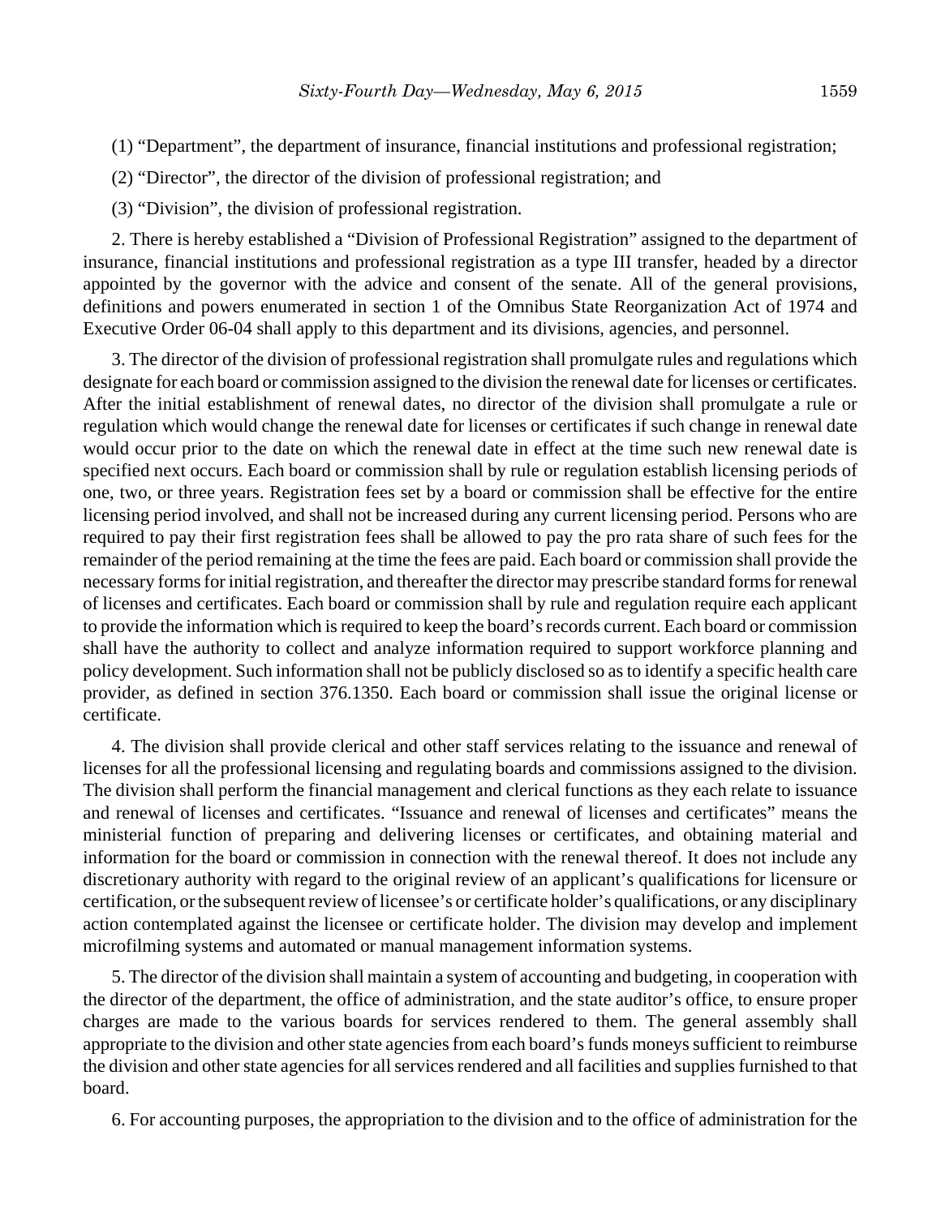(1) "Department", the department of insurance, financial institutions and professional registration;

(2) "Director", the director of the division of professional registration; and

(3) "Division", the division of professional registration.

2. There is hereby established a "Division of Professional Registration" assigned to the department of insurance, financial institutions and professional registration as a type III transfer, headed by a director appointed by the governor with the advice and consent of the senate. All of the general provisions, definitions and powers enumerated in section 1 of the Omnibus State Reorganization Act of 1974 and Executive Order 06-04 shall apply to this department and its divisions, agencies, and personnel.

3. The director of the division of professional registration shall promulgate rules and regulations which designate for each board or commission assigned to the division the renewal date for licenses or certificates. After the initial establishment of renewal dates, no director of the division shall promulgate a rule or regulation which would change the renewal date for licenses or certificates if such change in renewal date would occur prior to the date on which the renewal date in effect at the time such new renewal date is specified next occurs. Each board or commission shall by rule or regulation establish licensing periods of one, two, or three years. Registration fees set by a board or commission shall be effective for the entire licensing period involved, and shall not be increased during any current licensing period. Persons who are required to pay their first registration fees shall be allowed to pay the pro rata share of such fees for the remainder of the period remaining at the time the fees are paid. Each board or commission shall provide the necessary forms for initial registration, and thereafter the director may prescribe standard forms for renewal of licenses and certificates. Each board or commission shall by rule and regulation require each applicant to provide the information which is required to keep the board's records current. Each board or commission shall have the authority to collect and analyze information required to support workforce planning and policy development. Such information shall not be publicly disclosed so as to identify a specific health care provider, as defined in section 376.1350. Each board or commission shall issue the original license or certificate.

4. The division shall provide clerical and other staff services relating to the issuance and renewal of licenses for all the professional licensing and regulating boards and commissions assigned to the division. The division shall perform the financial management and clerical functions as they each relate to issuance and renewal of licenses and certificates. "Issuance and renewal of licenses and certificates" means the ministerial function of preparing and delivering licenses or certificates, and obtaining material and information for the board or commission in connection with the renewal thereof. It does not include any discretionary authority with regard to the original review of an applicant's qualifications for licensure or certification, or the subsequent review of licensee's or certificate holder's qualifications, or any disciplinary action contemplated against the licensee or certificate holder. The division may develop and implement microfilming systems and automated or manual management information systems.

5. The director of the division shall maintain a system of accounting and budgeting, in cooperation with the director of the department, the office of administration, and the state auditor's office, to ensure proper charges are made to the various boards for services rendered to them. The general assembly shall appropriate to the division and other state agencies from each board's funds moneys sufficient to reimburse the division and other state agencies for all services rendered and all facilities and supplies furnished to that board.

6. For accounting purposes, the appropriation to the division and to the office of administration for the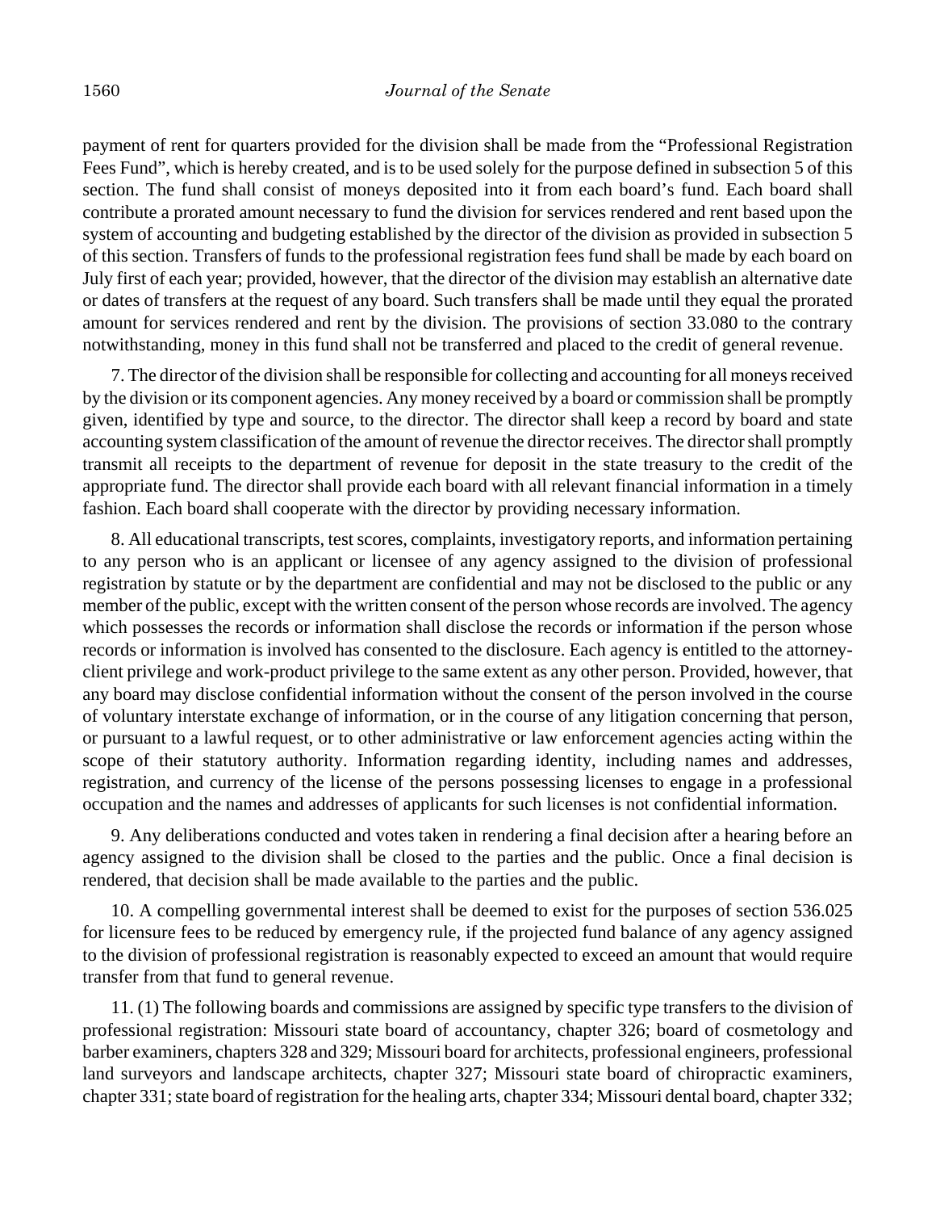payment of rent for quarters provided for the division shall be made from the "Professional Registration Fees Fund", which is hereby created, and is to be used solely for the purpose defined in subsection 5 of this section. The fund shall consist of moneys deposited into it from each board's fund. Each board shall contribute a prorated amount necessary to fund the division for services rendered and rent based upon the system of accounting and budgeting established by the director of the division as provided in subsection 5 of this section. Transfers of funds to the professional registration fees fund shall be made by each board on July first of each year; provided, however, that the director of the division may establish an alternative date or dates of transfers at the request of any board. Such transfers shall be made until they equal the prorated amount for services rendered and rent by the division. The provisions of section 33.080 to the contrary notwithstanding, money in this fund shall not be transferred and placed to the credit of general revenue.

7. The director of the division shall be responsible for collecting and accounting for all moneys received by the division or its component agencies. Any money received by a board or commission shall be promptly given, identified by type and source, to the director. The director shall keep a record by board and state accounting system classification of the amount of revenue the director receives. The director shall promptly transmit all receipts to the department of revenue for deposit in the state treasury to the credit of the appropriate fund. The director shall provide each board with all relevant financial information in a timely fashion. Each board shall cooperate with the director by providing necessary information.

8. All educational transcripts, test scores, complaints, investigatory reports, and information pertaining to any person who is an applicant or licensee of any agency assigned to the division of professional registration by statute or by the department are confidential and may not be disclosed to the public or any member of the public, except with the written consent of the person whose records are involved. The agency which possesses the records or information shall disclose the records or information if the person whose records or information is involved has consented to the disclosure. Each agency is entitled to the attorney-client privilege and work-product privilege to the same extent as any other person. Provided, however, that any board may disclose confidential information without the consent of the person involved in the course of voluntary interstate exchange of information, or in the course of any litigation concerning that person, or pursuant to a lawful request, or to other administrative or law enforcement agencies acting within the scope of their statutory authority. Information regarding identity, including names and addresses, registration, and currency of the license of the persons possessing licenses to engage in a professional occupation and the names and addresses of applicants for such licenses is not confidential information.

9. Any deliberations conducted and votes taken in rendering a final decision after a hearing before an agency assigned to the division shall be closed to the parties and the public. Once a final decision is rendered, that decision shall be made available to the parties and the public.

10. A compelling governmental interest shall be deemed to exist for the purposes of section 536.025 for licensure fees to be reduced by emergency rule, if the projected fund balance of any agency assigned to the division of professional registration is reasonably expected to exceed an amount that would require transfer from that fund to general revenue.

11. (1) The following boards and commissions are assigned by specific type transfers to the division of professional registration: Missouri state board of accountancy, chapter 326; board of cosmetology and barber examiners, chapters 328 and 329; Missouri board for architects, professional engineers, professional land surveyors and landscape architects, chapter 327; Missouri state board of chiropractic examiners, chapter 331; state board of registration for the healing arts, chapter 334; Missouri dental board, chapter 332;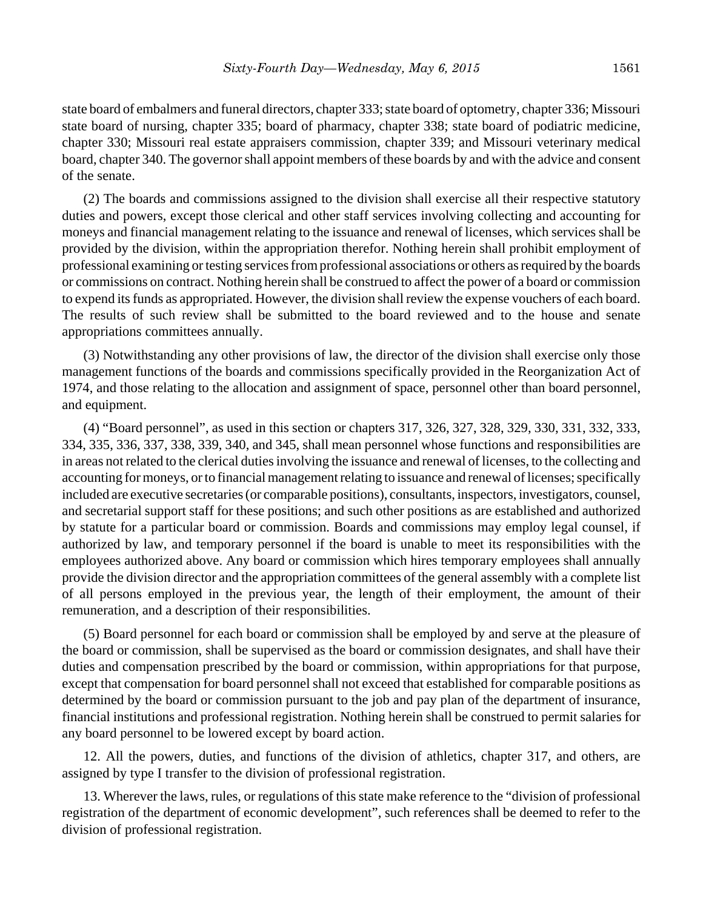state board of embalmers and funeral directors, chapter 333; state board of optometry, chapter 336; Missouri state board of nursing, chapter 335; board of pharmacy, chapter 338; state board of podiatric medicine, chapter 330; Missouri real estate appraisers commission, chapter 339; and Missouri veterinary medical board, chapter 340. The governor shall appoint members of these boards by and with the advice and consent of the senate.

(2) The boards and commissions assigned to the division shall exercise all their respective statutory duties and powers, except those clerical and other staff services involving collecting and accounting for moneys and financial management relating to the issuance and renewal of licenses, which services shall be provided by the division, within the appropriation therefor. Nothing herein shall prohibit employment of professional examining or testing services from professional associations or others as required by the boards or commissions on contract. Nothing herein shall be construed to affect the power of a board or commission to expend its funds as appropriated. However, the division shall review the expense vouchers of each board. The results of such review shall be submitted to the board reviewed and to the house and senate appropriations committees annually.

(3) Notwithstanding any other provisions of law, the director of the division shall exercise only those management functions of the boards and commissions specifically provided in the Reorganization Act of 1974, and those relating to the allocation and assignment of space, personnel other than board personnel, and equipment.

(4) "Board personnel", as used in this section or chapters 317, 326, 327, 328, 329, 330, 331, 332, 333, 334, 335, 336, 337, 338, 339, 340, and 345, shall mean personnel whose functions and responsibilities are in areas not related to the clerical duties involving the issuance and renewal of licenses, to the collecting and accounting for moneys, or to financial management relating to issuance and renewal of licenses; specifically included are executive secretaries (or comparable positions), consultants, inspectors, investigators, counsel, and secretarial support staff for these positions; and such other positions as are established and authorized by statute for a particular board or commission. Boards and commissions may employ legal counsel, if authorized by law, and temporary personnel if the board is unable to meet its responsibilities with the employees authorized above. Any board or commission which hires temporary employees shall annually provide the division director and the appropriation committees of the general assembly with a complete list of all persons employed in the previous year, the length of their employment, the amount of their remuneration, and a description of their responsibilities.

(5) Board personnel for each board or commission shall be employed by and serve at the pleasure of the board or commission, shall be supervised as the board or commission designates, and shall have their duties and compensation prescribed by the board or commission, within appropriations for that purpose, except that compensation for board personnel shall not exceed that established for comparable positions as determined by the board or commission pursuant to the job and pay plan of the department of insurance, financial institutions and professional registration. Nothing herein shall be construed to permit salaries for any board personnel to be lowered except by board action.

12. All the powers, duties, and functions of the division of athletics, chapter 317, and others, are assigned by type I transfer to the division of professional registration.

13. Wherever the laws, rules, or regulations of this state make reference to the "division of professional registration of the department of economic development", such references shall be deemed to refer to the division of professional registration.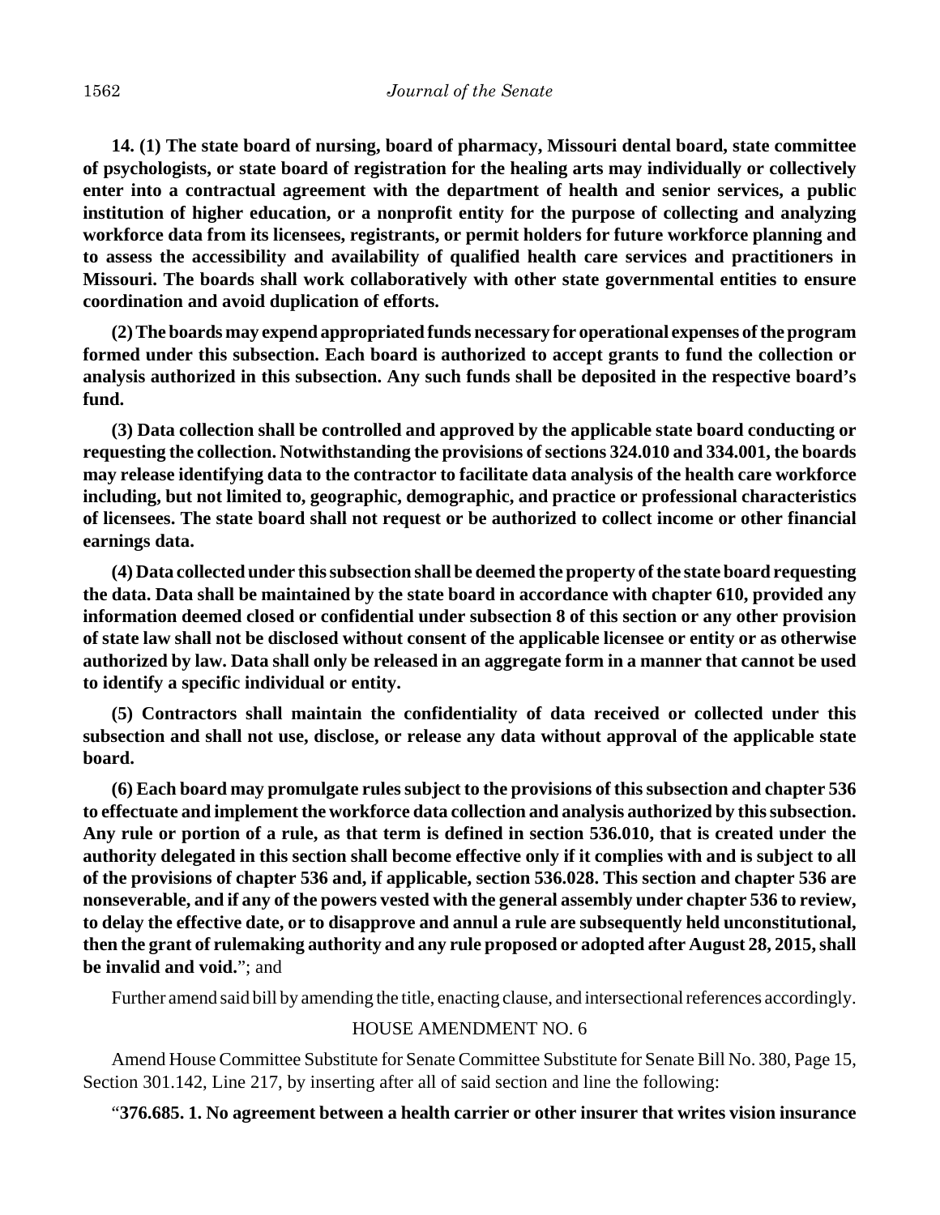**14. (1) The state board of nursing, board of pharmacy, Missouri dental board, state committee of psychologists, or state board of registration for the healing arts may individually or collectively enter into a contractual agreement with the department of health and senior services, a public institution of higher education, or a nonprofit entity for the purpose of collecting and analyzing workforce data from its licensees, registrants, or permit holders for future workforce planning and to assess the accessibility and availability of qualified health care services and practitioners in Missouri. The boards shall work collaboratively with other state governmental entities to ensure coordination and avoid duplication of efforts.**

**(2) The boards may expend appropriated funds necessary for operational expenses of the program formed under this subsection. Each board is authorized to accept grants to fund the collection or analysis authorized in this subsection. Any such funds shall be deposited in the respective board's fund.**

**(3) Data collection shall be controlled and approved by the applicable state board conducting or requesting the collection. Notwithstanding the provisions of sections 324.010 and 334.001, the boards may release identifying data to the contractor to facilitate data analysis of the health care workforce including, but not limited to, geographic, demographic, and practice or professional characteristics of licensees. The state board shall not request or be authorized to collect income or other financial earnings data.**

**(4) Data collected under this subsection shall be deemed the property of the state board requesting the data. Data shall be maintained by the state board in accordance with chapter 610, provided any information deemed closed or confidential under subsection 8 of this section or any other provision of state law shall not be disclosed without consent of the applicable licensee or entity or as otherwise authorized by law. Data shall only be released in an aggregate form in a manner that cannot be used to identify a specific individual or entity.**

**(5) Contractors shall maintain the confidentiality of data received or collected under this subsection and shall not use, disclose, or release any data without approval of the applicable state board.**

**(6) Each board may promulgate rules subject to the provisions of this subsection and chapter 536 to effectuate and implement the workforce data collection and analysis authorized by this subsection. Any rule or portion of a rule, as that term is defined in section 536.010, that is created under the authority delegated in this section shall become effective only if it complies with and is subject to all of the provisions of chapter 536 and, if applicable, section 536.028. This section and chapter 536 are nonseverable, and if any of the powers vested with the general assembly under chapter 536 to review, to delay the effective date, or to disapprove and annul a rule are subsequently held unconstitutional, then the grant of rulemaking authority and any rule proposed or adopted after August 28, 2015, shall be invalid and void.**"; and

Further amend said bill by amending the title, enacting clause, and intersectional references accordingly.

HOUSE AMENDMENT NO. 6

Amend House Committee Substitute for Senate Committee Substitute for Senate Bill No. 380, Page 15, Section 301.142, Line 217, by inserting after all of said section and line the following:

"**376.685. 1. No agreement between a health carrier or other insurer that writes vision insurance**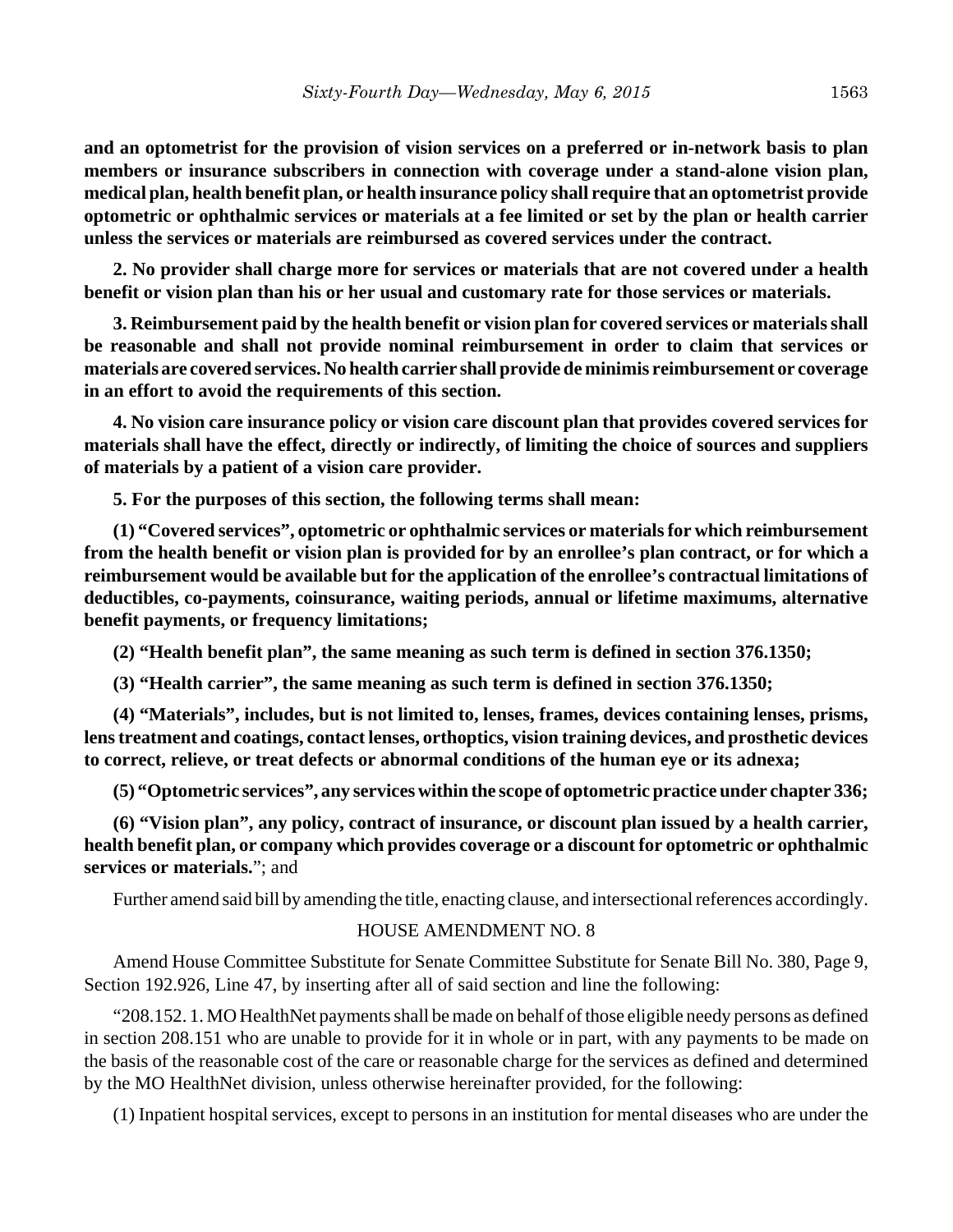**and an optometrist for the provision of vision services on a preferred or in-network basis to plan members or insurance subscribers in connection with coverage under a stand-alone vision plan, medical plan, health benefit plan, or health insurance policy shall require that an optometrist provide optometric or ophthalmic services or materials at a fee limited or set by the plan or health carrier unless the services or materials are reimbursed as covered services under the contract.**

**2. No provider shall charge more for services or materials that are not covered under a health benefit or vision plan than his or her usual and customary rate for those services or materials.**

**3. Reimbursement paid by the health benefit or vision plan for covered services or materials shall be reasonable and shall not provide nominal reimbursement in order to claim that services or materials are covered services. No health carrier shall provide de minimis reimbursement or coverage in an effort to avoid the requirements of this section.**

**4. No vision care insurance policy or vision care discount plan that provides covered services for materials shall have the effect, directly or indirectly, of limiting the choice of sources and suppliers of materials by a patient of a vision care provider.**

**5. For the purposes of this section, the following terms shall mean:**

**(1) "Covered services", optometric or ophthalmic services or materials for which reimbursement from the health benefit or vision plan is provided for by an enrollee's plan contract, or for which a reimbursement would be available but for the application of the enrollee's contractual limitations of deductibles, co-payments, coinsurance, waiting periods, annual or lifetime maximums, alternative benefit payments, or frequency limitations;**

**(2) "Health benefit plan", the same meaning as such term is defined in section 376.1350;**

**(3) "Health carrier", the same meaning as such term is defined in section 376.1350;**

**(4) "Materials", includes, but is not limited to, lenses, frames, devices containing lenses, prisms, lens treatment and coatings, contact lenses, orthoptics, vision training devices, and prosthetic devices to correct, relieve, or treat defects or abnormal conditions of the human eye or its adnexa;**

**(5) "Optometric services", any services within the scope of optometric practice under chapter 336;**

**(6) "Vision plan", any policy, contract of insurance, or discount plan issued by a health carrier, health benefit plan, or company which provides coverage or a discount for optometric or ophthalmic services or materials.**"; and

Further amend said bill by amending the title, enacting clause, and intersectional references accordingly.

HOUSE AMENDMENT NO. 8

Amend House Committee Substitute for Senate Committee Substitute for Senate Bill No. 380, Page 9, Section 192.926, Line 47, by inserting after all of said section and line the following:

"208.152. 1. MO HealthNet payments shall be made on behalf of those eligible needy persons as defined in section 208.151 who are unable to provide for it in whole or in part, with any payments to be made on the basis of the reasonable cost of the care or reasonable charge for the services as defined and determined by the MO HealthNet division, unless otherwise hereinafter provided, for the following:

(1) Inpatient hospital services, except to persons in an institution for mental diseases who are under the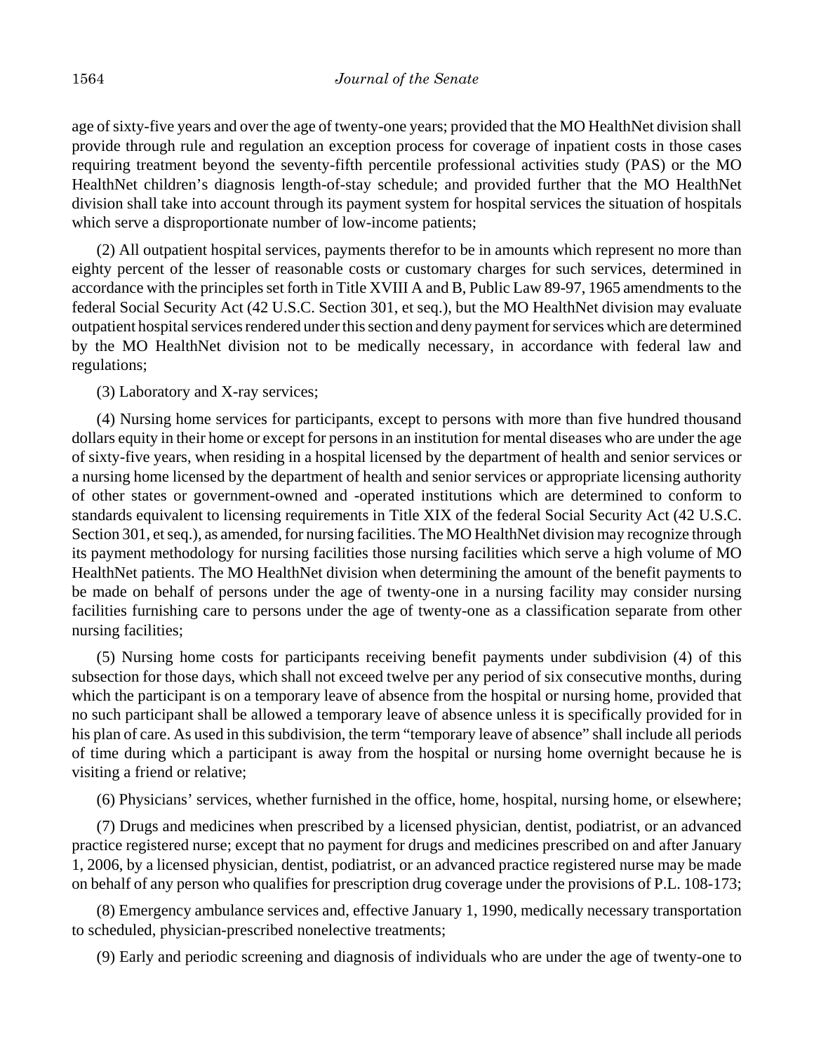age of sixty-five years and over the age of twenty-one years; provided that the MO HealthNet division shall provide through rule and regulation an exception process for coverage of inpatient costs in those cases requiring treatment beyond the seventy-fifth percentile professional activities study (PAS) or the MO HealthNet children's diagnosis length-of-stay schedule; and provided further that the MO HealthNet division shall take into account through its payment system for hospital services the situation of hospitals which serve a disproportionate number of low-income patients;

(2) All outpatient hospital services, payments therefor to be in amounts which represent no more than eighty percent of the lesser of reasonable costs or customary charges for such services, determined in accordance with the principles set forth in Title XVIII A and B, Public Law 89-97, 1965 amendments to the federal Social Security Act (42 U.S.C. Section 301, et seq.), but the MO HealthNet division may evaluate outpatient hospital services rendered under this section and deny payment for services which are determined by the MO HealthNet division not to be medically necessary, in accordance with federal law and regulations;

(3) Laboratory and X-ray services;

(4) Nursing home services for participants, except to persons with more than five hundred thousand dollars equity in their home or except for persons in an institution for mental diseases who are under the age of sixty-five years, when residing in a hospital licensed by the department of health and senior services or a nursing home licensed by the department of health and senior services or appropriate licensing authority of other states or government-owned and -operated institutions which are determined to conform to standards equivalent to licensing requirements in Title XIX of the federal Social Security Act (42 U.S.C. Section 301, et seq.), as amended, for nursing facilities. The MO HealthNet division may recognize through its payment methodology for nursing facilities those nursing facilities which serve a high volume of MO HealthNet patients. The MO HealthNet division when determining the amount of the benefit payments to be made on behalf of persons under the age of twenty-one in a nursing facility may consider nursing facilities furnishing care to persons under the age of twenty-one as a classification separate from other nursing facilities;

(5) Nursing home costs for participants receiving benefit payments under subdivision (4) of this subsection for those days, which shall not exceed twelve per any period of six consecutive months, during which the participant is on a temporary leave of absence from the hospital or nursing home, provided that no such participant shall be allowed a temporary leave of absence unless it is specifically provided for in his plan of care. As used in this subdivision, the term "temporary leave of absence" shall include all periods of time during which a participant is away from the hospital or nursing home overnight because he is visiting a friend or relative;

(6) Physicians' services, whether furnished in the office, home, hospital, nursing home, or elsewhere;

(7) Drugs and medicines when prescribed by a licensed physician, dentist, podiatrist, or an advanced practice registered nurse; except that no payment for drugs and medicines prescribed on and after January 1, 2006, by a licensed physician, dentist, podiatrist, or an advanced practice registered nurse may be made on behalf of any person who qualifies for prescription drug coverage under the provisions of P.L. 108-173;

(8) Emergency ambulance services and, effective January 1, 1990, medically necessary transportation to scheduled, physician-prescribed nonelective treatments;

(9) Early and periodic screening and diagnosis of individuals who are under the age of twenty-one to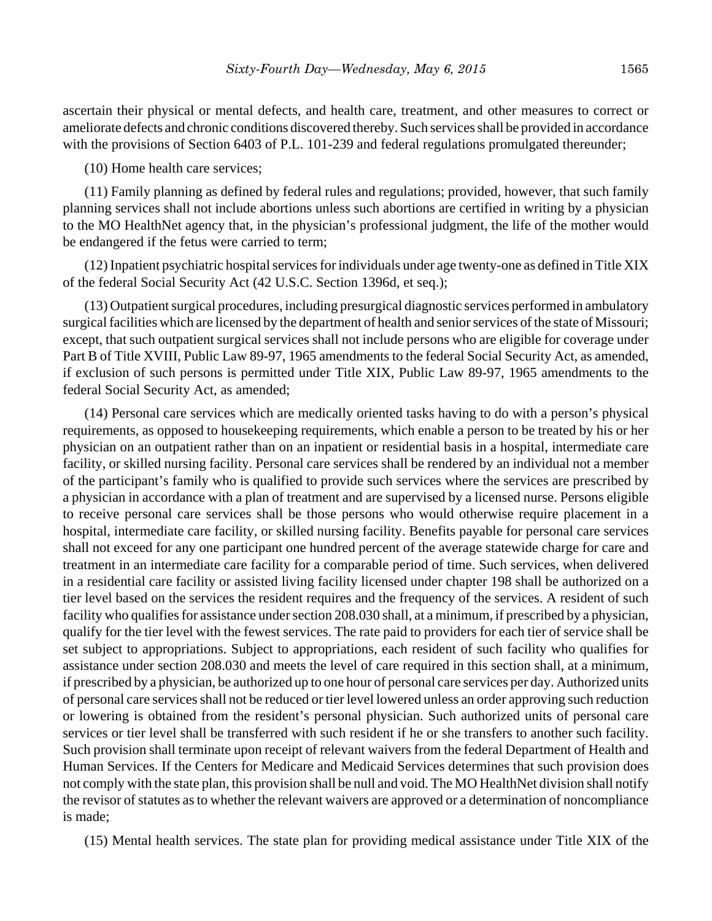ascertain their physical or mental defects, and health care, treatment, and other measures to correct or ameliorate defects and chronic conditions discovered thereby. Such services shall be provided in accordance with the provisions of Section 6403 of P.L. 101-239 and federal regulations promulgated thereunder;

(10) Home health care services;

(11) Family planning as defined by federal rules and regulations; provided, however, that such family planning services shall not include abortions unless such abortions are certified in writing by a physician to the MO HealthNet agency that, in the physician's professional judgment, the life of the mother would be endangered if the fetus were carried to term;

(12) Inpatient psychiatric hospital services for individuals under age twenty-one as defined in Title XIX of the federal Social Security Act (42 U.S.C. Section 1396d, et seq.);

(13) Outpatient surgical procedures, including presurgical diagnostic services performed in ambulatory surgical facilities which are licensed by the department of health and senior services of the state of Missouri; except, that such outpatient surgical services shall not include persons who are eligible for coverage under Part B of Title XVIII, Public Law 89-97, 1965 amendments to the federal Social Security Act, as amended, if exclusion of such persons is permitted under Title XIX, Public Law 89-97, 1965 amendments to the federal Social Security Act, as amended;

(14) Personal care services which are medically oriented tasks having to do with a person's physical requirements, as opposed to housekeeping requirements, which enable a person to be treated by his or her physician on an outpatient rather than on an inpatient or residential basis in a hospital, intermediate care facility, or skilled nursing facility. Personal care services shall be rendered by an individual not a member of the participant's family who is qualified to provide such services where the services are prescribed by a physician in accordance with a plan of treatment and are supervised by a licensed nurse. Persons eligible to receive personal care services shall be those persons who would otherwise require placement in a hospital, intermediate care facility, or skilled nursing facility. Benefits payable for personal care services shall not exceed for any one participant one hundred percent of the average statewide charge for care and treatment in an intermediate care facility for a comparable period of time. Such services, when delivered in a residential care facility or assisted living facility licensed under chapter 198 shall be authorized on a tier level based on the services the resident requires and the frequency of the services. A resident of such facility who qualifies for assistance under section 208.030 shall, at a minimum, if prescribed by a physician, qualify for the tier level with the fewest services. The rate paid to providers for each tier of service shall be set subject to appropriations. Subject to appropriations, each resident of such facility who qualifies for assistance under section 208.030 and meets the level of care required in this section shall, at a minimum, if prescribed by a physician, be authorized up to one hour of personal care services per day. Authorized units of personal care services shall not be reduced or tier level lowered unless an order approving such reduction or lowering is obtained from the resident's personal physician. Such authorized units of personal care services or tier level shall be transferred with such resident if he or she transfers to another such facility. Such provision shall terminate upon receipt of relevant waivers from the federal Department of Health and Human Services. If the Centers for Medicare and Medicaid Services determines that such provision does not comply with the state plan, this provision shall be null and void. The MO HealthNet division shall notify the revisor of statutes as to whether the relevant waivers are approved or a determination of noncompliance is made;

(15) Mental health services. The state plan for providing medical assistance under Title XIX of the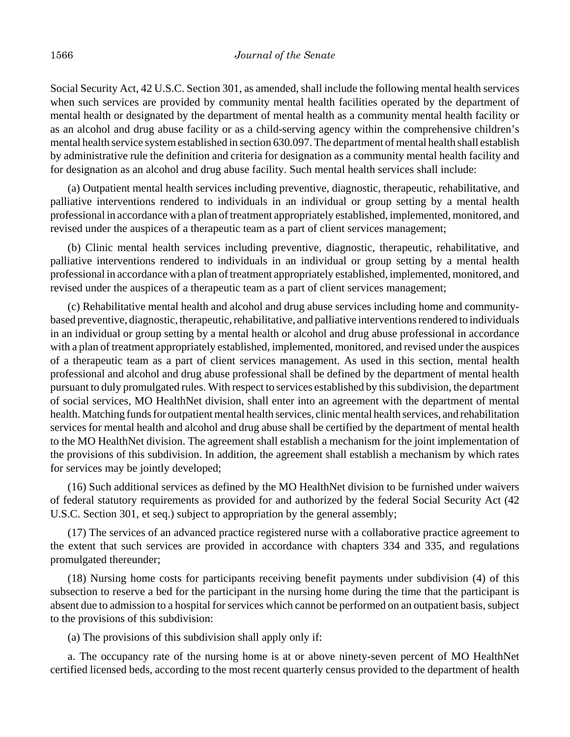Social Security Act, 42 U.S.C. Section 301, as amended, shall include the following mental health services when such services are provided by community mental health facilities operated by the department of mental health or designated by the department of mental health as a community mental health facility or as an alcohol and drug abuse facility or as a child-serving agency within the comprehensive children's mental health service system established in section 630.097. The department of mental health shall establish by administrative rule the definition and criteria for designation as a community mental health facility and for designation as an alcohol and drug abuse facility. Such mental health services shall include:

(a) Outpatient mental health services including preventive, diagnostic, therapeutic, rehabilitative, and palliative interventions rendered to individuals in an individual or group setting by a mental health professional in accordance with a plan of treatment appropriately established, implemented, monitored, and revised under the auspices of a therapeutic team as a part of client services management;

(b) Clinic mental health services including preventive, diagnostic, therapeutic, rehabilitative, and palliative interventions rendered to individuals in an individual or group setting by a mental health professional in accordance with a plan of treatment appropriately established, implemented, monitored, and revised under the auspices of a therapeutic team as a part of client services management;

(c) Rehabilitative mental health and alcohol and drug abuse services including home and community-based preventive, diagnostic, therapeutic, rehabilitative, and palliative interventions rendered to individuals in an individual or group setting by a mental health or alcohol and drug abuse professional in accordance with a plan of treatment appropriately established, implemented, monitored, and revised under the auspices of a therapeutic team as a part of client services management. As used in this section, mental health professional and alcohol and drug abuse professional shall be defined by the department of mental health pursuant to duly promulgated rules. With respect to services established by this subdivision, the department of social services, MO HealthNet division, shall enter into an agreement with the department of mental health. Matching funds for outpatient mental health services, clinic mental health services, and rehabilitation services for mental health and alcohol and drug abuse shall be certified by the department of mental health to the MO HealthNet division. The agreement shall establish a mechanism for the joint implementation of the provisions of this subdivision. In addition, the agreement shall establish a mechanism by which rates for services may be jointly developed;

(16) Such additional services as defined by the MO HealthNet division to be furnished under waivers of federal statutory requirements as provided for and authorized by the federal Social Security Act (42 U.S.C. Section 301, et seq.) subject to appropriation by the general assembly;

(17) The services of an advanced practice registered nurse with a collaborative practice agreement to the extent that such services are provided in accordance with chapters 334 and 335, and regulations promulgated thereunder;

(18) Nursing home costs for participants receiving benefit payments under subdivision (4) of this subsection to reserve a bed for the participant in the nursing home during the time that the participant is absent due to admission to a hospital for services which cannot be performed on an outpatient basis, subject to the provisions of this subdivision:

(a) The provisions of this subdivision shall apply only if:

a. The occupancy rate of the nursing home is at or above ninety-seven percent of MO HealthNet certified licensed beds, according to the most recent quarterly census provided to the department of health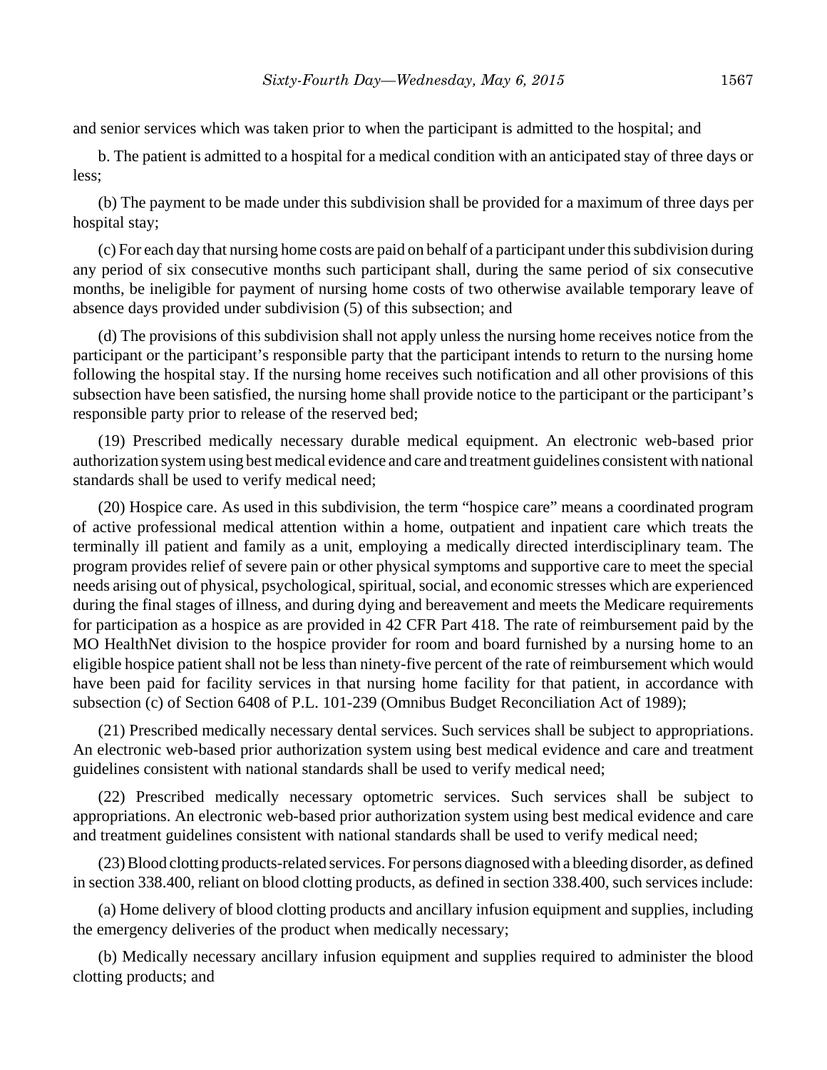and senior services which was taken prior to when the participant is admitted to the hospital; and

b. The patient is admitted to a hospital for a medical condition with an anticipated stay of three days or less;

(b) The payment to be made under this subdivision shall be provided for a maximum of three days per hospital stay;

(c) For each day that nursing home costs are paid on behalf of a participant under this subdivision during any period of six consecutive months such participant shall, during the same period of six consecutive months, be ineligible for payment of nursing home costs of two otherwise available temporary leave of absence days provided under subdivision (5) of this subsection; and

(d) The provisions of this subdivision shall not apply unless the nursing home receives notice from the participant or the participant's responsible party that the participant intends to return to the nursing home following the hospital stay. If the nursing home receives such notification and all other provisions of this subsection have been satisfied, the nursing home shall provide notice to the participant or the participant's responsible party prior to release of the reserved bed;

(19) Prescribed medically necessary durable medical equipment. An electronic web-based prior authorization system using best medical evidence and care and treatment guidelines consistent with national standards shall be used to verify medical need;

(20) Hospice care. As used in this subdivision, the term "hospice care" means a coordinated program of active professional medical attention within a home, outpatient and inpatient care which treats the terminally ill patient and family as a unit, employing a medically directed interdisciplinary team. The program provides relief of severe pain or other physical symptoms and supportive care to meet the special needs arising out of physical, psychological, spiritual, social, and economic stresses which are experienced during the final stages of illness, and during dying and bereavement and meets the Medicare requirements for participation as a hospice as are provided in 42 CFR Part 418. The rate of reimbursement paid by the MO HealthNet division to the hospice provider for room and board furnished by a nursing home to an eligible hospice patient shall not be less than ninety-five percent of the rate of reimbursement which would have been paid for facility services in that nursing home facility for that patient, in accordance with subsection (c) of Section 6408 of P.L. 101-239 (Omnibus Budget Reconciliation Act of 1989);

(21) Prescribed medically necessary dental services. Such services shall be subject to appropriations. An electronic web-based prior authorization system using best medical evidence and care and treatment guidelines consistent with national standards shall be used to verify medical need;

(22) Prescribed medically necessary optometric services. Such services shall be subject to appropriations. An electronic web-based prior authorization system using best medical evidence and care and treatment guidelines consistent with national standards shall be used to verify medical need;

(23) Blood clotting products-related services. For persons diagnosed with a bleeding disorder, as defined in section 338.400, reliant on blood clotting products, as defined in section 338.400, such services include:

(a) Home delivery of blood clotting products and ancillary infusion equipment and supplies, including the emergency deliveries of the product when medically necessary;

(b) Medically necessary ancillary infusion equipment and supplies required to administer the blood clotting products; and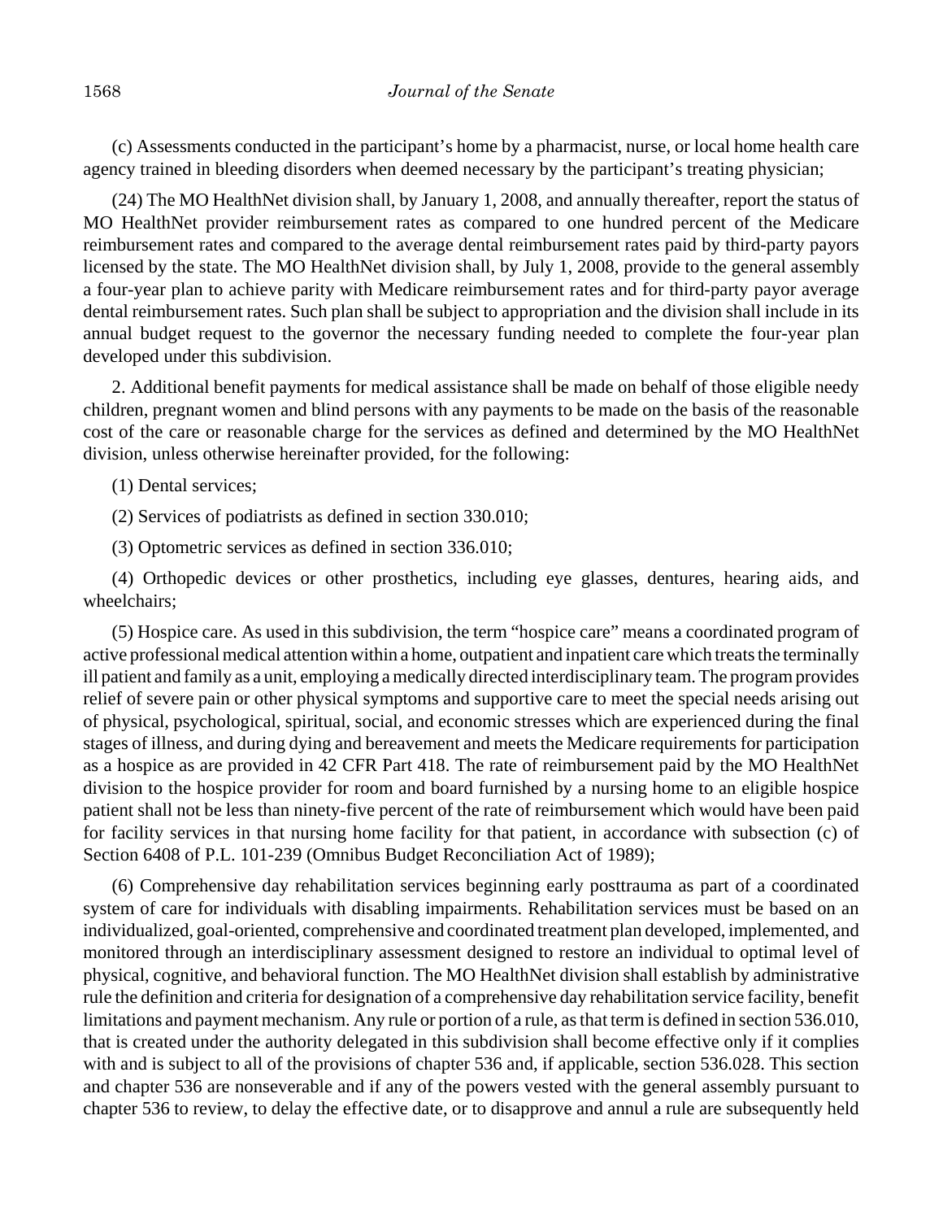(c) Assessments conducted in the participant's home by a pharmacist, nurse, or local home health care agency trained in bleeding disorders when deemed necessary by the participant's treating physician;

(24) The MO HealthNet division shall, by January 1, 2008, and annually thereafter, report the status of MO HealthNet provider reimbursement rates as compared to one hundred percent of the Medicare reimbursement rates and compared to the average dental reimbursement rates paid by third-party payors licensed by the state. The MO HealthNet division shall, by July 1, 2008, provide to the general assembly a four-year plan to achieve parity with Medicare reimbursement rates and for third-party payor average dental reimbursement rates. Such plan shall be subject to appropriation and the division shall include in its annual budget request to the governor the necessary funding needed to complete the four-year plan developed under this subdivision.

2. Additional benefit payments for medical assistance shall be made on behalf of those eligible needy children, pregnant women and blind persons with any payments to be made on the basis of the reasonable cost of the care or reasonable charge for the services as defined and determined by the MO HealthNet division, unless otherwise hereinafter provided, for the following:

(1) Dental services;

(2) Services of podiatrists as defined in section 330.010;

(3) Optometric services as defined in section 336.010;

(4) Orthopedic devices or other prosthetics, including eye glasses, dentures, hearing aids, and wheelchairs;

(5) Hospice care. As used in this subdivision, the term "hospice care" means a coordinated program of active professional medical attention within a home, outpatient and inpatient care which treats the terminally ill patient and family as a unit, employing a medically directed interdisciplinary team. The program provides relief of severe pain or other physical symptoms and supportive care to meet the special needs arising out of physical, psychological, spiritual, social, and economic stresses which are experienced during the final stages of illness, and during dying and bereavement and meets the Medicare requirements for participation as a hospice as are provided in 42 CFR Part 418. The rate of reimbursement paid by the MO HealthNet division to the hospice provider for room and board furnished by a nursing home to an eligible hospice patient shall not be less than ninety-five percent of the rate of reimbursement which would have been paid for facility services in that nursing home facility for that patient, in accordance with subsection (c) of Section 6408 of P.L. 101-239 (Omnibus Budget Reconciliation Act of 1989);

(6) Comprehensive day rehabilitation services beginning early posttrauma as part of a coordinated system of care for individuals with disabling impairments. Rehabilitation services must be based on an individualized, goal-oriented, comprehensive and coordinated treatment plan developed, implemented, and monitored through an interdisciplinary assessment designed to restore an individual to optimal level of physical, cognitive, and behavioral function. The MO HealthNet division shall establish by administrative rule the definition and criteria for designation of a comprehensive day rehabilitation service facility, benefit limitations and payment mechanism. Any rule or portion of a rule, as that term is defined in section 536.010, that is created under the authority delegated in this subdivision shall become effective only if it complies with and is subject to all of the provisions of chapter 536 and, if applicable, section 536.028. This section and chapter 536 are nonseverable and if any of the powers vested with the general assembly pursuant to chapter 536 to review, to delay the effective date, or to disapprove and annul a rule are subsequently held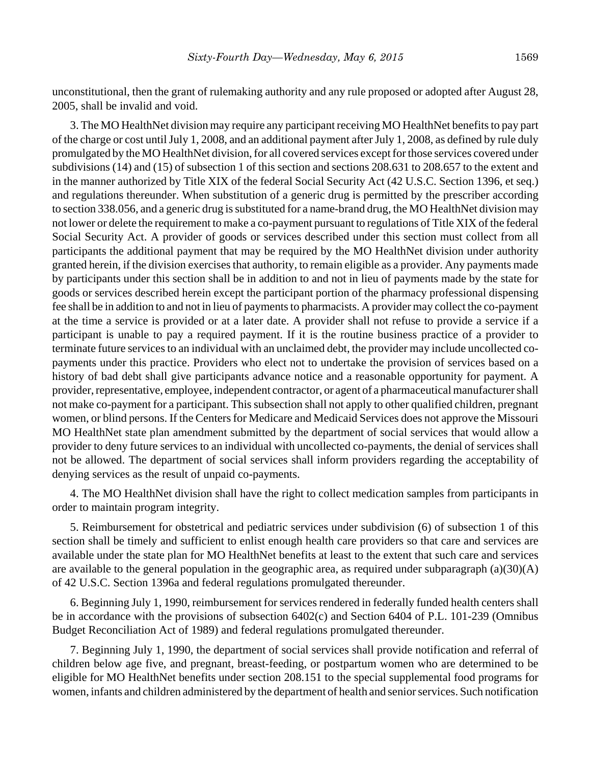unconstitutional, then the grant of rulemaking authority and any rule proposed or adopted after August 28, 2005, shall be invalid and void.

3. The MO HealthNet division may require any participant receiving MO HealthNet benefits to pay part of the charge or cost until July 1, 2008, and an additional payment after July 1, 2008, as defined by rule duly promulgated by the MO HealthNet division, for all covered services except for those services covered under subdivisions (14) and (15) of subsection 1 of this section and sections 208.631 to 208.657 to the extent and in the manner authorized by Title XIX of the federal Social Security Act (42 U.S.C. Section 1396, et seq.) and regulations thereunder. When substitution of a generic drug is permitted by the prescriber according to section 338.056, and a generic drug is substituted for a name-brand drug, the MO HealthNet division may not lower or delete the requirement to make a co-payment pursuant to regulations of Title XIX of the federal Social Security Act. A provider of goods or services described under this section must collect from all participants the additional payment that may be required by the MO HealthNet division under authority granted herein, if the division exercises that authority, to remain eligible as a provider. Any payments made by participants under this section shall be in addition to and not in lieu of payments made by the state for goods or services described herein except the participant portion of the pharmacy professional dispensing fee shall be in addition to and not in lieu of payments to pharmacists. A provider may collect the co-payment at the time a service is provided or at a later date. A provider shall not refuse to provide a service if a participant is unable to pay a required payment. If it is the routine business practice of a provider to terminate future services to an individual with an unclaimed debt, the provider may include uncollected co-payments under this practice. Providers who elect not to undertake the provision of services based on a history of bad debt shall give participants advance notice and a reasonable opportunity for payment. A provider, representative, employee, independent contractor, or agent of a pharmaceutical manufacturer shall not make co-payment for a participant. This subsection shall not apply to other qualified children, pregnant women, or blind persons. If the Centers for Medicare and Medicaid Services does not approve the Missouri MO HealthNet state plan amendment submitted by the department of social services that would allow a provider to deny future services to an individual with uncollected co-payments, the denial of services shall not be allowed. The department of social services shall inform providers regarding the acceptability of denying services as the result of unpaid co-payments.

4. The MO HealthNet division shall have the right to collect medication samples from participants in order to maintain program integrity.

5. Reimbursement for obstetrical and pediatric services under subdivision (6) of subsection 1 of this section shall be timely and sufficient to enlist enough health care providers so that care and services are available under the state plan for MO HealthNet benefits at least to the extent that such care and services are available to the general population in the geographic area, as required under subparagraph (a)(30)(A) of 42 U.S.C. Section 1396a and federal regulations promulgated thereunder.

6. Beginning July 1, 1990, reimbursement for services rendered in federally funded health centers shall be in accordance with the provisions of subsection 6402(c) and Section 6404 of P.L. 101-239 (Omnibus Budget Reconciliation Act of 1989) and federal regulations promulgated thereunder.

7. Beginning July 1, 1990, the department of social services shall provide notification and referral of children below age five, and pregnant, breast-feeding, or postpartum women who are determined to be eligible for MO HealthNet benefits under section 208.151 to the special supplemental food programs for women, infants and children administered by the department of health and senior services. Such notification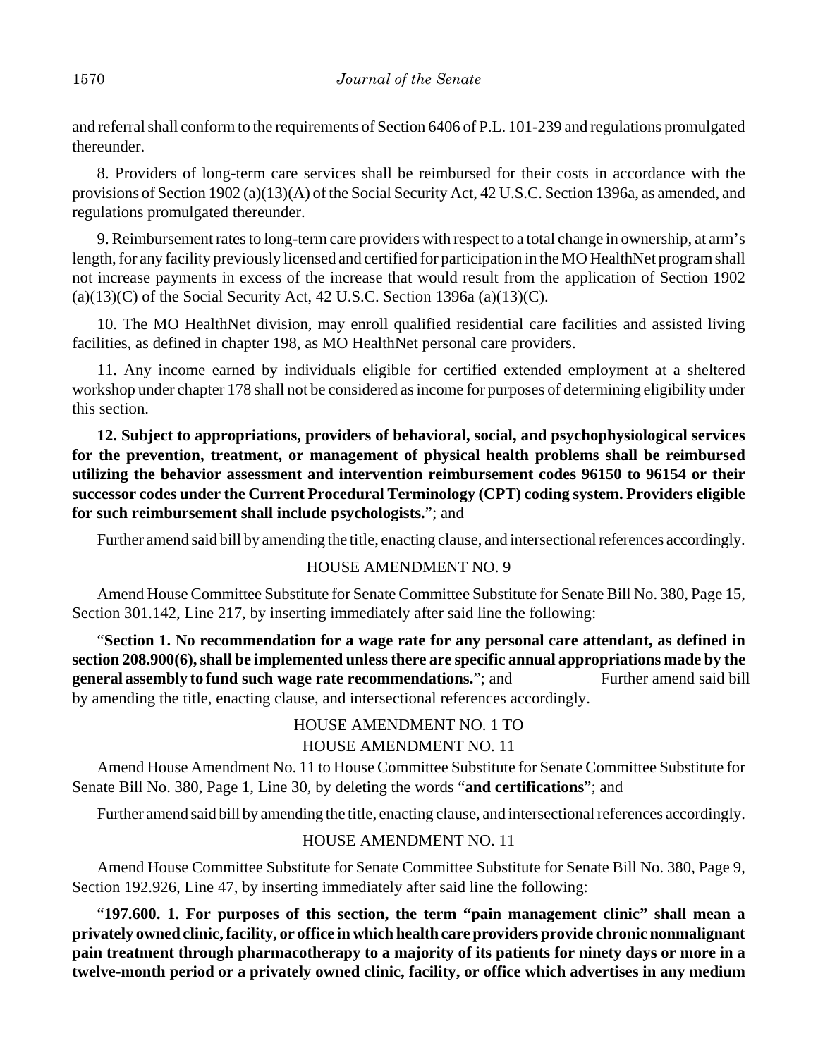and referral shall conform to the requirements of Section 6406 of P.L. 101-239 and regulations promulgated thereunder.

8. Providers of long-term care services shall be reimbursed for their costs in accordance with the provisions of Section 1902 (a)(13)(A) of the Social Security Act, 42 U.S.C. Section 1396a, as amended, and regulations promulgated thereunder.

9. Reimbursement rates to long-term care providers with respect to a total change in ownership, at arm's length, for any facility previously licensed and certified for participation in the MO HealthNet program shall not increase payments in excess of the increase that would result from the application of Section 1902 (a)(13)(C) of the Social Security Act, 42 U.S.C. Section 1396a (a)(13)(C).

10. The MO HealthNet division, may enroll qualified residential care facilities and assisted living facilities, as defined in chapter 198, as MO HealthNet personal care providers.

11. Any income earned by individuals eligible for certified extended employment at a sheltered workshop under chapter 178 shall not be considered as income for purposes of determining eligibility under this section.

**12. Subject to appropriations, providers of behavioral, social, and psychophysiological services for the prevention, treatment, or management of physical health problems shall be reimbursed utilizing the behavior assessment and intervention reimbursement codes 96150 to 96154 or their successor codes under the Current Procedural Terminology (CPT) coding system. Providers eligible for such reimbursement shall include psychologists.**"; and

Further amend said bill by amending the title, enacting clause, and intersectional references accordingly.

HOUSE AMENDMENT NO. 9

Amend House Committee Substitute for Senate Committee Substitute for Senate Bill No. 380, Page 15, Section 301.142, Line 217, by inserting immediately after said line the following:

"**Section 1. No recommendation for a wage rate for any personal care attendant, as defined in section 208.900(6), shall be implemented unless there are specific annual appropriations made by the general assembly to fund such wage rate recommendations.**"; and Further amend said bill by amending the title, enacting clause, and intersectional references accordingly.

HOUSE AMENDMENT NO. 1 TO
HOUSE AMENDMENT NO. 11

Amend House Amendment No. 11 to House Committee Substitute for Senate Committee Substitute for Senate Bill No. 380, Page 1, Line 30, by deleting the words "**and certifications**"; and

Further amend said bill by amending the title, enacting clause, and intersectional references accordingly.

HOUSE AMENDMENT NO. 11

Amend House Committee Substitute for Senate Committee Substitute for Senate Bill No. 380, Page 9, Section 192.926, Line 47, by inserting immediately after said line the following:

"**197.600. 1. For purposes of this section, the term "pain management clinic" shall mean a privately owned clinic, facility, or office in which health care providers provide chronic nonmalignant pain treatment through pharmacotherapy to a majority of its patients for ninety days or more in a twelve-month period or a privately owned clinic, facility, or office which advertises in any medium**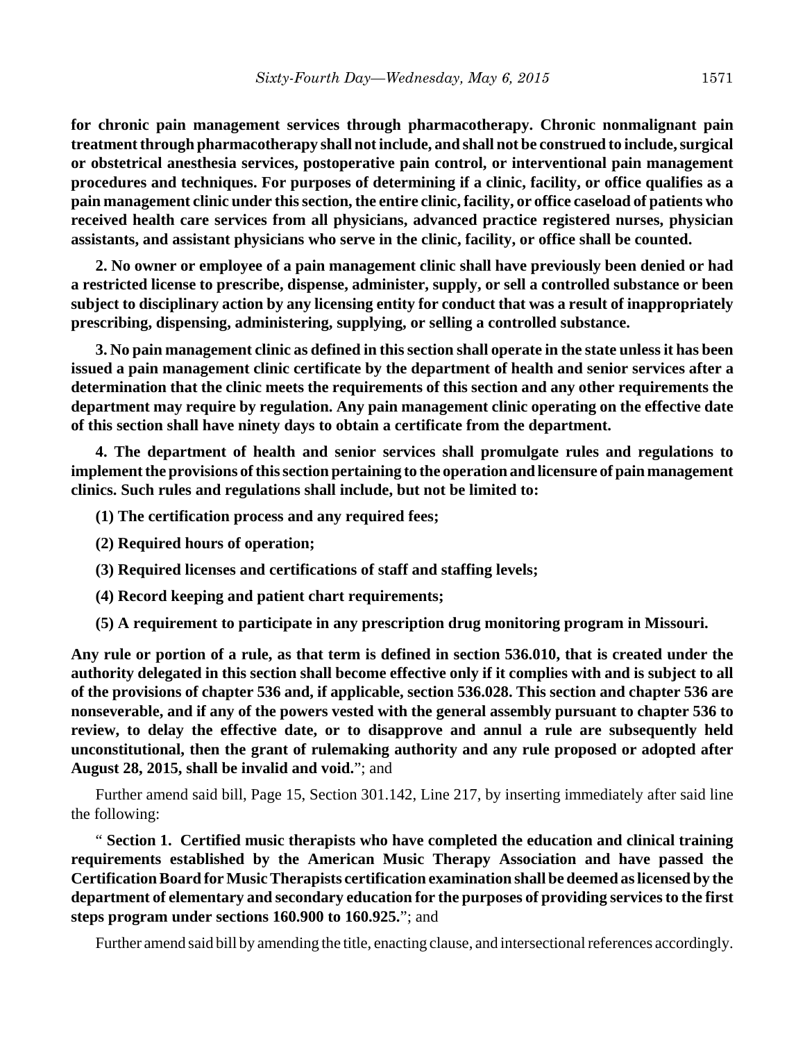**for chronic pain management services through pharmacotherapy. Chronic nonmalignant pain treatment through pharmacotherapy shall not include, and shall not be construed to include, surgical or obstetrical anesthesia services, postoperative pain control, or interventional pain management procedures and techniques. For purposes of determining if a clinic, facility, or office qualifies as a pain management clinic under this section, the entire clinic, facility, or office caseload of patients who received health care services from all physicians, advanced practice registered nurses, physician assistants, and assistant physicians who serve in the clinic, facility, or office shall be counted.**

**2. No owner or employee of a pain management clinic shall have previously been denied or had a restricted license to prescribe, dispense, administer, supply, or sell a controlled substance or been subject to disciplinary action by any licensing entity for conduct that was a result of inappropriately prescribing, dispensing, administering, supplying, or selling a controlled substance.**

**3. No pain management clinic as defined in this section shall operate in the state unless it has been issued a pain management clinic certificate by the department of health and senior services after a determination that the clinic meets the requirements of this section and any other requirements the department may require by regulation. Any pain management clinic operating on the effective date of this section shall have ninety days to obtain a certificate from the department.**

**4. The department of health and senior services shall promulgate rules and regulations to implement the provisions of this section pertaining to the operation and licensure of pain management clinics. Such rules and regulations shall include, but not be limited to:**

**(1) The certification process and any required fees;**

**(2) Required hours of operation;**

**(3) Required licenses and certifications of staff and staffing levels;**

**(4) Record keeping and patient chart requirements;**

**(5) A requirement to participate in any prescription drug monitoring program in Missouri.**

**Any rule or portion of a rule, as that term is defined in section 536.010, that is created under the authority delegated in this section shall become effective only if it complies with and is subject to all of the provisions of chapter 536 and, if applicable, section 536.028. This section and chapter 536 are nonseverable, and if any of the powers vested with the general assembly pursuant to chapter 536 to review, to delay the effective date, or to disapprove and annul a rule are subsequently held unconstitutional, then the grant of rulemaking authority and any rule proposed or adopted after August 28, 2015, shall be invalid and void.**"; and

Further amend said bill, Page 15, Section 301.142, Line 217, by inserting immediately after said line the following:

" **Section 1. Certified music therapists who have completed the education and clinical training requirements established by the American Music Therapy Association and have passed the Certification Board for Music Therapists certification examination shall be deemed as licensed by the department of elementary and secondary education for the purposes of providing services to the first steps program under sections 160.900 to 160.925.**"; and

Further amend said bill by amending the title, enacting clause, and intersectional references accordingly.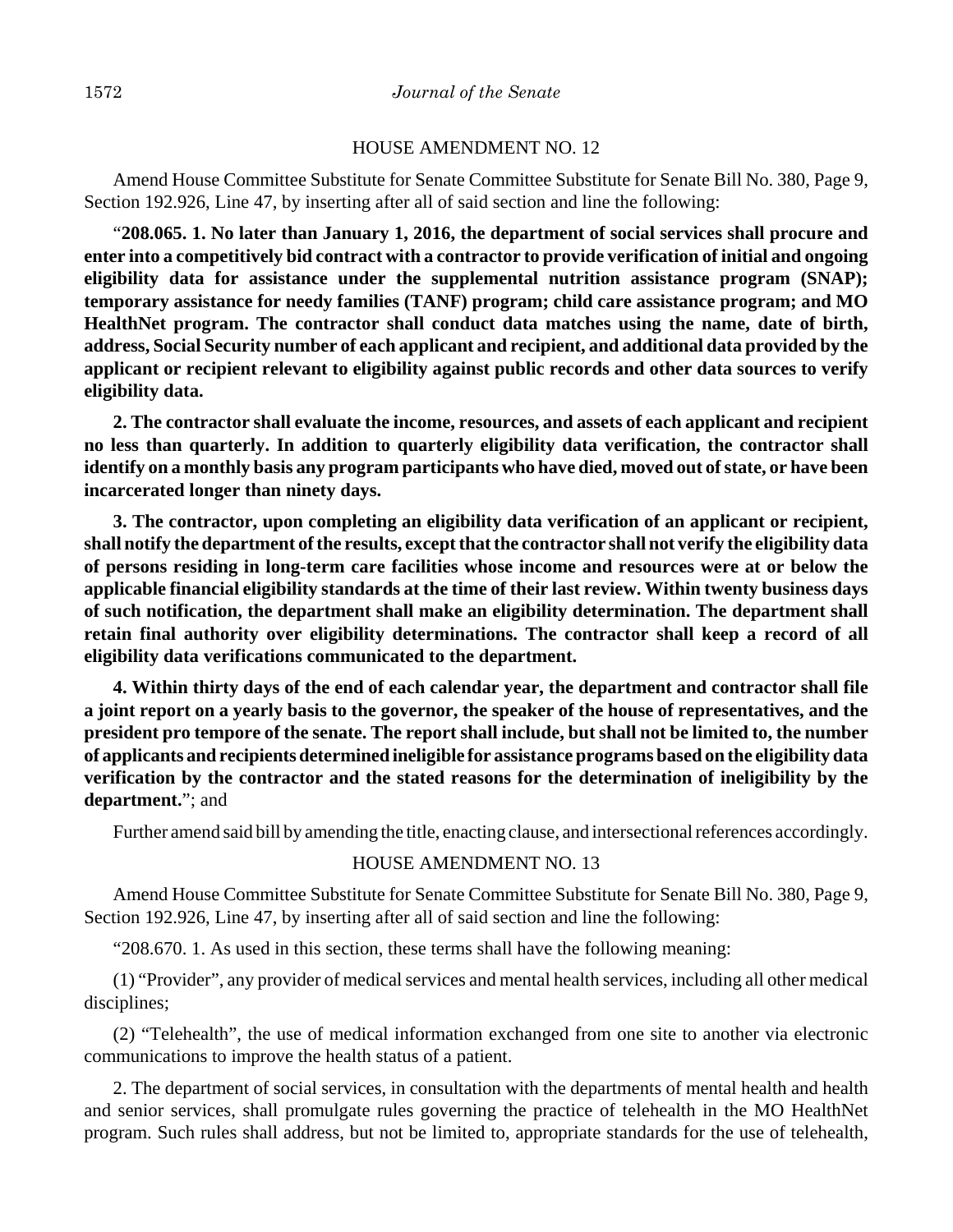HOUSE AMENDMENT NO. 12

Amend House Committee Substitute for Senate Committee Substitute for Senate Bill No. 380, Page 9, Section 192.926, Line 47, by inserting after all of said section and line the following:

"**208.065. 1. No later than January 1, 2016, the department of social services shall procure and enter into a competitively bid contract with a contractor to provide verification of initial and ongoing eligibility data for assistance under the supplemental nutrition assistance program (SNAP); temporary assistance for needy families (TANF) program; child care assistance program; and MO HealthNet program. The contractor shall conduct data matches using the name, date of birth, address, Social Security number of each applicant and recipient, and additional data provided by the applicant or recipient relevant to eligibility against public records and other data sources to verify eligibility data.**

**2. The contractor shall evaluate the income, resources, and assets of each applicant and recipient no less than quarterly. In addition to quarterly eligibility data verification, the contractor shall identify on a monthly basis any program participants who have died, moved out of state, or have been incarcerated longer than ninety days.**

**3. The contractor, upon completing an eligibility data verification of an applicant or recipient, shall notify the department of the results, except that the contractor shall not verify the eligibility data of persons residing in long-term care facilities whose income and resources were at or below the applicable financial eligibility standards at the time of their last review. Within twenty business days of such notification, the department shall make an eligibility determination. The department shall retain final authority over eligibility determinations. The contractor shall keep a record of all eligibility data verifications communicated to the department.**

**4. Within thirty days of the end of each calendar year, the department and contractor shall file a joint report on a yearly basis to the governor, the speaker of the house of representatives, and the president pro tempore of the senate. The report shall include, but shall not be limited to, the number of applicants and recipients determined ineligible for assistance programs based on the eligibility data verification by the contractor and the stated reasons for the determination of ineligibility by the department.**"; and

Further amend said bill by amending the title, enacting clause, and intersectional references accordingly.

HOUSE AMENDMENT NO. 13

Amend House Committee Substitute for Senate Committee Substitute for Senate Bill No. 380, Page 9, Section 192.926, Line 47, by inserting after all of said section and line the following:

"208.670. 1. As used in this section, these terms shall have the following meaning:

(1) "Provider", any provider of medical services and mental health services, including all other medical disciplines;

(2) "Telehealth", the use of medical information exchanged from one site to another via electronic communications to improve the health status of a patient.

2. The department of social services, in consultation with the departments of mental health and health and senior services, shall promulgate rules governing the practice of telehealth in the MO HealthNet program. Such rules shall address, but not be limited to, appropriate standards for the use of telehealth,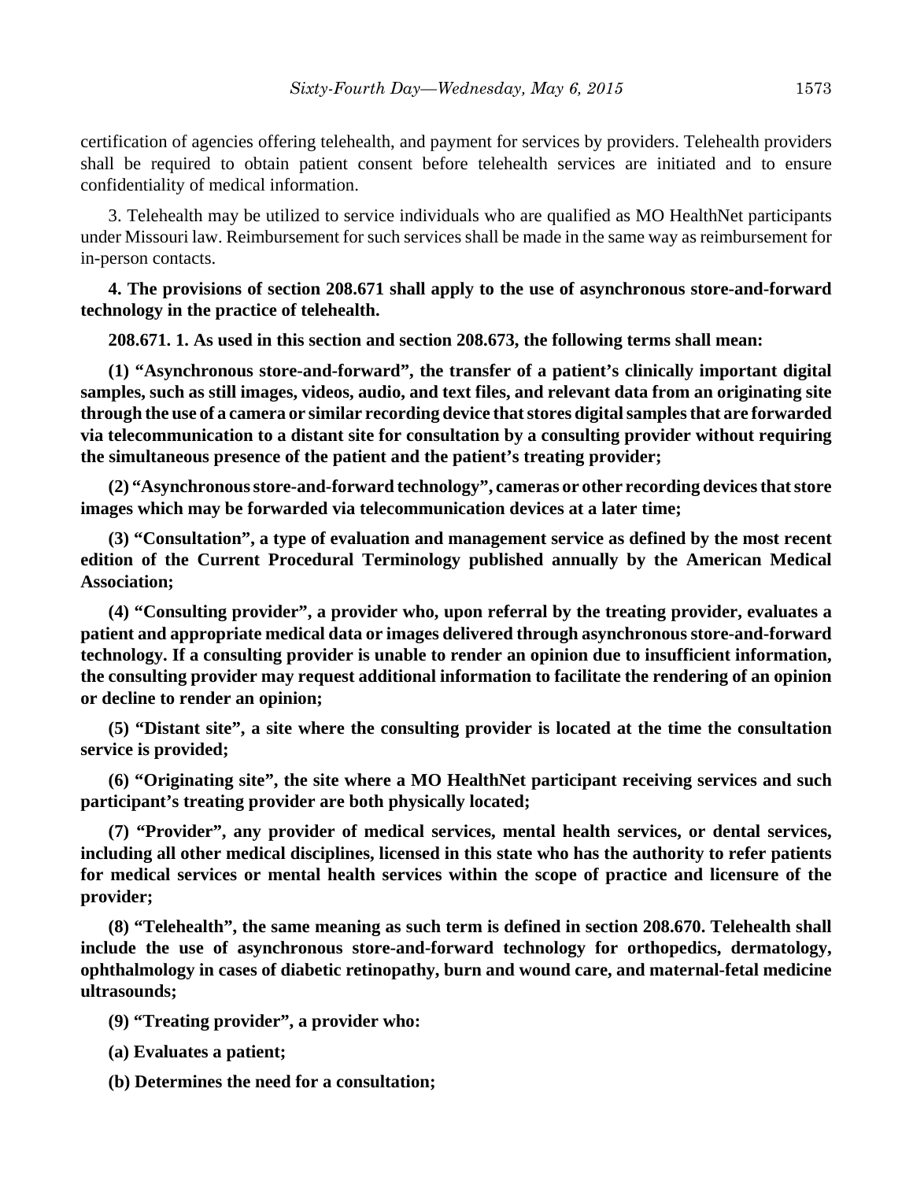certification of agencies offering telehealth, and payment for services by providers. Telehealth providers shall be required to obtain patient consent before telehealth services are initiated and to ensure confidentiality of medical information.

3. Telehealth may be utilized to service individuals who are qualified as MO HealthNet participants under Missouri law. Reimbursement for such services shall be made in the same way as reimbursement for in-person contacts.

**4. The provisions of section 208.671 shall apply to the use of asynchronous store-and-forward technology in the practice of telehealth.**

**208.671. 1. As used in this section and section 208.673, the following terms shall mean:**

**(1) "Asynchronous store-and-forward", the transfer of a patient's clinically important digital samples, such as still images, videos, audio, and text files, and relevant data from an originating site through the use of a camera or similar recording device that stores digital samples that are forwarded via telecommunication to a distant site for consultation by a consulting provider without requiring the simultaneous presence of the patient and the patient's treating provider;**

**(2) "Asynchronous store-and-forward technology", cameras or other recording devices that store images which may be forwarded via telecommunication devices at a later time;**

**(3) "Consultation", a type of evaluation and management service as defined by the most recent edition of the Current Procedural Terminology published annually by the American Medical Association;**

**(4) "Consulting provider", a provider who, upon referral by the treating provider, evaluates a patient and appropriate medical data or images delivered through asynchronous store-and-forward technology. If a consulting provider is unable to render an opinion due to insufficient information, the consulting provider may request additional information to facilitate the rendering of an opinion or decline to render an opinion;**

**(5) "Distant site", a site where the consulting provider is located at the time the consultation service is provided;**

**(6) "Originating site", the site where a MO HealthNet participant receiving services and such participant's treating provider are both physically located;**

**(7) "Provider", any provider of medical services, mental health services, or dental services, including all other medical disciplines, licensed in this state who has the authority to refer patients for medical services or mental health services within the scope of practice and licensure of the provider;**

**(8) "Telehealth", the same meaning as such term is defined in section 208.670. Telehealth shall include the use of asynchronous store-and-forward technology for orthopedics, dermatology, ophthalmology in cases of diabetic retinopathy, burn and wound care, and maternal-fetal medicine ultrasounds;**

**(9) "Treating provider", a provider who:**

**(a) Evaluates a patient;**

**(b) Determines the need for a consultation;**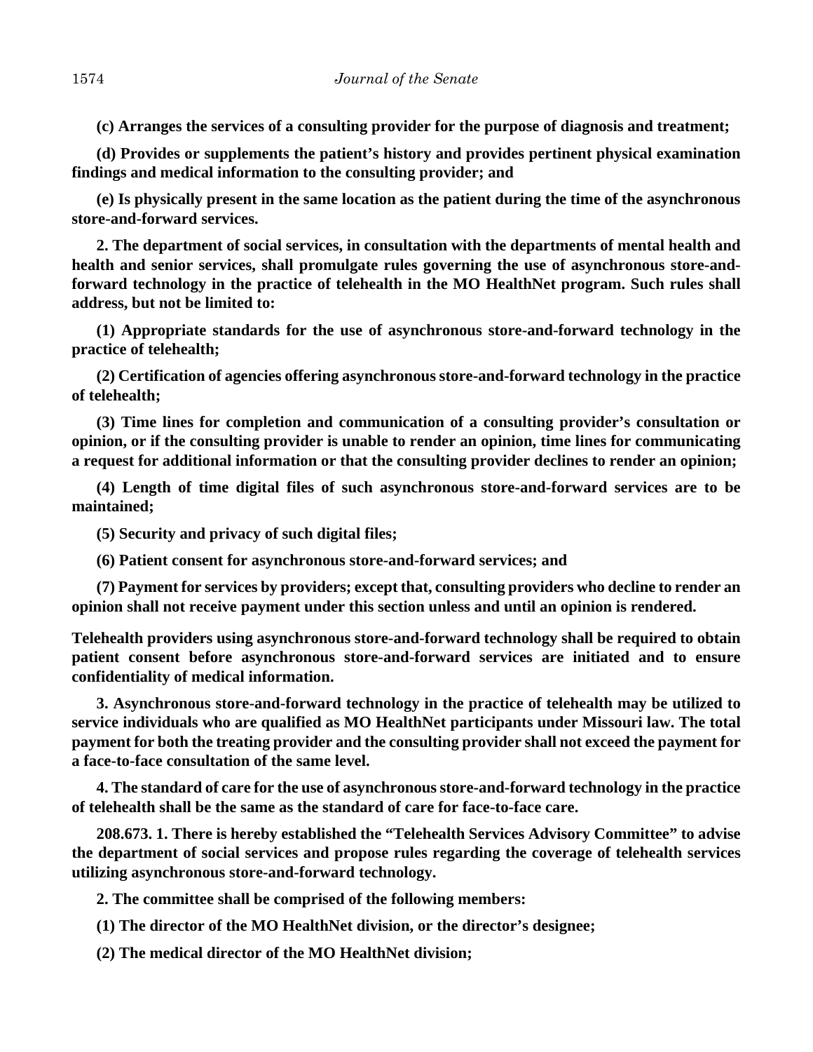**(c) Arranges the services of a consulting provider for the purpose of diagnosis and treatment;**

**(d) Provides or supplements the patient's history and provides pertinent physical examination findings and medical information to the consulting provider; and**

**(e) Is physically present in the same location as the patient during the time of the asynchronous store-and-forward services.**

**2. The department of social services, in consultation with the departments of mental health and health and senior services, shall promulgate rules governing the use of asynchronous store-and-forward technology in the practice of telehealth in the MO HealthNet program. Such rules shall address, but not be limited to:**

**(1) Appropriate standards for the use of asynchronous store-and-forward technology in the practice of telehealth;**

**(2) Certification of agencies offering asynchronous store-and-forward technology in the practice of telehealth;**

**(3) Time lines for completion and communication of a consulting provider's consultation or opinion, or if the consulting provider is unable to render an opinion, time lines for communicating a request for additional information or that the consulting provider declines to render an opinion;**

**(4) Length of time digital files of such asynchronous store-and-forward services are to be maintained;**

**(5) Security and privacy of such digital files;**

**(6) Patient consent for asynchronous store-and-forward services; and**

**(7) Payment for services by providers; except that, consulting providers who decline to render an opinion shall not receive payment under this section unless and until an opinion is rendered.**

**Telehealth providers using asynchronous store-and-forward technology shall be required to obtain patient consent before asynchronous store-and-forward services are initiated and to ensure confidentiality of medical information.**

**3. Asynchronous store-and-forward technology in the practice of telehealth may be utilized to service individuals who are qualified as MO HealthNet participants under Missouri law. The total payment for both the treating provider and the consulting provider shall not exceed the payment for a face-to-face consultation of the same level.**

**4. The standard of care for the use of asynchronous store-and-forward technology in the practice of telehealth shall be the same as the standard of care for face-to-face care.**

**208.673. 1. There is hereby established the "Telehealth Services Advisory Committee" to advise the department of social services and propose rules regarding the coverage of telehealth services utilizing asynchronous store-and-forward technology.**

**2. The committee shall be comprised of the following members:**

**(1) The director of the MO HealthNet division, or the director's designee;**

**(2) The medical director of the MO HealthNet division;**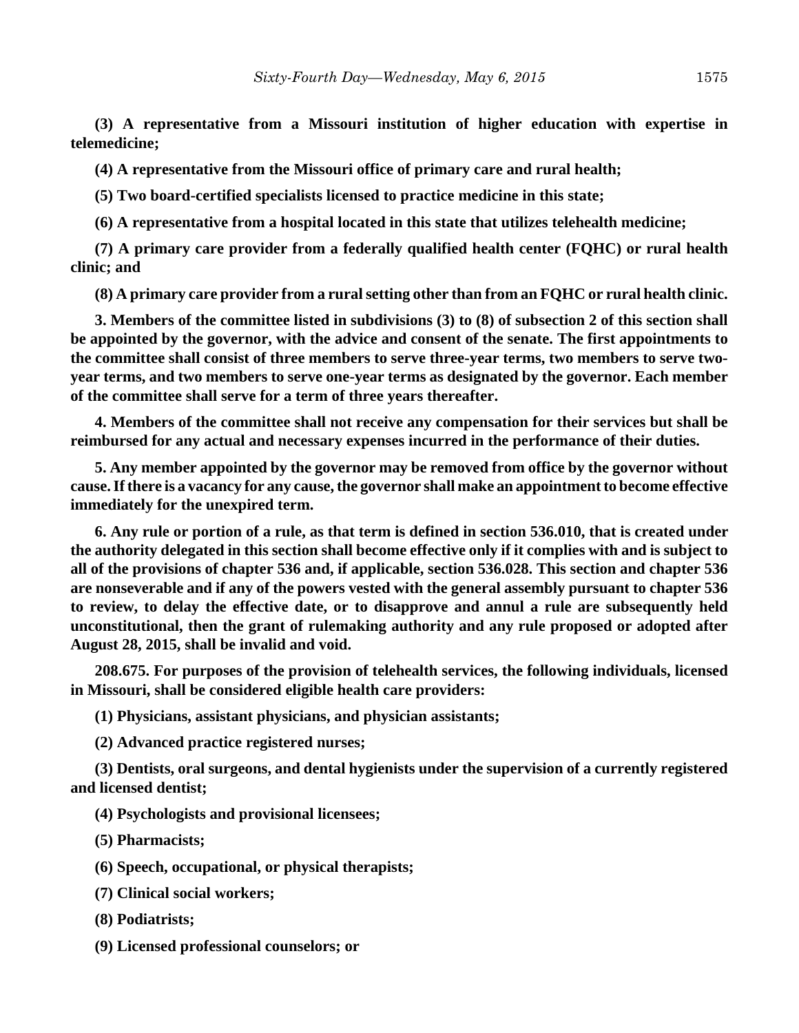**(3) A representative from a Missouri institution of higher education with expertise in telemedicine;**

**(4) A representative from the Missouri office of primary care and rural health;**

**(5) Two board-certified specialists licensed to practice medicine in this state;**

**(6) A representative from a hospital located in this state that utilizes telehealth medicine;**

**(7) A primary care provider from a federally qualified health center (FQHC) or rural health clinic; and**

**(8) A primary care provider from a rural setting other than from an FQHC or rural health clinic.**

**3. Members of the committee listed in subdivisions (3) to (8) of subsection 2 of this section shall be appointed by the governor, with the advice and consent of the senate. The first appointments to the committee shall consist of three members to serve three-year terms, two members to serve two-year terms, and two members to serve one-year terms as designated by the governor. Each member of the committee shall serve for a term of three years thereafter.**

**4. Members of the committee shall not receive any compensation for their services but shall be reimbursed for any actual and necessary expenses incurred in the performance of their duties.**

**5. Any member appointed by the governor may be removed from office by the governor without cause. If there is a vacancy for any cause, the governor shall make an appointment to become effective immediately for the unexpired term.**

**6. Any rule or portion of a rule, as that term is defined in section 536.010, that is created under the authority delegated in this section shall become effective only if it complies with and is subject to all of the provisions of chapter 536 and, if applicable, section 536.028. This section and chapter 536 are nonseverable and if any of the powers vested with the general assembly pursuant to chapter 536 to review, to delay the effective date, or to disapprove and annul a rule are subsequently held unconstitutional, then the grant of rulemaking authority and any rule proposed or adopted after August 28, 2015, shall be invalid and void.**

**208.675. For purposes of the provision of telehealth services, the following individuals, licensed in Missouri, shall be considered eligible health care providers:**

**(1) Physicians, assistant physicians, and physician assistants;**

**(2) Advanced practice registered nurses;**

**(3) Dentists, oral surgeons, and dental hygienists under the supervision of a currently registered and licensed dentist;**

**(4) Psychologists and provisional licensees;**

**(5) Pharmacists;**

**(6) Speech, occupational, or physical therapists;**

**(7) Clinical social workers;**

**(8) Podiatrists;**

**(9) Licensed professional counselors; or**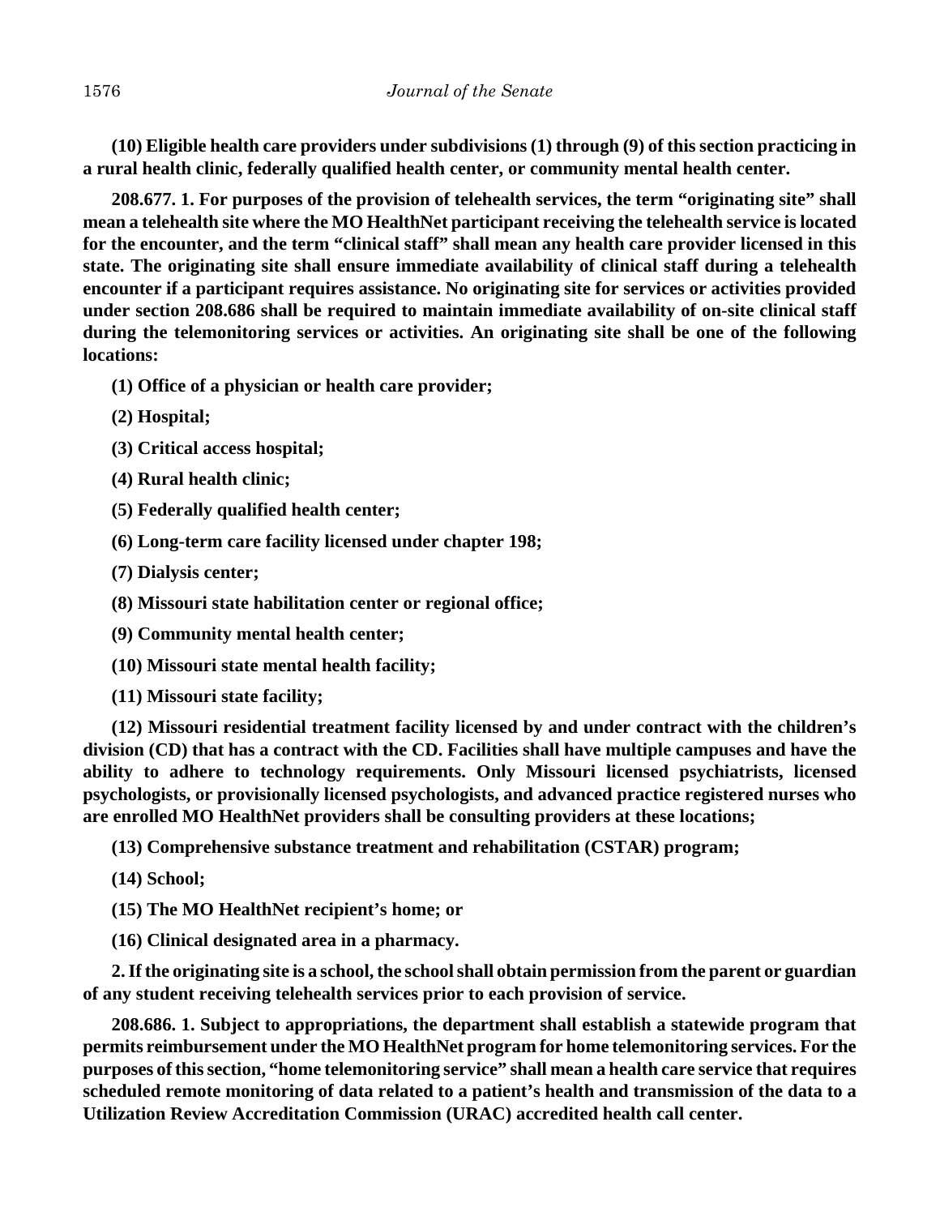**(10) Eligible health care providers under subdivisions (1) through (9) of this section practicing in a rural health clinic, federally qualified health center, or community mental health center.**

**208.677. 1. For purposes of the provision of telehealth services, the term "originating site" shall mean a telehealth site where the MO HealthNet participant receiving the telehealth service is located for the encounter, and the term "clinical staff" shall mean any health care provider licensed in this state. The originating site shall ensure immediate availability of clinical staff during a telehealth encounter if a participant requires assistance. No originating site for services or activities provided under section 208.686 shall be required to maintain immediate availability of on-site clinical staff during the telemonitoring services or activities. An originating site shall be one of the following locations:**

**(1) Office of a physician or health care provider;**

**(2) Hospital;**

**(3) Critical access hospital;**

**(4) Rural health clinic;**

**(5) Federally qualified health center;**

**(6) Long-term care facility licensed under chapter 198;**

**(7) Dialysis center;**

**(8) Missouri state habilitation center or regional office;**

**(9) Community mental health center;**

**(10) Missouri state mental health facility;**

**(11) Missouri state facility;**

**(12) Missouri residential treatment facility licensed by and under contract with the children's division (CD) that has a contract with the CD. Facilities shall have multiple campuses and have the ability to adhere to technology requirements. Only Missouri licensed psychiatrists, licensed psychologists, or provisionally licensed psychologists, and advanced practice registered nurses who are enrolled MO HealthNet providers shall be consulting providers at these locations;**

**(13) Comprehensive substance treatment and rehabilitation (CSTAR) program;**

**(14) School;**

**(15) The MO HealthNet recipient's home; or**

**(16) Clinical designated area in a pharmacy.**

**2. If the originating site is a school, the school shall obtain permission from the parent or guardian of any student receiving telehealth services prior to each provision of service.**

**208.686. 1. Subject to appropriations, the department shall establish a statewide program that permits reimbursement under the MO HealthNet program for home telemonitoring services. For the purposes of this section, "home telemonitoring service" shall mean a health care service that requires scheduled remote monitoring of data related to a patient's health and transmission of the data to a Utilization Review Accreditation Commission (URAC) accredited health call center.**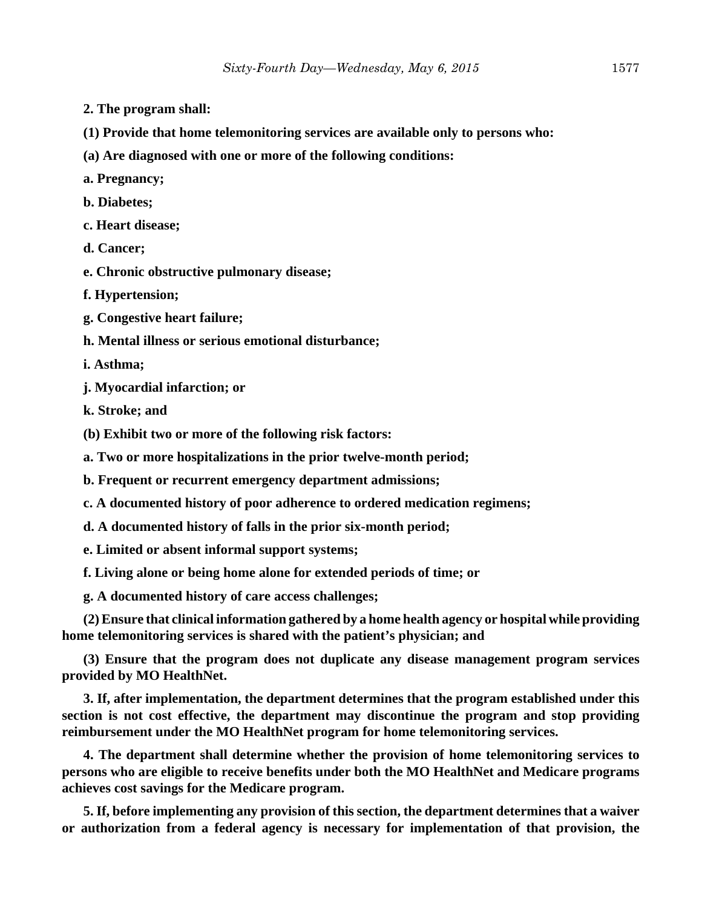**2. The program shall:**

**(1) Provide that home telemonitoring services are available only to persons who:**

**(a) Are diagnosed with one or more of the following conditions:**

**a. Pregnancy;**

**b. Diabetes;**

**c. Heart disease;**

**d. Cancer;**

**e. Chronic obstructive pulmonary disease;**

**f. Hypertension;**

**g. Congestive heart failure;**

**h. Mental illness or serious emotional disturbance;**

**i. Asthma;**

**j. Myocardial infarction; or**

**k. Stroke; and**

**(b) Exhibit two or more of the following risk factors:**

**a. Two or more hospitalizations in the prior twelve-month period;**

**b. Frequent or recurrent emergency department admissions;**

**c. A documented history of poor adherence to ordered medication regimens;**

**d. A documented history of falls in the prior six-month period;**

**e. Limited or absent informal support systems;**

**f. Living alone or being home alone for extended periods of time; or**

**g. A documented history of care access challenges;**

**(2) Ensure that clinical information gathered by a home health agency or hospital while providing home telemonitoring services is shared with the patient's physician; and**

**(3) Ensure that the program does not duplicate any disease management program services provided by MO HealthNet.**

**3. If, after implementation, the department determines that the program established under this section is not cost effective, the department may discontinue the program and stop providing reimbursement under the MO HealthNet program for home telemonitoring services.**

**4. The department shall determine whether the provision of home telemonitoring services to persons who are eligible to receive benefits under both the MO HealthNet and Medicare programs achieves cost savings for the Medicare program.**

**5. If, before implementing any provision of this section, the department determines that a waiver or authorization from a federal agency is necessary for implementation of that provision, the**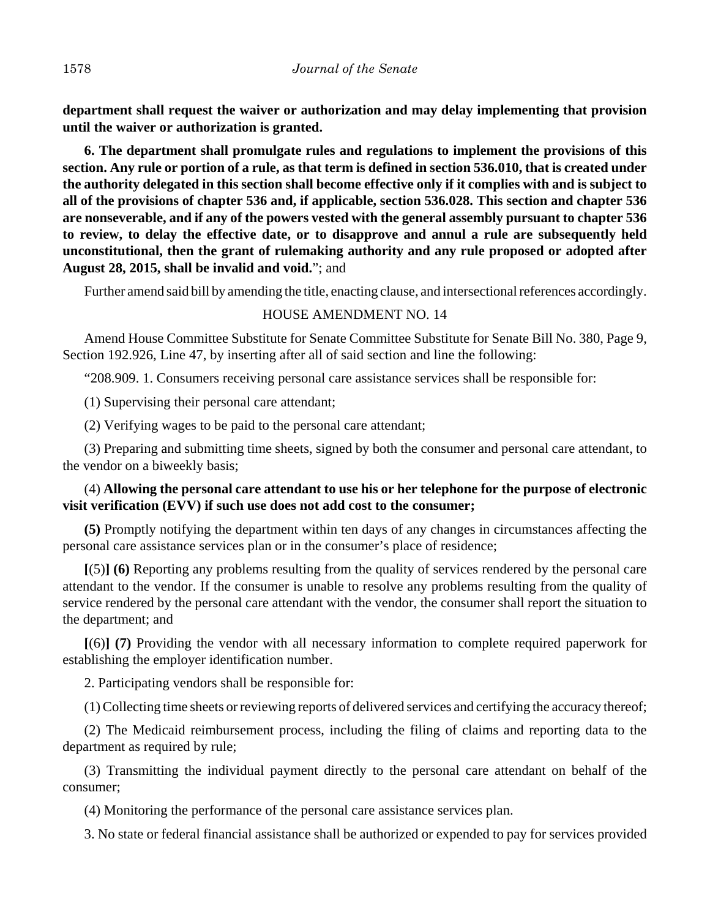**department shall request the waiver or authorization and may delay implementing that provision until the waiver or authorization is granted.**

**6. The department shall promulgate rules and regulations to implement the provisions of this section. Any rule or portion of a rule, as that term is defined in section 536.010, that is created under the authority delegated in this section shall become effective only if it complies with and is subject to all of the provisions of chapter 536 and, if applicable, section 536.028. This section and chapter 536 are nonseverable, and if any of the powers vested with the general assembly pursuant to chapter 536 to review, to delay the effective date, or to disapprove and annul a rule are subsequently held unconstitutional, then the grant of rulemaking authority and any rule proposed or adopted after August 28, 2015, shall be invalid and void.**"; and

Further amend said bill by amending the title, enacting clause, and intersectional references accordingly.

HOUSE AMENDMENT NO. 14

Amend House Committee Substitute for Senate Committee Substitute for Senate Bill No. 380, Page 9, Section 192.926, Line 47, by inserting after all of said section and line the following:

"208.909. 1. Consumers receiving personal care assistance services shall be responsible for:

(1) Supervising their personal care attendant;

(2) Verifying wages to be paid to the personal care attendant;

(3) Preparing and submitting time sheets, signed by both the consumer and personal care attendant, to the vendor on a biweekly basis;

(4) **Allowing the personal care attendant to use his or her telephone for the purpose of electronic visit verification (EVV) if such use does not add cost to the consumer;**

**(5)** Promptly notifying the department within ten days of any changes in circumstances affecting the personal care assistance services plan or in the consumer's place of residence;

**[**(5)**] (6)** Reporting any problems resulting from the quality of services rendered by the personal care attendant to the vendor. If the consumer is unable to resolve any problems resulting from the quality of service rendered by the personal care attendant with the vendor, the consumer shall report the situation to the department; and

**[**(6)**] (7)** Providing the vendor with all necessary information to complete required paperwork for establishing the employer identification number.

2. Participating vendors shall be responsible for:

(1) Collecting time sheets or reviewing reports of delivered services and certifying the accuracy thereof;

(2) The Medicaid reimbursement process, including the filing of claims and reporting data to the department as required by rule;

(3) Transmitting the individual payment directly to the personal care attendant on behalf of the consumer;

(4) Monitoring the performance of the personal care assistance services plan.

3. No state or federal financial assistance shall be authorized or expended to pay for services provided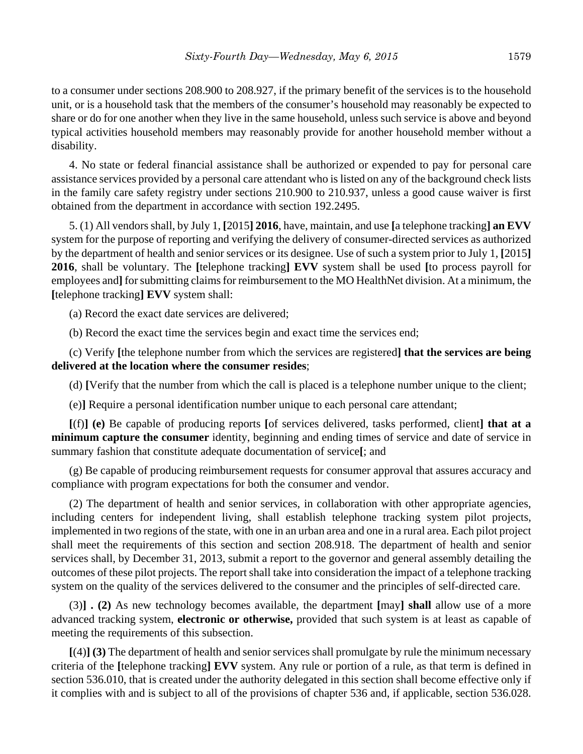to a consumer under sections 208.900 to 208.927, if the primary benefit of the services is to the household unit, or is a household task that the members of the consumer's household may reasonably be expected to share or do for one another when they live in the same household, unless such service is above and beyond typical activities household members may reasonably provide for another household member without a disability.

4. No state or federal financial assistance shall be authorized or expended to pay for personal care assistance services provided by a personal care attendant who is listed on any of the background check lists in the family care safety registry under sections 210.900 to 210.937, unless a good cause waiver is first obtained from the department in accordance with section 192.2495.

5. (1) All vendors shall, by July 1, **[**2015**] 2016**, have, maintain, and use **[**a telephone tracking**] an EVV** system for the purpose of reporting and verifying the delivery of consumer-directed services as authorized by the department of health and senior services or its designee. Use of such a system prior to July 1, **[**2015**] 2016**, shall be voluntary. The **[**telephone tracking**] EVV** system shall be used **[**to process payroll for employees and**]** for submitting claims for reimbursement to the MO HealthNet division. At a minimum, the **[**telephone tracking**] EVV** system shall:

(a) Record the exact date services are delivered;

(b) Record the exact time the services begin and exact time the services end;

(c) Verify **[**the telephone number from which the services are registered**] that the services are being delivered at the location where the consumer resides**;

(d) **[**Verify that the number from which the call is placed is a telephone number unique to the client;

(e)**]** Require a personal identification number unique to each personal care attendant;

**[**(f)**] (e)** Be capable of producing reports **[**of services delivered, tasks performed, client**] that at a minimum capture the consumer** identity, beginning and ending times of service and date of service in summary fashion that constitute adequate documentation of service**[**; and

(g) Be capable of producing reimbursement requests for consumer approval that assures accuracy and compliance with program expectations for both the consumer and vendor.

(2) The department of health and senior services, in collaboration with other appropriate agencies, including centers for independent living, shall establish telephone tracking system pilot projects, implemented in two regions of the state, with one in an urban area and one in a rural area. Each pilot project shall meet the requirements of this section and section 208.918. The department of health and senior services shall, by December 31, 2013, submit a report to the governor and general assembly detailing the outcomes of these pilot projects. The report shall take into consideration the impact of a telephone tracking system on the quality of the services delivered to the consumer and the principles of self-directed care.

(3)**] . (2)** As new technology becomes available, the department **[**may**] shall** allow use of a more advanced tracking system, **electronic or otherwise,** provided that such system is at least as capable of meeting the requirements of this subsection.

**[**(4)**] (3)** The department of health and senior services shall promulgate by rule the minimum necessary criteria of the **[**telephone tracking**] EVV** system. Any rule or portion of a rule, as that term is defined in section 536.010, that is created under the authority delegated in this section shall become effective only if it complies with and is subject to all of the provisions of chapter 536 and, if applicable, section 536.028.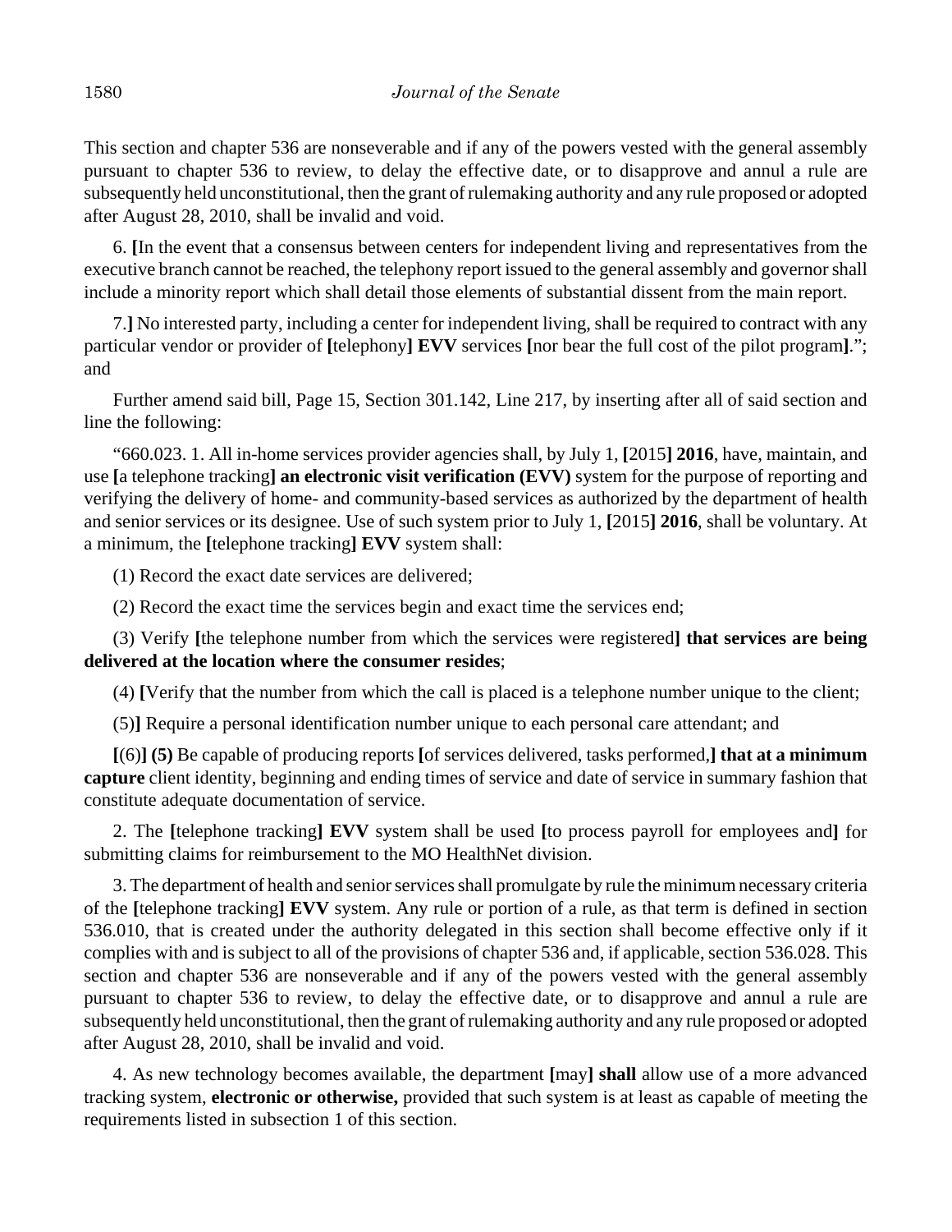This section and chapter 536 are nonseverable and if any of the powers vested with the general assembly pursuant to chapter 536 to review, to delay the effective date, or to disapprove and annul a rule are subsequently held unconstitutional, then the grant of rulemaking authority and any rule proposed or adopted after August 28, 2010, shall be invalid and void.

6. **[**In the event that a consensus between centers for independent living and representatives from the executive branch cannot be reached, the telephony report issued to the general assembly and governor shall include a minority report which shall detail those elements of substantial dissent from the main report.

7.**]** No interested party, including a center for independent living, shall be required to contract with any particular vendor or provider of **[**telephony**] EVV** services **[**nor bear the full cost of the pilot program**]**."; and

Further amend said bill, Page 15, Section 301.142, Line 217, by inserting after all of said section and line the following:

"660.023. 1. All in-home services provider agencies shall, by July 1, **[**2015**] 2016**, have, maintain, and use **[**a telephone tracking**] an electronic visit verification (EVV)** system for the purpose of reporting and verifying the delivery of home- and community-based services as authorized by the department of health and senior services or its designee. Use of such system prior to July 1, **[**2015**] 2016**, shall be voluntary. At a minimum, the **[**telephone tracking**] EVV** system shall:

(1) Record the exact date services are delivered;

(2) Record the exact time the services begin and exact time the services end;

(3) Verify **[**the telephone number from which the services were registered**] that services are being delivered at the location where the consumer resides**;

(4) **[**Verify that the number from which the call is placed is a telephone number unique to the client;

(5)**]** Require a personal identification number unique to each personal care attendant; and

**[**(6)**] (5)** Be capable of producing reports **[**of services delivered, tasks performed,**] that at a minimum capture** client identity, beginning and ending times of service and date of service in summary fashion that constitute adequate documentation of service.

2. The **[**telephone tracking**] EVV** system shall be used **[**to process payroll for employees and**]** for submitting claims for reimbursement to the MO HealthNet division.

3. The department of health and senior services shall promulgate by rule the minimum necessary criteria of the **[**telephone tracking**] EVV** system. Any rule or portion of a rule, as that term is defined in section 536.010, that is created under the authority delegated in this section shall become effective only if it complies with and is subject to all of the provisions of chapter 536 and, if applicable, section 536.028. This section and chapter 536 are nonseverable and if any of the powers vested with the general assembly pursuant to chapter 536 to review, to delay the effective date, or to disapprove and annul a rule are subsequently held unconstitutional, then the grant of rulemaking authority and any rule proposed or adopted after August 28, 2010, shall be invalid and void.

4. As new technology becomes available, the department **[**may**] shall** allow use of a more advanced tracking system, **electronic or otherwise,** provided that such system is at least as capable of meeting the requirements listed in subsection 1 of this section.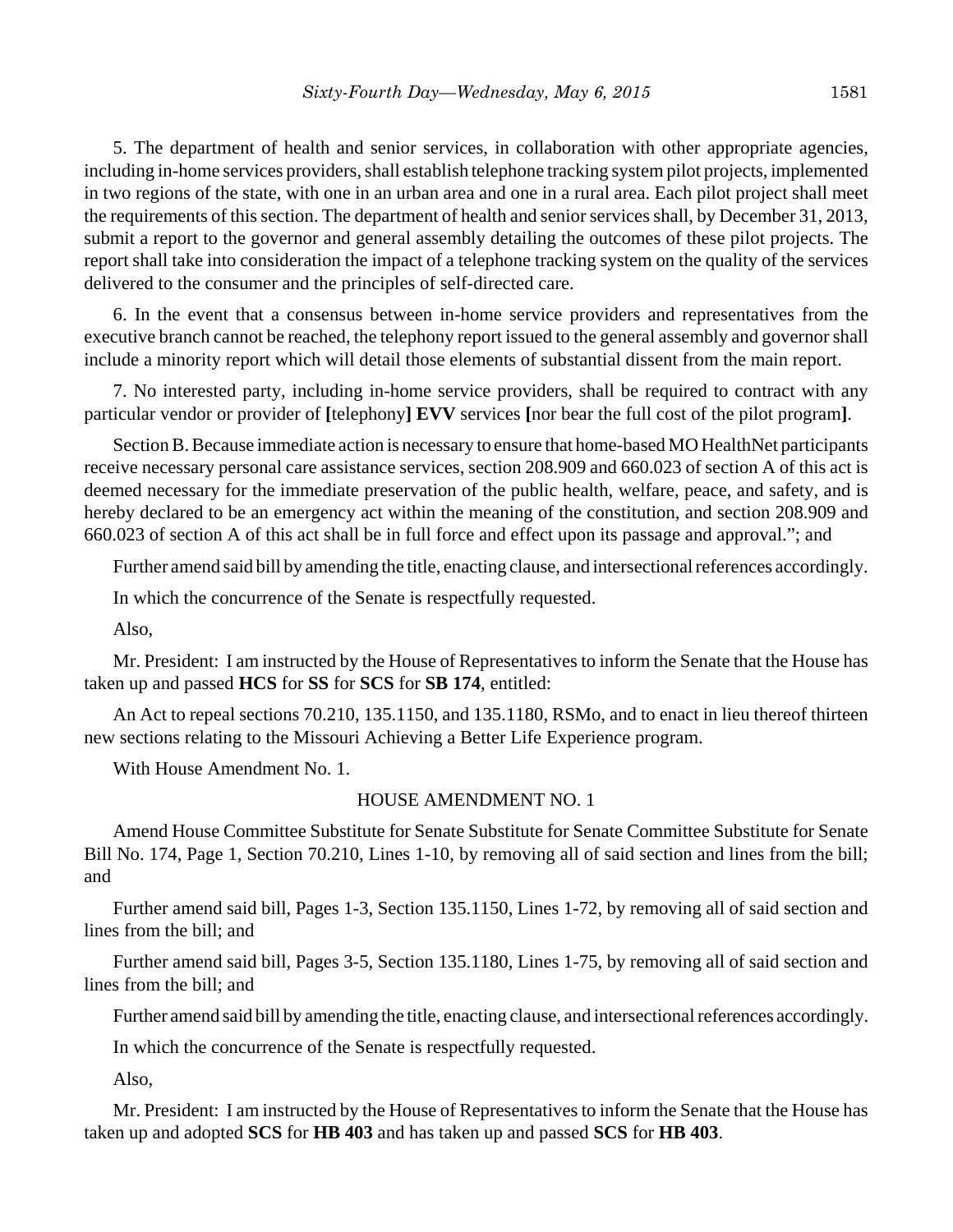5. The department of health and senior services, in collaboration with other appropriate agencies, including in-home services providers, shall establish telephone tracking system pilot projects, implemented in two regions of the state, with one in an urban area and one in a rural area. Each pilot project shall meet the requirements of this section. The department of health and senior services shall, by December 31, 2013, submit a report to the governor and general assembly detailing the outcomes of these pilot projects. The report shall take into consideration the impact of a telephone tracking system on the quality of the services delivered to the consumer and the principles of self-directed care.

6. In the event that a consensus between in-home service providers and representatives from the executive branch cannot be reached, the telephony report issued to the general assembly and governor shall include a minority report which will detail those elements of substantial dissent from the main report.

7. No interested party, including in-home service providers, shall be required to contract with any particular vendor or provider of **[**telephony**] EVV** services **[**nor bear the full cost of the pilot program**]**.

Section B. Because immediate action is necessary to ensure that home-based MO HealthNet participants receive necessary personal care assistance services, section 208.909 and 660.023 of section A of this act is deemed necessary for the immediate preservation of the public health, welfare, peace, and safety, and is hereby declared to be an emergency act within the meaning of the constitution, and section 208.909 and 660.023 of section A of this act shall be in full force and effect upon its passage and approval."; and

Further amend said bill by amending the title, enacting clause, and intersectional references accordingly.

In which the concurrence of the Senate is respectfully requested.

Also,

Mr. President: I am instructed by the House of Representatives to inform the Senate that the House has taken up and passed **HCS** for **SS** for **SCS** for **SB 174**, entitled:

An Act to repeal sections 70.210, 135.1150, and 135.1180, RSMo, and to enact in lieu thereof thirteen new sections relating to the Missouri Achieving a Better Life Experience program.

With House Amendment No. 1.

HOUSE AMENDMENT NO. 1

Amend House Committee Substitute for Senate Substitute for Senate Committee Substitute for Senate Bill No. 174, Page 1, Section 70.210, Lines 1-10, by removing all of said section and lines from the bill; and

Further amend said bill, Pages 1-3, Section 135.1150, Lines 1-72, by removing all of said section and lines from the bill; and

Further amend said bill, Pages 3-5, Section 135.1180, Lines 1-75, by removing all of said section and lines from the bill; and

Further amend said bill by amending the title, enacting clause, and intersectional references accordingly.

In which the concurrence of the Senate is respectfully requested.

Also,

Mr. President: I am instructed by the House of Representatives to inform the Senate that the House has taken up and adopted **SCS** for **HB 403** and has taken up and passed **SCS** for **HB 403**.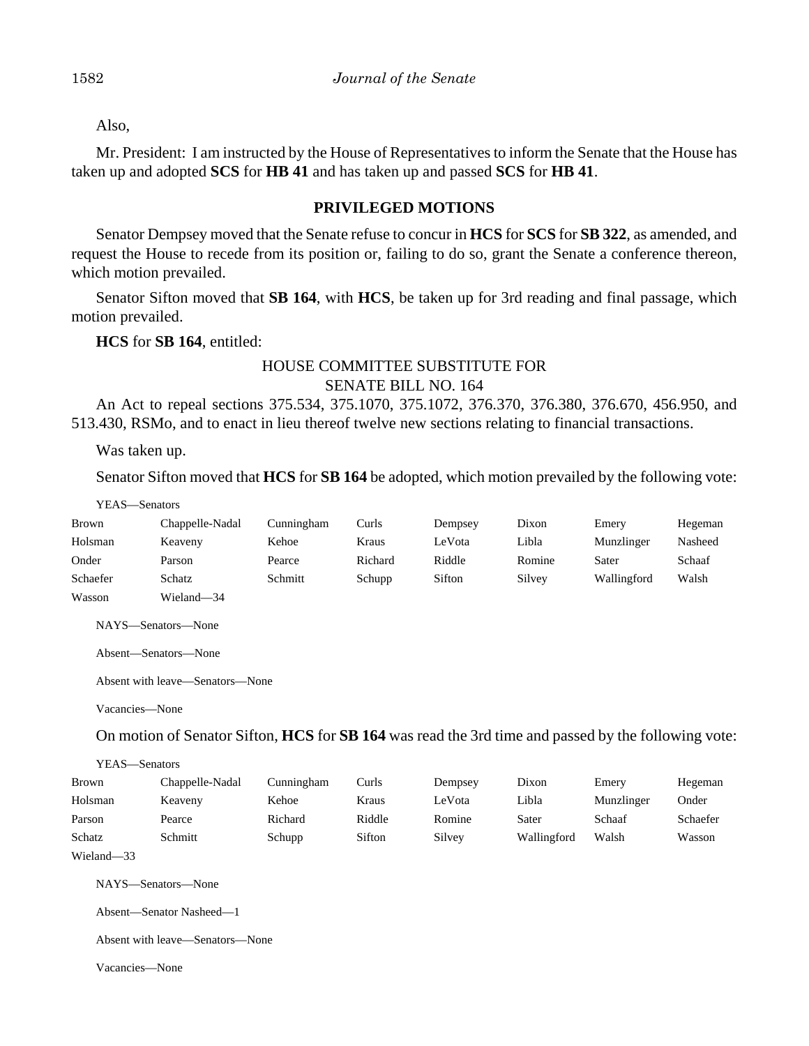Also,

Mr. President: I am instructed by the House of Representatives to inform the Senate that the House has taken up and adopted **SCS** for **HB 41** and has taken up and passed **SCS** for **HB 41**.

## PRIVILEGED MOTIONS

Senator Dempsey moved that the Senate refuse to concur in **HCS** for **SCS** for **SB 322**, as amended, and request the House to recede from its position or, failing to do so, grant the Senate a conference thereon, which motion prevailed.

Senator Sifton moved that **SB 164**, with **HCS**, be taken up for 3rd reading and final passage, which motion prevailed.

**HCS** for **SB 164**, entitled:

HOUSE COMMITTEE SUBSTITUTE FOR
SENATE BILL NO. 164

An Act to repeal sections 375.534, 375.1070, 375.1072, 376.370, 376.380, 376.670, 456.950, and 513.430, RSMo, and to enact in lieu thereof twelve new sections relating to financial transactions.

Was taken up.

Senator Sifton moved that **HCS** for **SB 164** be adopted, which motion prevailed by the following vote:

YEAS—Senators

| | | | | | | | |
|---|---|---|---|---|---|---|---|
| Brown | Chappelle-Nadal | Cunningham | Curls | Dempsey | Dixon | Emery | Hegeman |
| Holsman | Keaveny | Kehoe | Kraus | LeVota | Libla | Munzlinger | Nasheed |
| Onder | Parson | Pearce | Richard | Riddle | Romine | Sater | Schaaf |
| Schaefer | Schatz | Schmitt | Schupp | Sifton | Silvey | Wallingford | Walsh |
| Wasson | Wieland—34 | | | | | | |

NAYS—Senators—None

Absent—Senators—None

Absent with leave—Senators—None

Vacancies—None

On motion of Senator Sifton, **HCS** for **SB 164** was read the 3rd time and passed by the following vote:

YEAS—Senators

| | | | | | | | |
|---|---|---|---|---|---|---|---|
| Brown | Chappelle-Nadal | Cunningham | Curls | Dempsey | Dixon | Emery | Hegeman |
| Holsman | Keaveny | Kehoe | Kraus | LeVota | Libla | Munzlinger | Onder |
| Parson | Pearce | Richard | Riddle | Romine | Sater | Schaaf | Schaefer |
| Schatz | Schmitt | Schupp | Sifton | Silvey | Wallingford | Walsh | Wasson |
| Wieland—33 | | | | | | | |

NAYS—Senators—None

Absent—Senator Nasheed—1

Absent with leave—Senators—None

Vacancies—None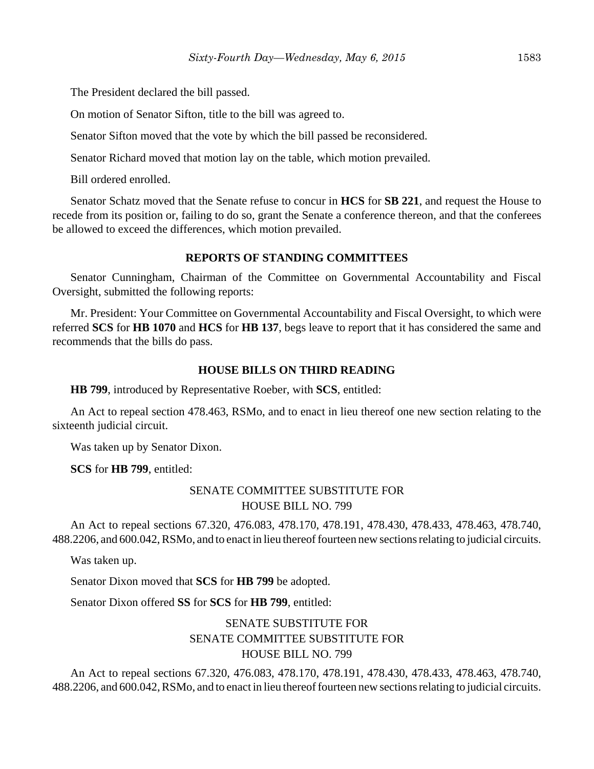The President declared the bill passed.

On motion of Senator Sifton, title to the bill was agreed to.

Senator Sifton moved that the vote by which the bill passed be reconsidered.

Senator Richard moved that motion lay on the table, which motion prevailed.

Bill ordered enrolled.

Senator Schatz moved that the Senate refuse to concur in **HCS** for **SB 221**, and request the House to recede from its position or, failing to do so, grant the Senate a conference thereon, and that the conferees be allowed to exceed the differences, which motion prevailed.

## REPORTS OF STANDING COMMITTEES

Senator Cunningham, Chairman of the Committee on Governmental Accountability and Fiscal Oversight, submitted the following reports:

Mr. President: Your Committee on Governmental Accountability and Fiscal Oversight, to which were referred **SCS** for **HB 1070** and **HCS** for **HB 137**, begs leave to report that it has considered the same and recommends that the bills do pass.

## HOUSE BILLS ON THIRD READING

**HB 799**, introduced by Representative Roeber, with **SCS**, entitled:

An Act to repeal section 478.463, RSMo, and to enact in lieu thereof one new section relating to the sixteenth judicial circuit.

Was taken up by Senator Dixon.

**SCS** for **HB 799**, entitled:

SENATE COMMITTEE SUBSTITUTE FOR
HOUSE BILL NO. 799

An Act to repeal sections 67.320, 476.083, 478.170, 478.191, 478.430, 478.433, 478.463, 478.740, 488.2206, and 600.042, RSMo, and to enact in lieu thereof fourteen new sections relating to judicial circuits.

Was taken up.

Senator Dixon moved that **SCS** for **HB 799** be adopted.

Senator Dixon offered **SS** for **SCS** for **HB 799**, entitled:

SENATE SUBSTITUTE FOR
SENATE COMMITTEE SUBSTITUTE FOR
HOUSE BILL NO. 799

An Act to repeal sections 67.320, 476.083, 478.170, 478.191, 478.430, 478.433, 478.463, 478.740, 488.2206, and 600.042, RSMo, and to enact in lieu thereof fourteen new sections relating to judicial circuits.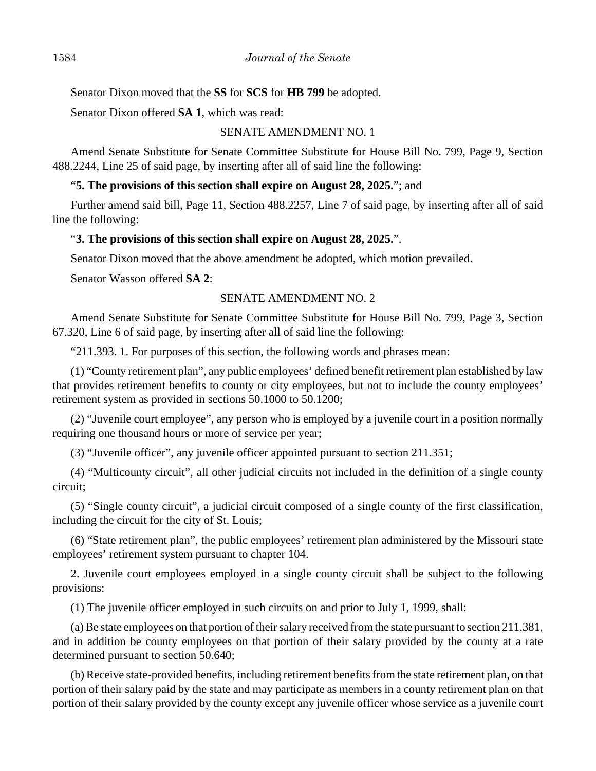Senator Dixon moved that the **SS** for **SCS** for **HB 799** be adopted.

Senator Dixon offered **SA 1**, which was read:

SENATE AMENDMENT NO. 1

Amend Senate Substitute for Senate Committee Substitute for House Bill No. 799, Page 9, Section 488.2244, Line 25 of said page, by inserting after all of said line the following:

"**5. The provisions of this section shall expire on August 28, 2025.**"; and

Further amend said bill, Page 11, Section 488.2257, Line 7 of said page, by inserting after all of said line the following:

"**3. The provisions of this section shall expire on August 28, 2025.**".

Senator Dixon moved that the above amendment be adopted, which motion prevailed.

Senator Wasson offered **SA 2**:

SENATE AMENDMENT NO. 2

Amend Senate Substitute for Senate Committee Substitute for House Bill No. 799, Page 3, Section 67.320, Line 6 of said page, by inserting after all of said line the following:

"211.393. 1. For purposes of this section, the following words and phrases mean:

(1) "County retirement plan", any public employees' defined benefit retirement plan established by law that provides retirement benefits to county or city employees, but not to include the county employees' retirement system as provided in sections 50.1000 to 50.1200;

(2) "Juvenile court employee", any person who is employed by a juvenile court in a position normally requiring one thousand hours or more of service per year;

(3) "Juvenile officer", any juvenile officer appointed pursuant to section 211.351;

(4) "Multicounty circuit", all other judicial circuits not included in the definition of a single county circuit;

(5) "Single county circuit", a judicial circuit composed of a single county of the first classification, including the circuit for the city of St. Louis;

(6) "State retirement plan", the public employees' retirement plan administered by the Missouri state employees' retirement system pursuant to chapter 104.

2. Juvenile court employees employed in a single county circuit shall be subject to the following provisions:

(1) The juvenile officer employed in such circuits on and prior to July 1, 1999, shall:

(a) Be state employees on that portion of their salary received from the state pursuant to section 211.381, and in addition be county employees on that portion of their salary provided by the county at a rate determined pursuant to section 50.640;

(b) Receive state-provided benefits, including retirement benefits from the state retirement plan, on that portion of their salary paid by the state and may participate as members in a county retirement plan on that portion of their salary provided by the county except any juvenile officer whose service as a juvenile court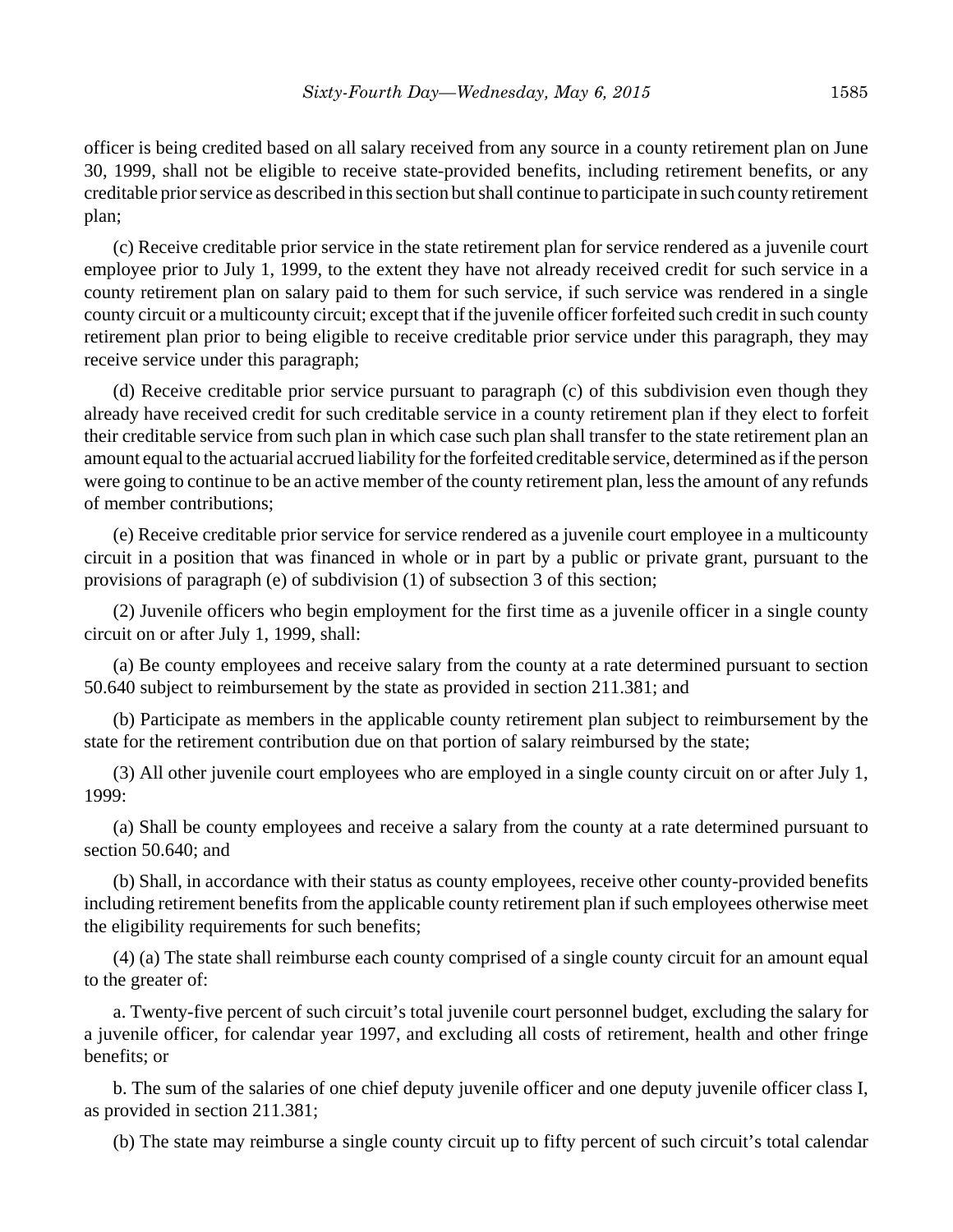officer is being credited based on all salary received from any source in a county retirement plan on June 30, 1999, shall not be eligible to receive state-provided benefits, including retirement benefits, or any creditable prior service as described in this section but shall continue to participate in such county retirement plan;

(c) Receive creditable prior service in the state retirement plan for service rendered as a juvenile court employee prior to July 1, 1999, to the extent they have not already received credit for such service in a county retirement plan on salary paid to them for such service, if such service was rendered in a single county circuit or a multicounty circuit; except that if the juvenile officer forfeited such credit in such county retirement plan prior to being eligible to receive creditable prior service under this paragraph, they may receive service under this paragraph;

(d) Receive creditable prior service pursuant to paragraph (c) of this subdivision even though they already have received credit for such creditable service in a county retirement plan if they elect to forfeit their creditable service from such plan in which case such plan shall transfer to the state retirement plan an amount equal to the actuarial accrued liability for the forfeited creditable service, determined as if the person were going to continue to be an active member of the county retirement plan, less the amount of any refunds of member contributions;

(e) Receive creditable prior service for service rendered as a juvenile court employee in a multicounty circuit in a position that was financed in whole or in part by a public or private grant, pursuant to the provisions of paragraph (e) of subdivision (1) of subsection 3 of this section;

(2) Juvenile officers who begin employment for the first time as a juvenile officer in a single county circuit on or after July 1, 1999, shall:

(a) Be county employees and receive salary from the county at a rate determined pursuant to section 50.640 subject to reimbursement by the state as provided in section 211.381; and

(b) Participate as members in the applicable county retirement plan subject to reimbursement by the state for the retirement contribution due on that portion of salary reimbursed by the state;

(3) All other juvenile court employees who are employed in a single county circuit on or after July 1, 1999:

(a) Shall be county employees and receive a salary from the county at a rate determined pursuant to section 50.640; and

(b) Shall, in accordance with their status as county employees, receive other county-provided benefits including retirement benefits from the applicable county retirement plan if such employees otherwise meet the eligibility requirements for such benefits;

(4) (a) The state shall reimburse each county comprised of a single county circuit for an amount equal to the greater of:

a. Twenty-five percent of such circuit's total juvenile court personnel budget, excluding the salary for a juvenile officer, for calendar year 1997, and excluding all costs of retirement, health and other fringe benefits; or

b. The sum of the salaries of one chief deputy juvenile officer and one deputy juvenile officer class I, as provided in section 211.381;

(b) The state may reimburse a single county circuit up to fifty percent of such circuit's total calendar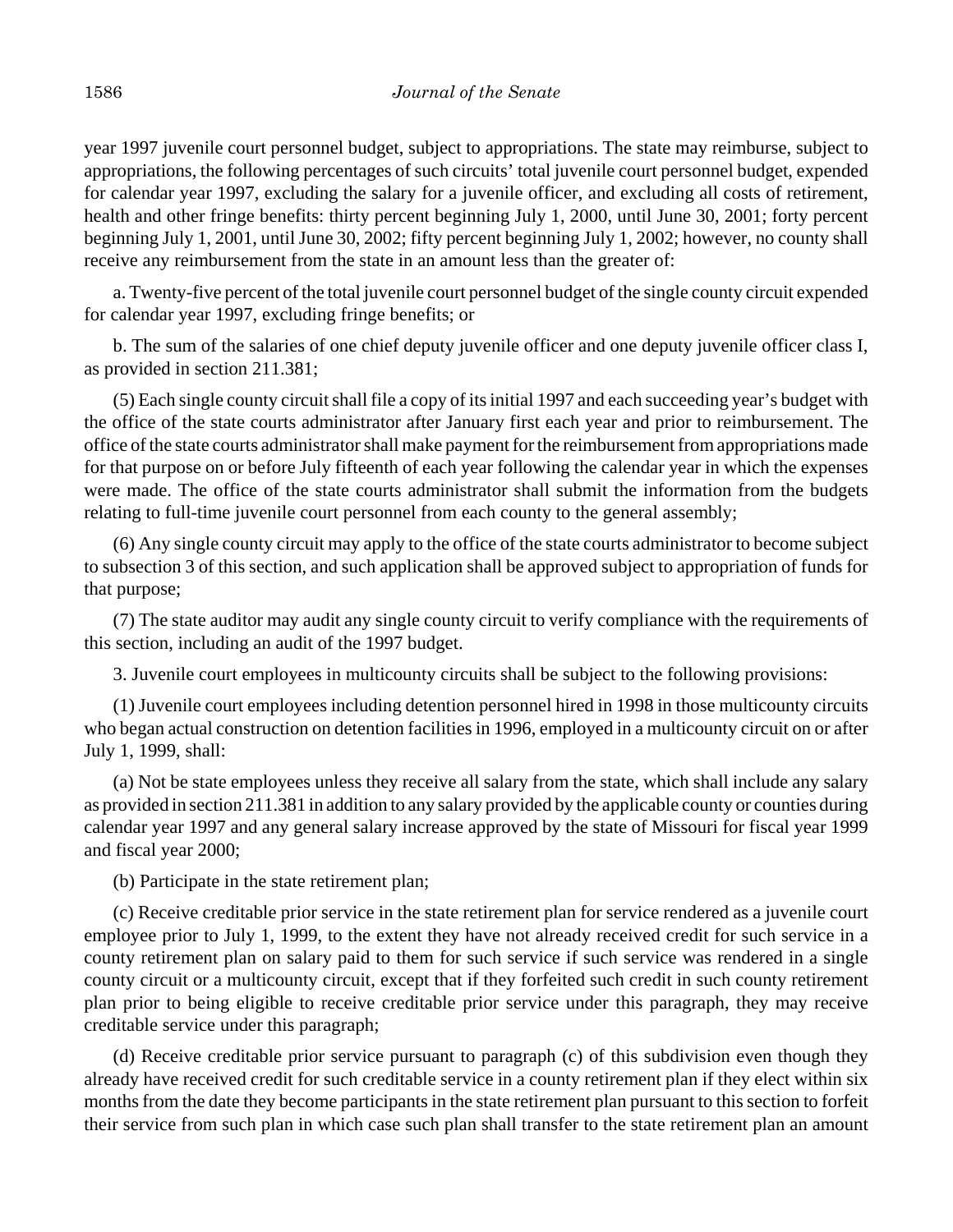year 1997 juvenile court personnel budget, subject to appropriations. The state may reimburse, subject to appropriations, the following percentages of such circuits' total juvenile court personnel budget, expended for calendar year 1997, excluding the salary for a juvenile officer, and excluding all costs of retirement, health and other fringe benefits: thirty percent beginning July 1, 2000, until June 30, 2001; forty percent beginning July 1, 2001, until June 30, 2002; fifty percent beginning July 1, 2002; however, no county shall receive any reimbursement from the state in an amount less than the greater of:

a. Twenty-five percent of the total juvenile court personnel budget of the single county circuit expended for calendar year 1997, excluding fringe benefits; or

b. The sum of the salaries of one chief deputy juvenile officer and one deputy juvenile officer class I, as provided in section 211.381;

(5) Each single county circuit shall file a copy of its initial 1997 and each succeeding year's budget with the office of the state courts administrator after January first each year and prior to reimbursement. The office of the state courts administrator shall make payment for the reimbursement from appropriations made for that purpose on or before July fifteenth of each year following the calendar year in which the expenses were made. The office of the state courts administrator shall submit the information from the budgets relating to full-time juvenile court personnel from each county to the general assembly;

(6) Any single county circuit may apply to the office of the state courts administrator to become subject to subsection 3 of this section, and such application shall be approved subject to appropriation of funds for that purpose;

(7) The state auditor may audit any single county circuit to verify compliance with the requirements of this section, including an audit of the 1997 budget.

3. Juvenile court employees in multicounty circuits shall be subject to the following provisions:

(1) Juvenile court employees including detention personnel hired in 1998 in those multicounty circuits who began actual construction on detention facilities in 1996, employed in a multicounty circuit on or after July 1, 1999, shall:

(a) Not be state employees unless they receive all salary from the state, which shall include any salary as provided in section 211.381 in addition to any salary provided by the applicable county or counties during calendar year 1997 and any general salary increase approved by the state of Missouri for fiscal year 1999 and fiscal year 2000;

(b) Participate in the state retirement plan;

(c) Receive creditable prior service in the state retirement plan for service rendered as a juvenile court employee prior to July 1, 1999, to the extent they have not already received credit for such service in a county retirement plan on salary paid to them for such service if such service was rendered in a single county circuit or a multicounty circuit, except that if they forfeited such credit in such county retirement plan prior to being eligible to receive creditable prior service under this paragraph, they may receive creditable service under this paragraph;

(d) Receive creditable prior service pursuant to paragraph (c) of this subdivision even though they already have received credit for such creditable service in a county retirement plan if they elect within six months from the date they become participants in the state retirement plan pursuant to this section to forfeit their service from such plan in which case such plan shall transfer to the state retirement plan an amount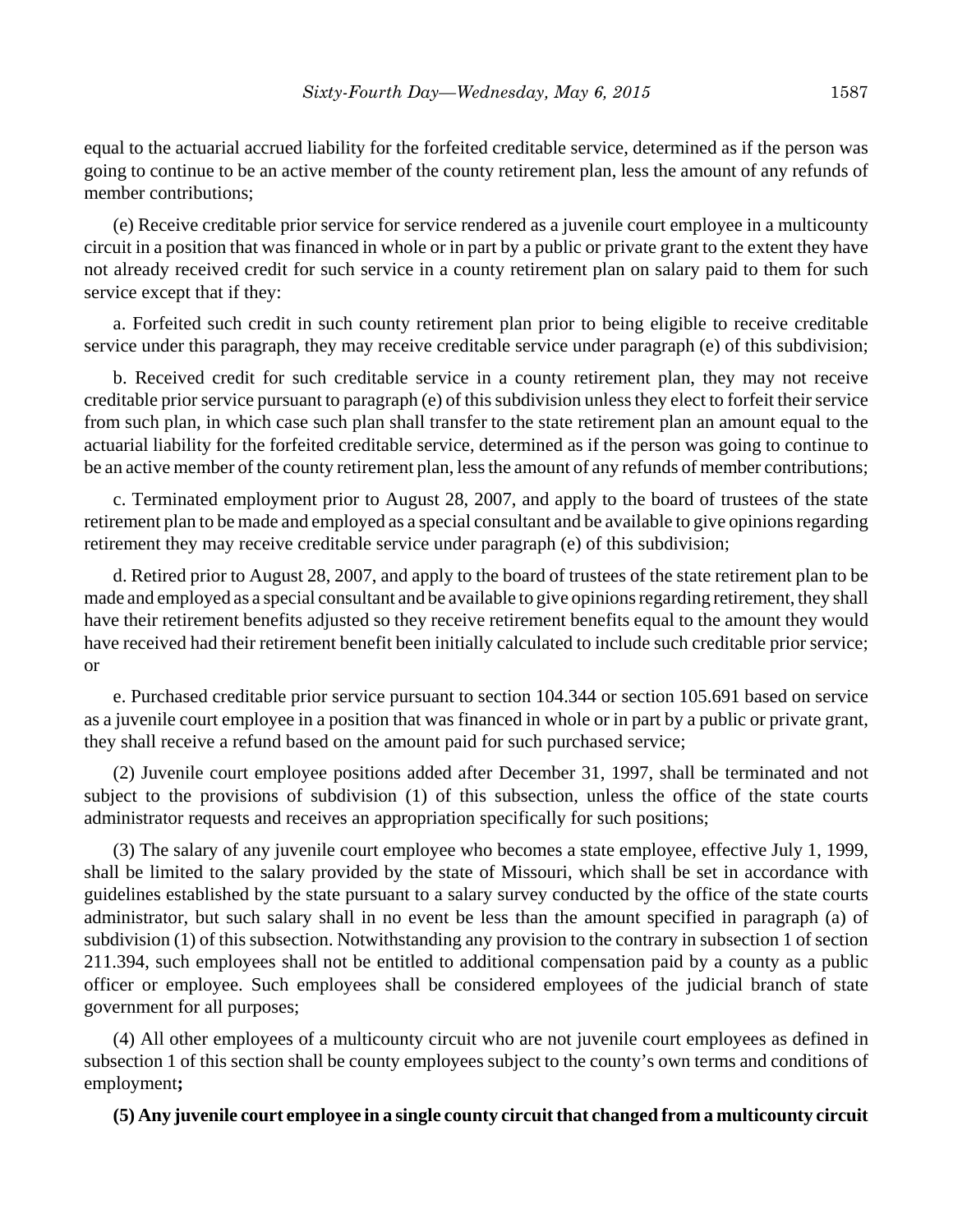equal to the actuarial accrued liability for the forfeited creditable service, determined as if the person was going to continue to be an active member of the county retirement plan, less the amount of any refunds of member contributions;

(e) Receive creditable prior service for service rendered as a juvenile court employee in a multicounty circuit in a position that was financed in whole or in part by a public or private grant to the extent they have not already received credit for such service in a county retirement plan on salary paid to them for such service except that if they:

a. Forfeited such credit in such county retirement plan prior to being eligible to receive creditable service under this paragraph, they may receive creditable service under paragraph (e) of this subdivision;

b. Received credit for such creditable service in a county retirement plan, they may not receive creditable prior service pursuant to paragraph (e) of this subdivision unless they elect to forfeit their service from such plan, in which case such plan shall transfer to the state retirement plan an amount equal to the actuarial liability for the forfeited creditable service, determined as if the person was going to continue to be an active member of the county retirement plan, less the amount of any refunds of member contributions;

c. Terminated employment prior to August 28, 2007, and apply to the board of trustees of the state retirement plan to be made and employed as a special consultant and be available to give opinions regarding retirement they may receive creditable service under paragraph (e) of this subdivision;

d. Retired prior to August 28, 2007, and apply to the board of trustees of the state retirement plan to be made and employed as a special consultant and be available to give opinions regarding retirement, they shall have their retirement benefits adjusted so they receive retirement benefits equal to the amount they would have received had their retirement benefit been initially calculated to include such creditable prior service; or

e. Purchased creditable prior service pursuant to section 104.344 or section 105.691 based on service as a juvenile court employee in a position that was financed in whole or in part by a public or private grant, they shall receive a refund based on the amount paid for such purchased service;

(2) Juvenile court employee positions added after December 31, 1997, shall be terminated and not subject to the provisions of subdivision (1) of this subsection, unless the office of the state courts administrator requests and receives an appropriation specifically for such positions;

(3) The salary of any juvenile court employee who becomes a state employee, effective July 1, 1999, shall be limited to the salary provided by the state of Missouri, which shall be set in accordance with guidelines established by the state pursuant to a salary survey conducted by the office of the state courts administrator, but such salary shall in no event be less than the amount specified in paragraph (a) of subdivision (1) of this subsection. Notwithstanding any provision to the contrary in subsection 1 of section 211.394, such employees shall not be entitled to additional compensation paid by a county as a public officer or employee. Such employees shall be considered employees of the judicial branch of state government for all purposes;

(4) All other employees of a multicounty circuit who are not juvenile court employees as defined in subsection 1 of this section shall be county employees subject to the county's own terms and conditions of employment**;**

**(5) Any juvenile court employee in a single county circuit that changed from a multicounty circuit**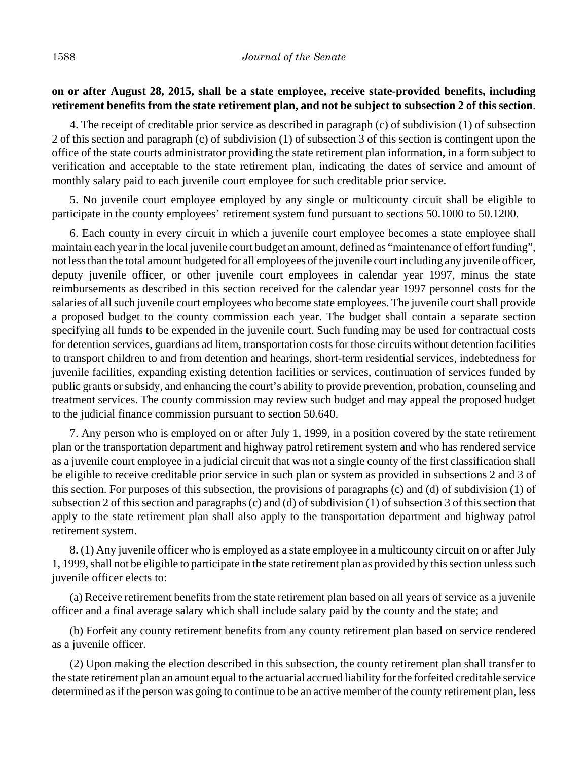**on or after August 28, 2015, shall be a state employee, receive state-provided benefits, including retirement benefits from the state retirement plan, and not be subject to subsection 2 of this section**.

4. The receipt of creditable prior service as described in paragraph (c) of subdivision (1) of subsection 2 of this section and paragraph (c) of subdivision (1) of subsection 3 of this section is contingent upon the office of the state courts administrator providing the state retirement plan information, in a form subject to verification and acceptable to the state retirement plan, indicating the dates of service and amount of monthly salary paid to each juvenile court employee for such creditable prior service.

5. No juvenile court employee employed by any single or multicounty circuit shall be eligible to participate in the county employees' retirement system fund pursuant to sections 50.1000 to 50.1200.

6. Each county in every circuit in which a juvenile court employee becomes a state employee shall maintain each year in the local juvenile court budget an amount, defined as "maintenance of effort funding", not less than the total amount budgeted for all employees of the juvenile court including any juvenile officer, deputy juvenile officer, or other juvenile court employees in calendar year 1997, minus the state reimbursements as described in this section received for the calendar year 1997 personnel costs for the salaries of all such juvenile court employees who become state employees. The juvenile court shall provide a proposed budget to the county commission each year. The budget shall contain a separate section specifying all funds to be expended in the juvenile court. Such funding may be used for contractual costs for detention services, guardians ad litem, transportation costs for those circuits without detention facilities to transport children to and from detention and hearings, short-term residential services, indebtedness for juvenile facilities, expanding existing detention facilities or services, continuation of services funded by public grants or subsidy, and enhancing the court's ability to provide prevention, probation, counseling and treatment services. The county commission may review such budget and may appeal the proposed budget to the judicial finance commission pursuant to section 50.640.

7. Any person who is employed on or after July 1, 1999, in a position covered by the state retirement plan or the transportation department and highway patrol retirement system and who has rendered service as a juvenile court employee in a judicial circuit that was not a single county of the first classification shall be eligible to receive creditable prior service in such plan or system as provided in subsections 2 and 3 of this section. For purposes of this subsection, the provisions of paragraphs (c) and (d) of subdivision (1) of subsection 2 of this section and paragraphs (c) and (d) of subdivision (1) of subsection 3 of this section that apply to the state retirement plan shall also apply to the transportation department and highway patrol retirement system.

8. (1) Any juvenile officer who is employed as a state employee in a multicounty circuit on or after July 1, 1999, shall not be eligible to participate in the state retirement plan as provided by this section unless such juvenile officer elects to:

(a) Receive retirement benefits from the state retirement plan based on all years of service as a juvenile officer and a final average salary which shall include salary paid by the county and the state; and

(b) Forfeit any county retirement benefits from any county retirement plan based on service rendered as a juvenile officer.

(2) Upon making the election described in this subsection, the county retirement plan shall transfer to the state retirement plan an amount equal to the actuarial accrued liability for the forfeited creditable service determined as if the person was going to continue to be an active member of the county retirement plan, less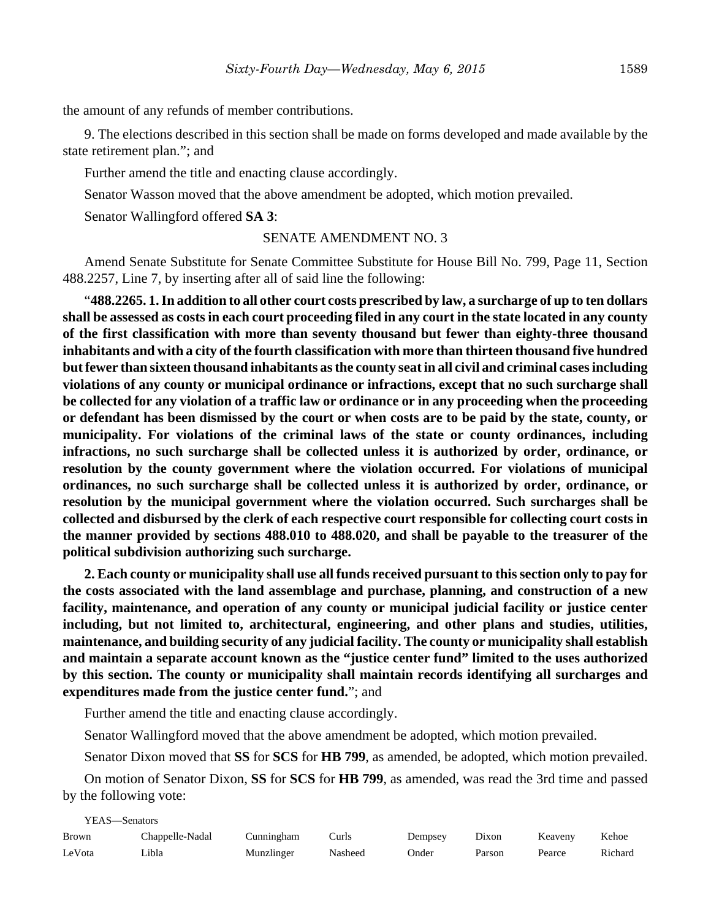the amount of any refunds of member contributions.

9. The elections described in this section shall be made on forms developed and made available by the state retirement plan."; and

Further amend the title and enacting clause accordingly.

Senator Wasson moved that the above amendment be adopted, which motion prevailed.

Senator Wallingford offered **SA 3**:

SENATE AMENDMENT NO. 3

Amend Senate Substitute for Senate Committee Substitute for House Bill No. 799, Page 11, Section 488.2257, Line 7, by inserting after all of said line the following:

"**488.2265. 1. In addition to all other court costs prescribed by law, a surcharge of up to ten dollars shall be assessed as costs in each court proceeding filed in any court in the state located in any county of the first classification with more than seventy thousand but fewer than eighty-three thousand inhabitants and with a city of the fourth classification with more than thirteen thousand five hundred but fewer than sixteen thousand inhabitants as the county seat in all civil and criminal cases including violations of any county or municipal ordinance or infractions, except that no such surcharge shall be collected for any violation of a traffic law or ordinance or in any proceeding when the proceeding or defendant has been dismissed by the court or when costs are to be paid by the state, county, or municipality. For violations of the criminal laws of the state or county ordinances, including infractions, no such surcharge shall be collected unless it is authorized by order, ordinance, or resolution by the county government where the violation occurred. For violations of municipal ordinances, no such surcharge shall be collected unless it is authorized by order, ordinance, or resolution by the municipal government where the violation occurred. Such surcharges shall be collected and disbursed by the clerk of each respective court responsible for collecting court costs in the manner provided by sections 488.010 to 488.020, and shall be payable to the treasurer of the political subdivision authorizing such surcharge.**

**2. Each county or municipality shall use all funds received pursuant to this section only to pay for the costs associated with the land assemblage and purchase, planning, and construction of a new facility, maintenance, and operation of any county or municipal judicial facility or justice center including, but not limited to, architectural, engineering, and other plans and studies, utilities, maintenance, and building security of any judicial facility. The county or municipality shall establish and maintain a separate account known as the "justice center fund" limited to the uses authorized by this section. The county or municipality shall maintain records identifying all surcharges and expenditures made from the justice center fund.**"; and

Further amend the title and enacting clause accordingly.

Senator Wallingford moved that the above amendment be adopted, which motion prevailed.

Senator Dixon moved that **SS** for **SCS** for **HB 799**, as amended, be adopted, which motion prevailed.

On motion of Senator Dixon, **SS** for **SCS** for **HB 799**, as amended, was read the 3rd time and passed by the following vote:

YEAS—Senators

| | | | | | | | |
|---|---|---|---|---|---|---|---|
| Brown | Chappelle-Nadal | Cunningham | Curls | Dempsey | Dixon | Keaveny | Kehoe |
| LeVota | Libla | Munzlinger | Nasheed | Onder | Parson | Pearce | Richard |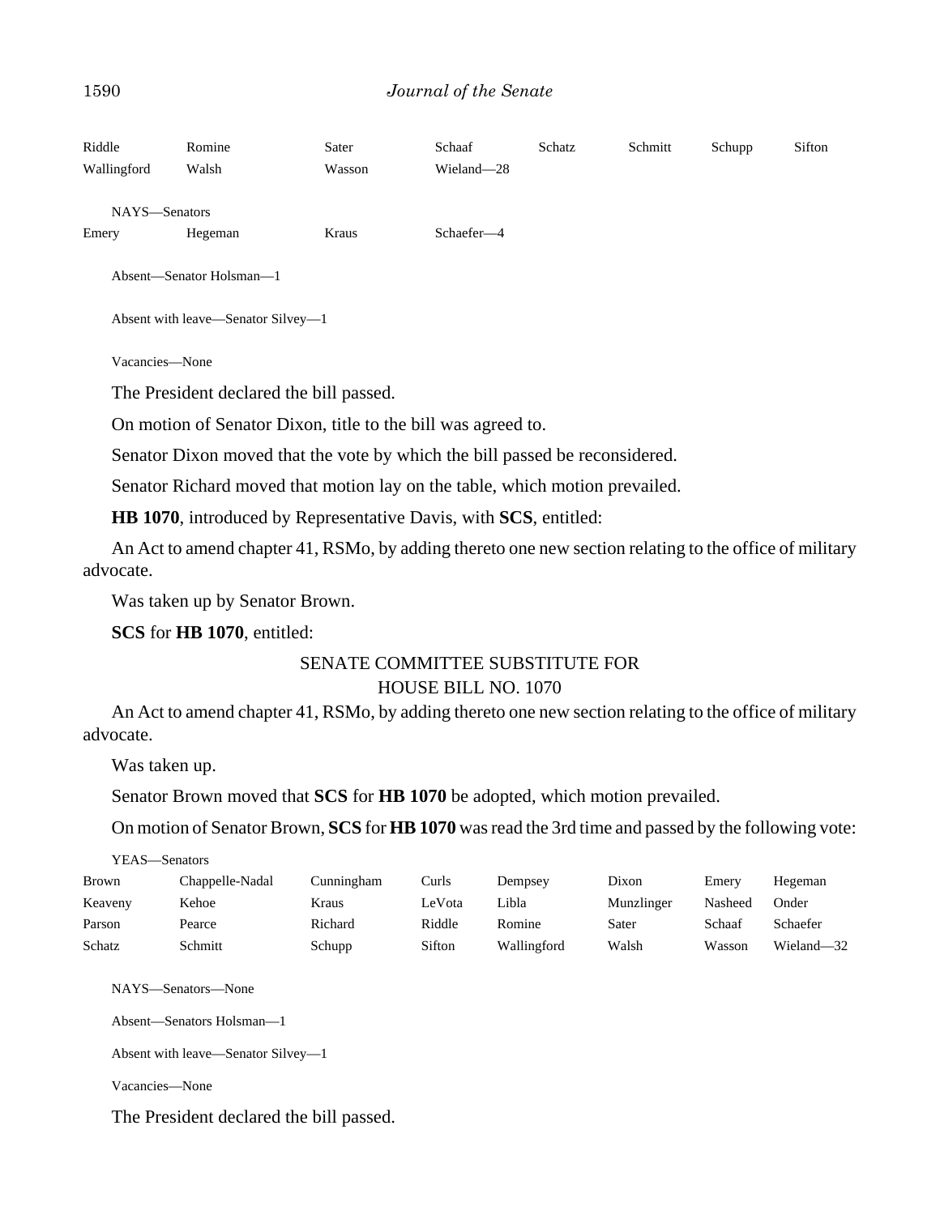| | | | | | | | |
|---|---|---|---|---|---|---|---|
| Riddle | Romine | Sater | Schaaf | Schatz | Schmitt | Schupp | Sifton |
| Wallingford | Walsh | Wasson | Wieland—28 | | | | |

NAYS—Senators

| | | | |
|---|---|---|---|
| Emery | Hegeman | Kraus | Schaefer—4 |

Absent—Senator Holsman—1

Absent with leave—Senator Silvey—1

Vacancies—None

The President declared the bill passed.

On motion of Senator Dixon, title to the bill was agreed to.

Senator Dixon moved that the vote by which the bill passed be reconsidered.

Senator Richard moved that motion lay on the table, which motion prevailed.

**HB 1070**, introduced by Representative Davis, with **SCS**, entitled:

An Act to amend chapter 41, RSMo, by adding thereto one new section relating to the office of military advocate.

Was taken up by Senator Brown.

**SCS** for **HB 1070**, entitled:

SENATE COMMITTEE SUBSTITUTE FOR
HOUSE BILL NO. 1070

An Act to amend chapter 41, RSMo, by adding thereto one new section relating to the office of military advocate.

Was taken up.

Senator Brown moved that **SCS** for **HB 1070** be adopted, which motion prevailed.

On motion of Senator Brown, **SCS** for **HB 1070** was read the 3rd time and passed by the following vote:

YEAS—Senators

| | | | | | | | |
|---|---|---|---|---|---|---|---|
| Brown | Chappelle-Nadal | Cunningham | Curls | Dempsey | Dixon | Emery | Hegeman |
| Keaveny | Kehoe | Kraus | LeVota | Libla | Munzlinger | Nasheed | Onder |
| Parson | Pearce | Richard | Riddle | Romine | Sater | Schaaf | Schaefer |
| Schatz | Schmitt | Schupp | Sifton | Wallingford | Walsh | Wasson | Wieland—32 |

NAYS—Senators—None

Absent—Senators Holsman—1

Absent with leave—Senator Silvey—1

Vacancies—None

The President declared the bill passed.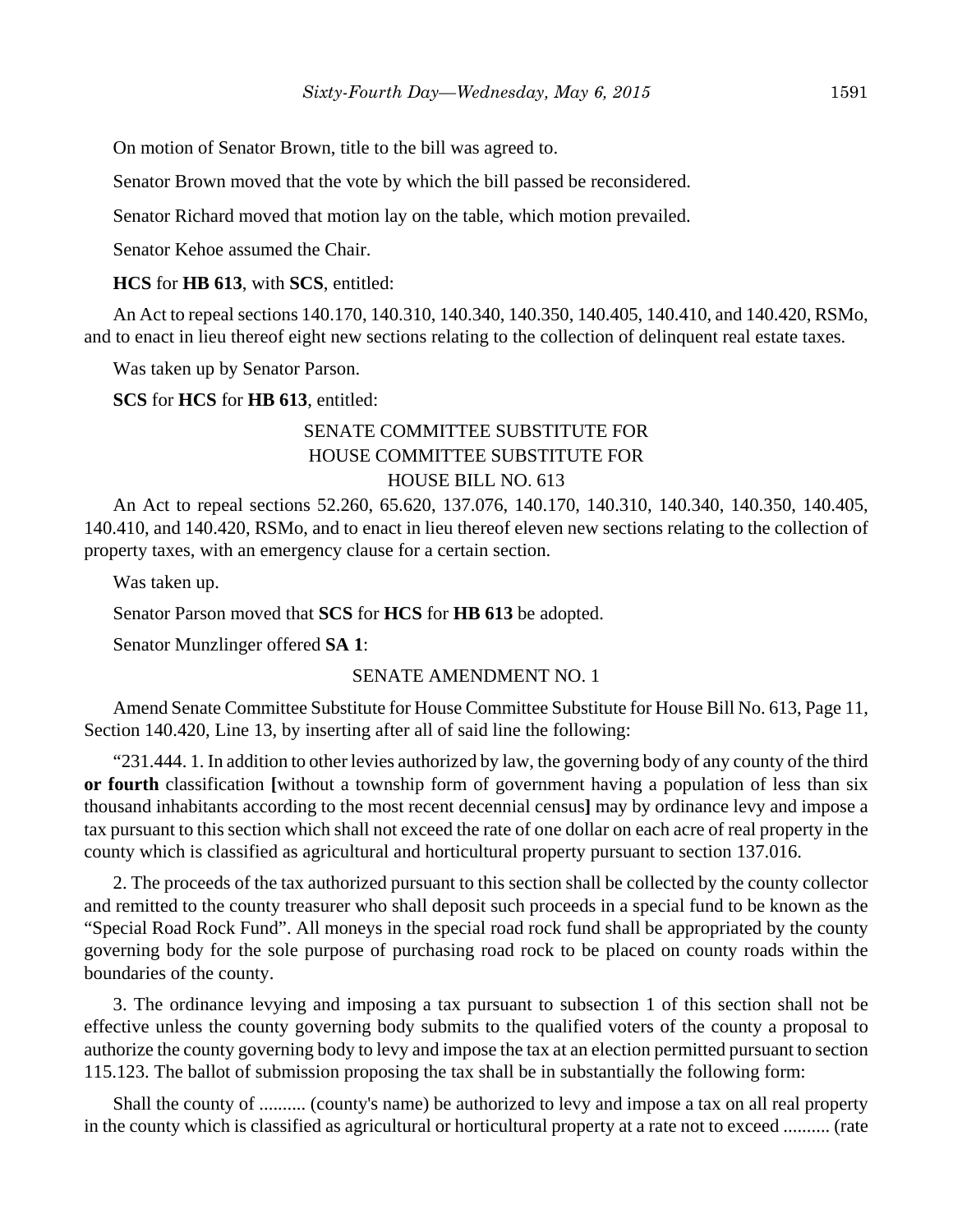On motion of Senator Brown, title to the bill was agreed to.

Senator Brown moved that the vote by which the bill passed be reconsidered.

Senator Richard moved that motion lay on the table, which motion prevailed.

Senator Kehoe assumed the Chair.

**HCS** for **HB 613**, with **SCS**, entitled:

An Act to repeal sections 140.170, 140.310, 140.340, 140.350, 140.405, 140.410, and 140.420, RSMo, and to enact in lieu thereof eight new sections relating to the collection of delinquent real estate taxes.

Was taken up by Senator Parson.

**SCS** for **HCS** for **HB 613**, entitled:

SENATE COMMITTEE SUBSTITUTE FOR
HOUSE COMMITTEE SUBSTITUTE FOR
HOUSE BILL NO. 613

An Act to repeal sections 52.260, 65.620, 137.076, 140.170, 140.310, 140.340, 140.350, 140.405, 140.410, and 140.420, RSMo, and to enact in lieu thereof eleven new sections relating to the collection of property taxes, with an emergency clause for a certain section.

Was taken up.

Senator Parson moved that **SCS** for **HCS** for **HB 613** be adopted.

Senator Munzlinger offered **SA 1**:

SENATE AMENDMENT NO. 1

Amend Senate Committee Substitute for House Committee Substitute for House Bill No. 613, Page 11, Section 140.420, Line 13, by inserting after all of said line the following:

"231.444. 1. In addition to other levies authorized by law, the governing body of any county of the third **or fourth** classification **[**without a township form of government having a population of less than six thousand inhabitants according to the most recent decennial census**]** may by ordinance levy and impose a tax pursuant to this section which shall not exceed the rate of one dollar on each acre of real property in the county which is classified as agricultural and horticultural property pursuant to section 137.016.

2. The proceeds of the tax authorized pursuant to this section shall be collected by the county collector and remitted to the county treasurer who shall deposit such proceeds in a special fund to be known as the "Special Road Rock Fund". All moneys in the special road rock fund shall be appropriated by the county governing body for the sole purpose of purchasing road rock to be placed on county roads within the boundaries of the county.

3. The ordinance levying and imposing a tax pursuant to subsection 1 of this section shall not be effective unless the county governing body submits to the qualified voters of the county a proposal to authorize the county governing body to levy and impose the tax at an election permitted pursuant to section 115.123. The ballot of submission proposing the tax shall be in substantially the following form:

Shall the county of .......... (county's name) be authorized to levy and impose a tax on all real property in the county which is classified as agricultural or horticultural property at a rate not to exceed .......... (rate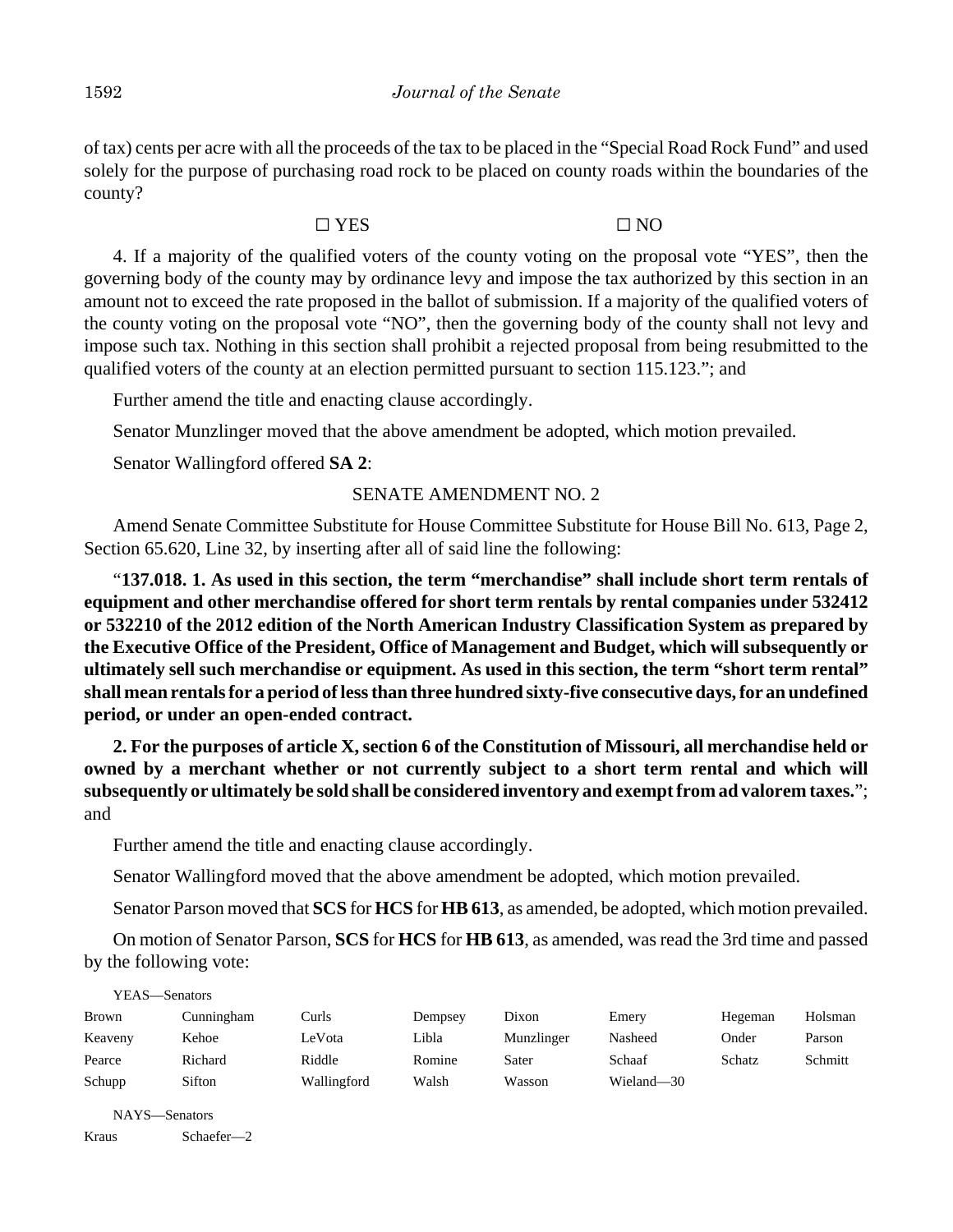of tax) cents per acre with all the proceeds of the tax to be placed in the "Special Road Rock Fund" and used solely for the purpose of purchasing road rock to be placed on county roads within the boundaries of the county?

☐ YES ☐ NO

4. If a majority of the qualified voters of the county voting on the proposal vote "YES", then the governing body of the county may by ordinance levy and impose the tax authorized by this section in an amount not to exceed the rate proposed in the ballot of submission. If a majority of the qualified voters of the county voting on the proposal vote "NO", then the governing body of the county shall not levy and impose such tax. Nothing in this section shall prohibit a rejected proposal from being resubmitted to the qualified voters of the county at an election permitted pursuant to section 115.123."; and

Further amend the title and enacting clause accordingly.

Senator Munzlinger moved that the above amendment be adopted, which motion prevailed.

Senator Wallingford offered **SA 2**:

SENATE AMENDMENT NO. 2

Amend Senate Committee Substitute for House Committee Substitute for House Bill No. 613, Page 2, Section 65.620, Line 32, by inserting after all of said line the following:

"**137.018. 1. As used in this section, the term "merchandise" shall include short term rentals of equipment and other merchandise offered for short term rentals by rental companies under 532412 or 532210 of the 2012 edition of the North American Industry Classification System as prepared by the Executive Office of the President, Office of Management and Budget, which will subsequently or ultimately sell such merchandise or equipment. As used in this section, the term "short term rental" shall mean rentals for a period of less than three hundred sixty-five consecutive days, for an undefined period, or under an open-ended contract.**

**2. For the purposes of article X, section 6 of the Constitution of Missouri, all merchandise held or owned by a merchant whether or not currently subject to a short term rental and which will subsequently or ultimately be sold shall be considered inventory and exempt from ad valorem taxes.**"; and

Further amend the title and enacting clause accordingly.

Senator Wallingford moved that the above amendment be adopted, which motion prevailed.

Senator Parson moved that **SCS** for **HCS** for **HB 613**, as amended, be adopted, which motion prevailed.

On motion of Senator Parson, **SCS** for **HCS** for **HB 613**, as amended, was read the 3rd time and passed by the following vote:

YEAS—Senators

| | | | | | | | |
|---|---|---|---|---|---|---|---|
| Brown | Cunningham | Curls | Dempsey | Dixon | Emery | Hegeman | Holsman |
| Keaveny | Kehoe | LeVota | Libla | Munzlinger | Nasheed | Onder | Parson |
| Pearce | Richard | Riddle | Romine | Sater | Schaaf | Schatz | Schmitt |
| Schupp | Sifton | Wallingford | Walsh | Wasson | Wieland—30 | | |

NAYS—Senators

Kraus Schaefer—2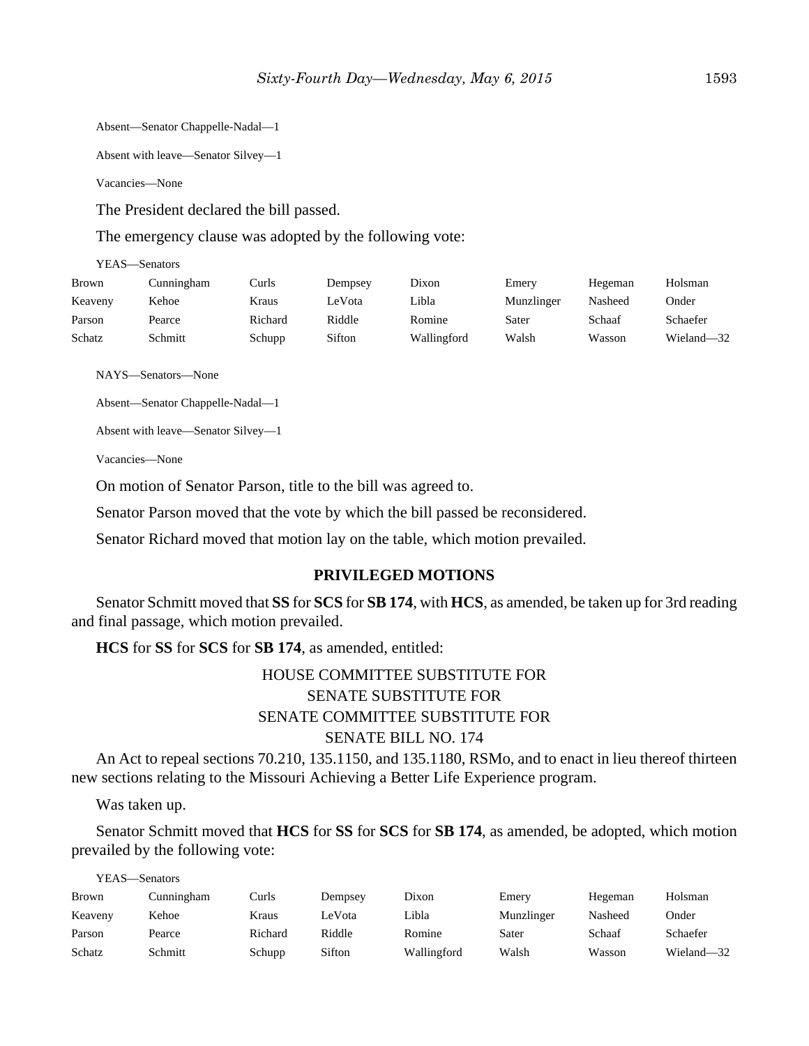Absent—Senator Chappelle-Nadal—1

Absent with leave—Senator Silvey—1

Vacancies—None

The President declared the bill passed.

The emergency clause was adopted by the following vote:

YEAS—Senators

| | | | | | | | |
|---|---|---|---|---|---|---|---|
| Brown | Cunningham | Curls | Dempsey | Dixon | Emery | Hegeman | Holsman |
| Keaveny | Kehoe | Kraus | LeVota | Libla | Munzlinger | Nasheed | Onder |
| Parson | Pearce | Richard | Riddle | Romine | Sater | Schaaf | Schaefer |
| Schatz | Schmitt | Schupp | Sifton | Wallingford | Walsh | Wasson | Wieland—32 |

NAYS—Senators—None

Absent—Senator Chappelle-Nadal—1

Absent with leave—Senator Silvey—1

Vacancies—None

On motion of Senator Parson, title to the bill was agreed to.

Senator Parson moved that the vote by which the bill passed be reconsidered.

Senator Richard moved that motion lay on the table, which motion prevailed.

## PRIVILEGED MOTIONS

Senator Schmitt moved that **SS** for **SCS** for **SB 174**, with **HCS**, as amended, be taken up for 3rd reading and final passage, which motion prevailed.

**HCS** for **SS** for **SCS** for **SB 174**, as amended, entitled:

HOUSE COMMITTEE SUBSTITUTE FOR
SENATE SUBSTITUTE FOR
SENATE COMMITTEE SUBSTITUTE FOR
SENATE BILL NO. 174

An Act to repeal sections 70.210, 135.1150, and 135.1180, RSMo, and to enact in lieu thereof thirteen new sections relating to the Missouri Achieving a Better Life Experience program.

Was taken up.

Senator Schmitt moved that **HCS** for **SS** for **SCS** for **SB 174**, as amended, be adopted, which motion prevailed by the following vote:

YEAS—Senators

| | | | | | | | |
|---|---|---|---|---|---|---|---|
| Brown | Cunningham | Curls | Dempsey | Dixon | Emery | Hegeman | Holsman |
| Keaveny | Kehoe | Kraus | LeVota | Libla | Munzlinger | Nasheed | Onder |
| Parson | Pearce | Richard | Riddle | Romine | Sater | Schaaf | Schaefer |
| Schatz | Schmitt | Schupp | Sifton | Wallingford | Walsh | Wasson | Wieland—32 |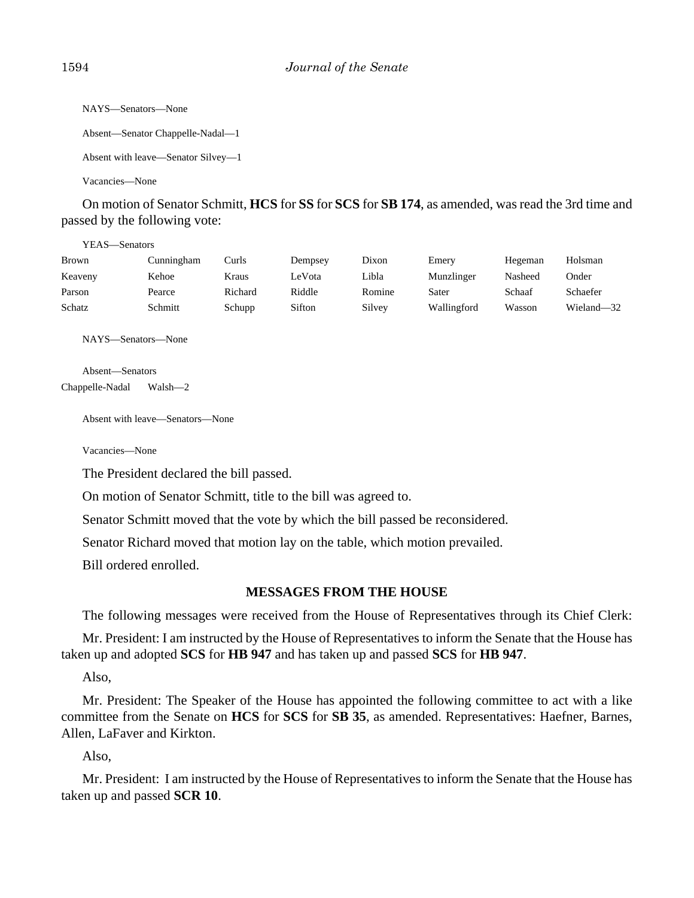NAYS—Senators—None

Absent—Senator Chappelle-Nadal—1

Absent with leave—Senator Silvey—1

Vacancies—None

On motion of Senator Schmitt, **HCS** for **SS** for **SCS** for **SB 174**, as amended, was read the 3rd time and passed by the following vote:

YEAS—Senators

| | | | | | | | |
|---|---|---|---|---|---|---|---|
| Brown | Cunningham | Curls | Dempsey | Dixon | Emery | Hegeman | Holsman |
| Keaveny | Kehoe | Kraus | LeVota | Libla | Munzlinger | Nasheed | Onder |
| Parson | Pearce | Richard | Riddle | Romine | Sater | Schaaf | Schaefer |
| Schatz | Schmitt | Schupp | Sifton | Silvey | Wallingford | Wasson | Wieland—32 |

NAYS—Senators—None

Absent—Senators

Chappelle-Nadal Walsh—2

Absent with leave—Senators—None

Vacancies—None

The President declared the bill passed.

On motion of Senator Schmitt, title to the bill was agreed to.

Senator Schmitt moved that the vote by which the bill passed be reconsidered.

Senator Richard moved that motion lay on the table, which motion prevailed.

Bill ordered enrolled.

## MESSAGES FROM THE HOUSE

The following messages were received from the House of Representatives through its Chief Clerk:

Mr. President: I am instructed by the House of Representatives to inform the Senate that the House has taken up and adopted **SCS** for **HB 947** and has taken up and passed **SCS** for **HB 947**.

Also,

Mr. President: The Speaker of the House has appointed the following committee to act with a like committee from the Senate on **HCS** for **SCS** for **SB 35**, as amended. Representatives: Haefner, Barnes, Allen, LaFaver and Kirkton.

Also,

Mr. President: I am instructed by the House of Representatives to inform the Senate that the House has taken up and passed **SCR 10**.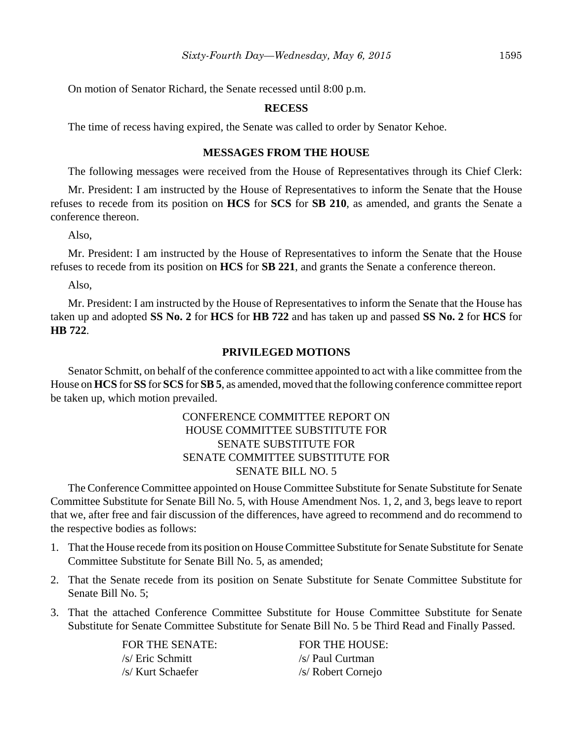On motion of Senator Richard, the Senate recessed until 8:00 p.m.

## RECESS

The time of recess having expired, the Senate was called to order by Senator Kehoe.

## MESSAGES FROM THE HOUSE

The following messages were received from the House of Representatives through its Chief Clerk:

Mr. President: I am instructed by the House of Representatives to inform the Senate that the House refuses to recede from its position on **HCS** for **SCS** for **SB 210**, as amended, and grants the Senate a conference thereon.

Also,

Mr. President: I am instructed by the House of Representatives to inform the Senate that the House refuses to recede from its position on **HCS** for **SB 221**, and grants the Senate a conference thereon.

Also,

Mr. President: I am instructed by the House of Representatives to inform the Senate that the House has taken up and adopted **SS No. 2** for **HCS** for **HB 722** and has taken up and passed **SS No. 2** for **HCS** for **HB 722**.

## PRIVILEGED MOTIONS

Senator Schmitt, on behalf of the conference committee appointed to act with a like committee from the House on **HCS** for **SS** for **SCS** for **SB 5**, as amended, moved that the following conference committee report be taken up, which motion prevailed.

CONFERENCE COMMITTEE REPORT ON
HOUSE COMMITTEE SUBSTITUTE FOR
SENATE SUBSTITUTE FOR
SENATE COMMITTEE SUBSTITUTE FOR
SENATE BILL NO. 5

The Conference Committee appointed on House Committee Substitute for Senate Substitute for Senate Committee Substitute for Senate Bill No. 5, with House Amendment Nos. 1, 2, and 3, begs leave to report that we, after free and fair discussion of the differences, have agreed to recommend and do recommend to the respective bodies as follows:

1. That the House recede from its position on House Committee Substitute for Senate Substitute for Senate Committee Substitute for Senate Bill No. 5, as amended;
2. That the Senate recede from its position on Senate Substitute for Senate Committee Substitute for Senate Bill No. 5;
3. That the attached Conference Committee Substitute for House Committee Substitute for Senate Substitute for Senate Committee Substitute for Senate Bill No. 5 be Third Read and Finally Passed.

| FOR THE SENATE: | FOR THE HOUSE: |
|---|---|
| /s/ Eric Schmitt | /s/ Paul Curtman |
| /s/ Kurt Schaefer | /s/ Robert Cornejo |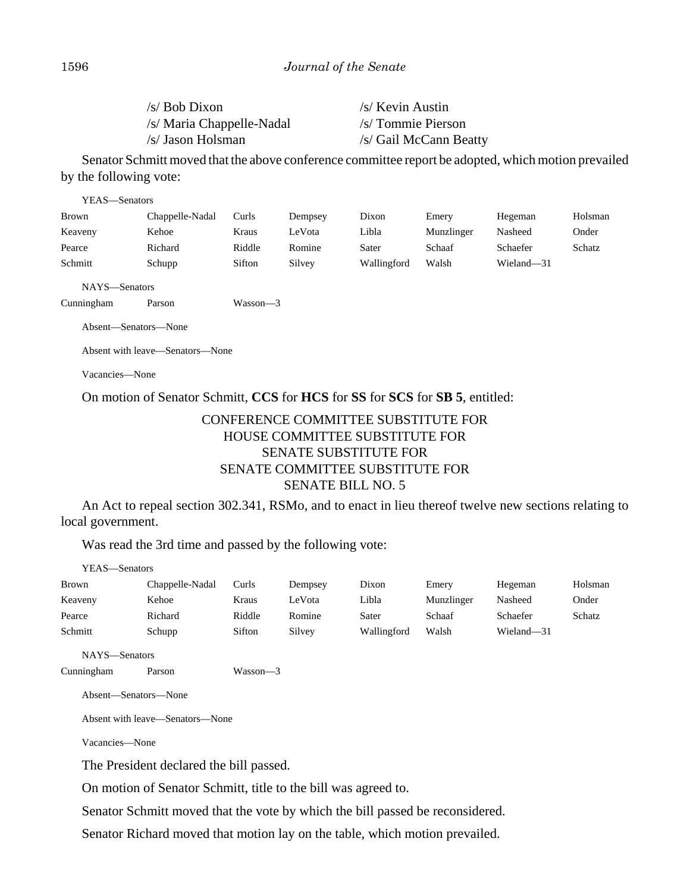/s/ Bob Dixon /s/ Kevin Austin
/s/ Maria Chappelle-Nadal /s/ Tommie Pierson
/s/ Jason Holsman /s/ Gail McCann Beatty

Senator Schmitt moved that the above conference committee report be adopted, which motion prevailed by the following vote:

YEAS—Senators

| | | | | | | | |
|---|---|---|---|---|---|---|---|
| Brown | Chappelle-Nadal | Curls | Dempsey | Dixon | Emery | Hegeman | Holsman |
| Keaveny | Kehoe | Kraus | LeVota | Libla | Munzlinger | Nasheed | Onder |
| Pearce | Richard | Riddle | Romine | Sater | Schaaf | Schaefer | Schatz |
| Schmitt | Schupp | Sifton | Silvey | Wallingford | Walsh | Wieland—31 | |

NAYS—Senators

| | | |
|---|---|---|
| Cunningham | Parson | Wasson—3 |

Absent—Senators—None

Absent with leave—Senators—None

Vacancies—None

On motion of Senator Schmitt, **CCS** for **HCS** for **SS** for **SCS** for **SB 5**, entitled:

CONFERENCE COMMITTEE SUBSTITUTE FOR
HOUSE COMMITTEE SUBSTITUTE FOR
SENATE SUBSTITUTE FOR
SENATE COMMITTEE SUBSTITUTE FOR
SENATE BILL NO. 5

An Act to repeal section 302.341, RSMo, and to enact in lieu thereof twelve new sections relating to local government.

Was read the 3rd time and passed by the following vote:

YEAS—Senators

| | | | | | | | |
|---|---|---|---|---|---|---|---|
| Brown | Chappelle-Nadal | Curls | Dempsey | Dixon | Emery | Hegeman | Holsman |
| Keaveny | Kehoe | Kraus | LeVota | Libla | Munzlinger | Nasheed | Onder |
| Pearce | Richard | Riddle | Romine | Sater | Schaaf | Schaefer | Schatz |
| Schmitt | Schupp | Sifton | Silvey | Wallingford | Walsh | Wieland—31 | |

NAYS—Senators

| | | |
|---|---|---|
| Cunningham | Parson | Wasson—3 |

Absent—Senators—None

Absent with leave—Senators—None

Vacancies—None

The President declared the bill passed.

On motion of Senator Schmitt, title to the bill was agreed to.

Senator Schmitt moved that the vote by which the bill passed be reconsidered.

Senator Richard moved that motion lay on the table, which motion prevailed.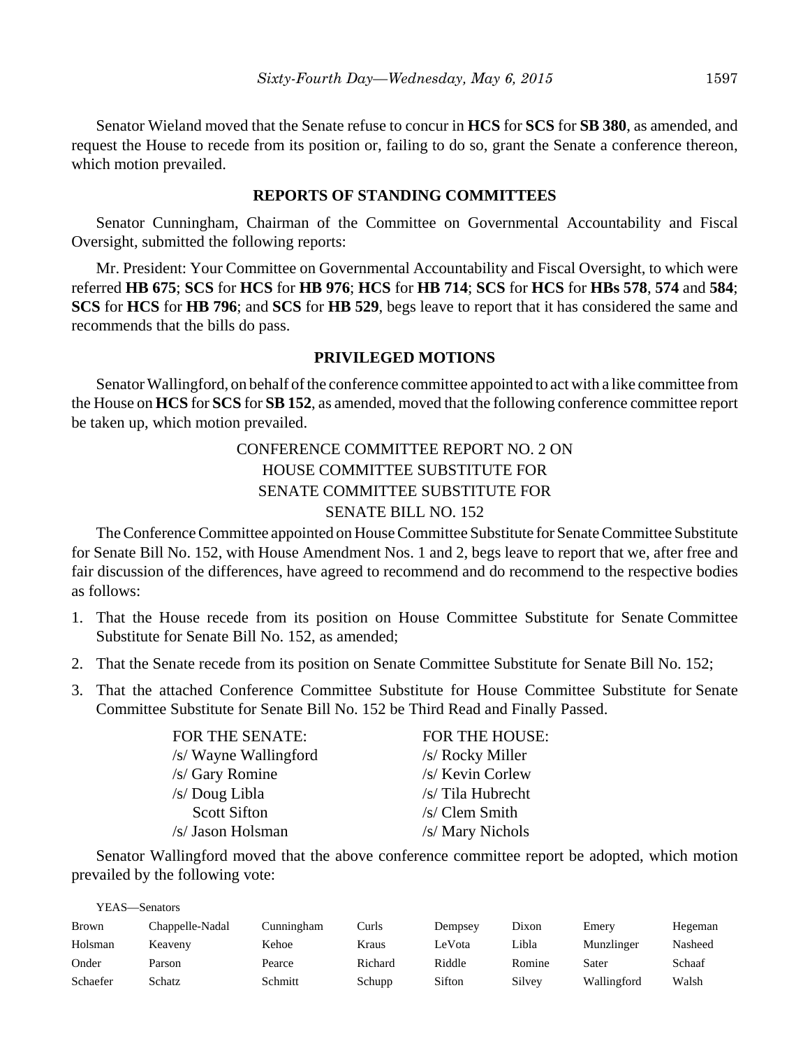Senator Wieland moved that the Senate refuse to concur in **HCS** for **SCS** for **SB 380**, as amended, and request the House to recede from its position or, failing to do so, grant the Senate a conference thereon, which motion prevailed.

## REPORTS OF STANDING COMMITTEES

Senator Cunningham, Chairman of the Committee on Governmental Accountability and Fiscal Oversight, submitted the following reports:

Mr. President: Your Committee on Governmental Accountability and Fiscal Oversight, to which were referred **HB 675**; **SCS** for **HCS** for **HB 976**; **HCS** for **HB 714**; **SCS** for **HCS** for **HBs 578**, **574** and **584**; **SCS** for **HCS** for **HB 796**; and **SCS** for **HB 529**, begs leave to report that it has considered the same and recommends that the bills do pass.

## PRIVILEGED MOTIONS

Senator Wallingford, on behalf of the conference committee appointed to act with a like committee from the House on **HCS** for **SCS** for **SB 152**, as amended, moved that the following conference committee report be taken up, which motion prevailed.

CONFERENCE COMMITTEE REPORT NO. 2 ON
HOUSE COMMITTEE SUBSTITUTE FOR
SENATE COMMITTEE SUBSTITUTE FOR
SENATE BILL NO. 152

The Conference Committee appointed on House Committee Substitute for Senate Committee Substitute for Senate Bill No. 152, with House Amendment Nos. 1 and 2, begs leave to report that we, after free and fair discussion of the differences, have agreed to recommend and do recommend to the respective bodies as follows:

1. That the House recede from its position on House Committee Substitute for Senate Committee Substitute for Senate Bill No. 152, as amended;
2. That the Senate recede from its position on Senate Committee Substitute for Senate Bill No. 152;
3. That the attached Conference Committee Substitute for House Committee Substitute for Senate Committee Substitute for Senate Bill No. 152 be Third Read and Finally Passed.

| FOR THE SENATE: | FOR THE HOUSE: |
|---|---|
| /s/ Wayne Wallingford | /s/ Rocky Miller |
| /s/ Gary Romine | /s/ Kevin Corlew |
| /s/ Doug Libla | /s/ Tila Hubrecht |
| Scott Sifton | /s/ Clem Smith |
| /s/ Jason Holsman | /s/ Mary Nichols |

Senator Wallingford moved that the above conference committee report be adopted, which motion prevailed by the following vote:

YEAS—Senators

| | | | | | | | |
|---|---|---|---|---|---|---|---|
| Brown | Chappelle-Nadal | Cunningham | Curls | Dempsey | Dixon | Emery | Hegeman |
| Holsman | Keaveny | Kehoe | Kraus | LeVota | Libla | Munzlinger | Nasheed |
| Onder | Parson | Pearce | Richard | Riddle | Romine | Sater | Schaaf |
| Schaefer | Schatz | Schmitt | Schupp | Sifton | Silvey | Wallingford | Walsh |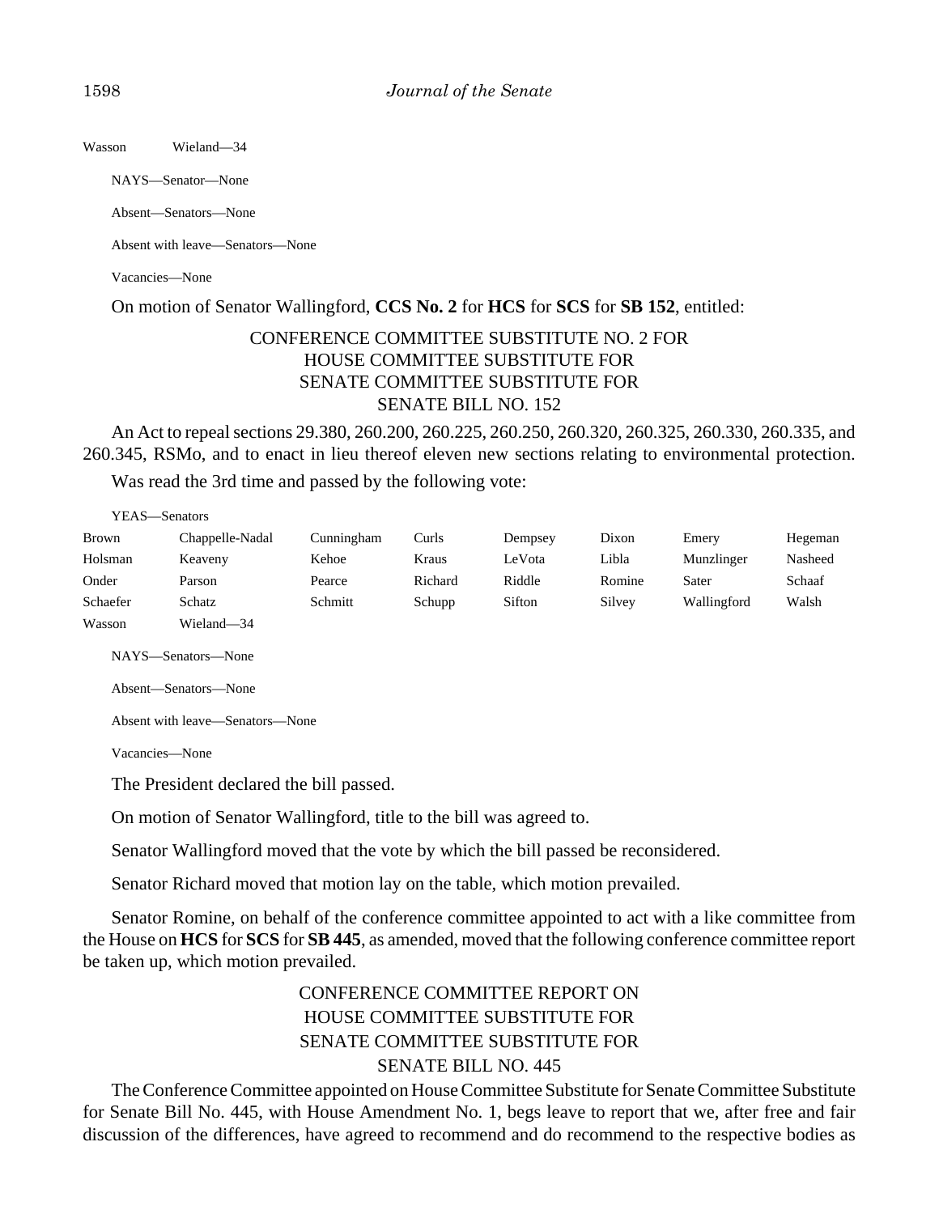Wasson Wieland—34

NAYS—Senator—None

Absent—Senators—None

Absent with leave—Senators—None

Vacancies—None

On motion of Senator Wallingford, **CCS No. 2** for **HCS** for **SCS** for **SB 152**, entitled:

CONFERENCE COMMITTEE SUBSTITUTE NO. 2 FOR
HOUSE COMMITTEE SUBSTITUTE FOR
SENATE COMMITTEE SUBSTITUTE FOR
SENATE BILL NO. 152

An Act to repeal sections 29.380, 260.200, 260.225, 260.250, 260.320, 260.325, 260.330, 260.335, and 260.345, RSMo, and to enact in lieu thereof eleven new sections relating to environmental protection.

Was read the 3rd time and passed by the following vote:

YEAS—Senators

| | | | | | | | |
|---|---|---|---|---|---|---|---|
| Brown | Chappelle-Nadal | Cunningham | Curls | Dempsey | Dixon | Emery | Hegeman |
| Holsman | Keaveny | Kehoe | Kraus | LeVota | Libla | Munzlinger | Nasheed |
| Onder | Parson | Pearce | Richard | Riddle | Romine | Sater | Schaaf |
| Schaefer | Schatz | Schmitt | Schupp | Sifton | Silvey | Wallingford | Walsh |
| Wasson | Wieland—34 | | | | | | |

NAYS—Senators—None

Absent—Senators—None

Absent with leave—Senators—None

Vacancies—None

The President declared the bill passed.

On motion of Senator Wallingford, title to the bill was agreed to.

Senator Wallingford moved that the vote by which the bill passed be reconsidered.

Senator Richard moved that motion lay on the table, which motion prevailed.

Senator Romine, on behalf of the conference committee appointed to act with a like committee from the House on **HCS** for **SCS** for **SB 445**, as amended, moved that the following conference committee report be taken up, which motion prevailed.

CONFERENCE COMMITTEE REPORT ON
HOUSE COMMITTEE SUBSTITUTE FOR
SENATE COMMITTEE SUBSTITUTE FOR
SENATE BILL NO. 445

The Conference Committee appointed on House Committee Substitute for Senate Committee Substitute for Senate Bill No. 445, with House Amendment No. 1, begs leave to report that we, after free and fair discussion of the differences, have agreed to recommend and do recommend to the respective bodies as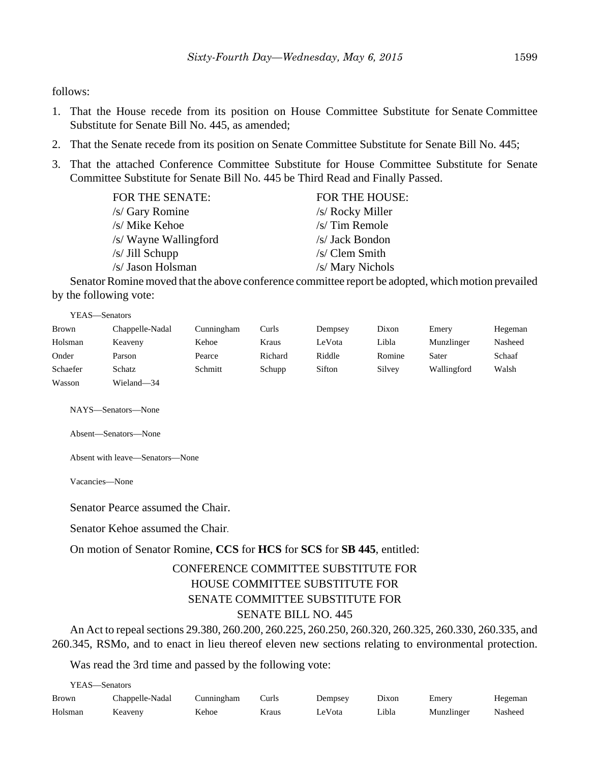follows:

1. That the House recede from its position on House Committee Substitute for Senate Committee Substitute for Senate Bill No. 445, as amended;
2. That the Senate recede from its position on Senate Committee Substitute for Senate Bill No. 445;
3. That the attached Conference Committee Substitute for House Committee Substitute for Senate Committee Substitute for Senate Bill No. 445 be Third Read and Finally Passed.

| FOR THE SENATE: | FOR THE HOUSE: |
|---|---|
| /s/ Gary Romine | /s/ Rocky Miller |
| /s/ Mike Kehoe | /s/ Tim Remole |
| /s/ Wayne Wallingford | /s/ Jack Bondon |
| /s/ Jill Schupp | /s/ Clem Smith |
| /s/ Jason Holsman | /s/ Mary Nichols |

Senator Romine moved that the above conference committee report be adopted, which motion prevailed by the following vote:

YEAS—Senators

| | | | | | | | |
|---|---|---|---|---|---|---|---|
| Brown | Chappelle-Nadal | Cunningham | Curls | Dempsey | Dixon | Emery | Hegeman |
| Holsman | Keaveny | Kehoe | Kraus | LeVota | Libla | Munzlinger | Nasheed |
| Onder | Parson | Pearce | Richard | Riddle | Romine | Sater | Schaaf |
| Schaefer | Schatz | Schmitt | Schupp | Sifton | Silvey | Wallingford | Walsh |
| Wasson | Wieland—34 | | | | | | |

NAYS—Senators—None

Absent—Senators—None

Absent with leave—Senators—None

Vacancies—None

Senator Pearce assumed the Chair.

Senator Kehoe assumed the Chair.

On motion of Senator Romine, **CCS** for **HCS** for **SCS** for **SB 445**, entitled:

CONFERENCE COMMITTEE SUBSTITUTE FOR
HOUSE COMMITTEE SUBSTITUTE FOR
SENATE COMMITTEE SUBSTITUTE FOR
SENATE BILL NO. 445

An Act to repeal sections 29.380, 260.200, 260.225, 260.250, 260.320, 260.325, 260.330, 260.335, and 260.345, RSMo, and to enact in lieu thereof eleven new sections relating to environmental protection.

Was read the 3rd time and passed by the following vote:

YEAS—Senators

| | | | | | | | |
|---|---|---|---|---|---|---|---|
| Brown | Chappelle-Nadal | Cunningham | Curls | Dempsey | Dixon | Emery | Hegeman |
| Holsman | Keaveny | Kehoe | Kraus | LeVota | Libla | Munzlinger | Nasheed |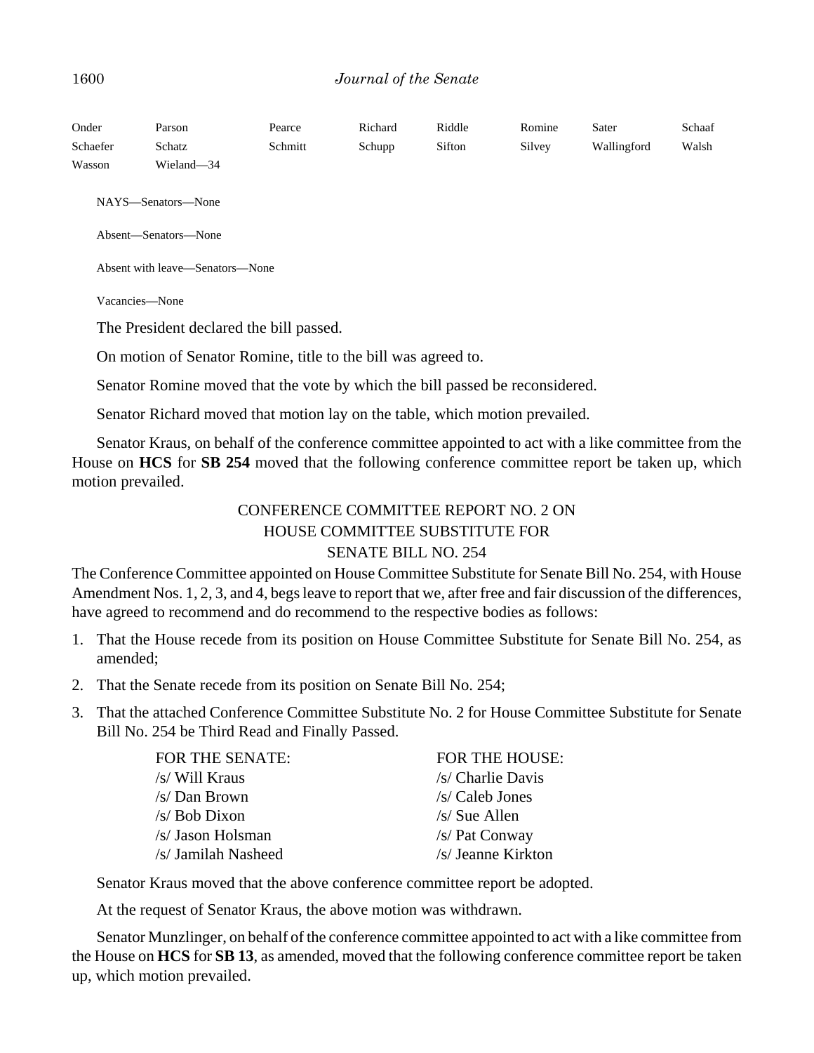| Onder | Parson | Pearce | Richard | Riddle | Romine | Sater | Schaaf |
|---|---|---|---|---|---|---|---|
| Schaefer | Schatz | Schmitt | Schupp | Sifton | Silvey | Wallingford | Walsh |
| Wasson | Wieland—34 | | | | | | |

NAYS—Senators—None

Absent—Senators—None

Absent with leave—Senators—None

Vacancies—None

The President declared the bill passed.

On motion of Senator Romine, title to the bill was agreed to.

Senator Romine moved that the vote by which the bill passed be reconsidered.

Senator Richard moved that motion lay on the table, which motion prevailed.

Senator Kraus, on behalf of the conference committee appointed to act with a like committee from the House on **HCS** for **SB 254** moved that the following conference committee report be taken up, which motion prevailed.

CONFERENCE COMMITTEE REPORT NO. 2 ON
HOUSE COMMITTEE SUBSTITUTE FOR
SENATE BILL NO. 254

The Conference Committee appointed on House Committee Substitute for Senate Bill No. 254, with House Amendment Nos. 1, 2, 3, and 4, begs leave to report that we, after free and fair discussion of the differences, have agreed to recommend and do recommend to the respective bodies as follows:

1. That the House recede from its position on House Committee Substitute for Senate Bill No. 254, as amended;
2. That the Senate recede from its position on Senate Bill No. 254;
3. That the attached Conference Committee Substitute No. 2 for House Committee Substitute for Senate Bill No. 254 be Third Read and Finally Passed.

| FOR THE SENATE: | FOR THE HOUSE: |
|---|---|
| /s/ Will Kraus | /s/ Charlie Davis |
| /s/ Dan Brown | /s/ Caleb Jones |
| /s/ Bob Dixon | /s/ Sue Allen |
| /s/ Jason Holsman | /s/ Pat Conway |
| /s/ Jamilah Nasheed | /s/ Jeanne Kirkton |

Senator Kraus moved that the above conference committee report be adopted.

At the request of Senator Kraus, the above motion was withdrawn.

Senator Munzlinger, on behalf of the conference committee appointed to act with a like committee from the House on **HCS** for **SB 13**, as amended, moved that the following conference committee report be taken up, which motion prevailed.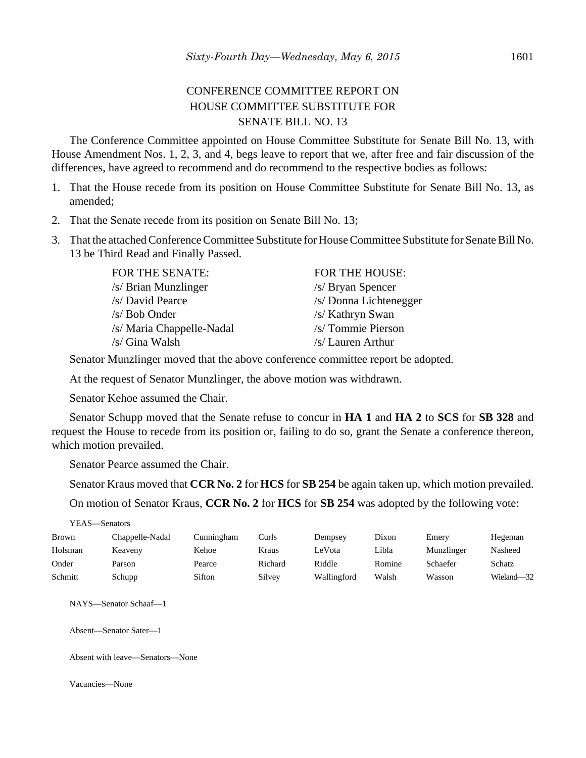CONFERENCE COMMITTEE REPORT ON
HOUSE COMMITTEE SUBSTITUTE FOR
SENATE BILL NO. 13

The Conference Committee appointed on House Committee Substitute for Senate Bill No. 13, with House Amendment Nos. 1, 2, 3, and 4, begs leave to report that we, after free and fair discussion of the differences, have agreed to recommend and do recommend to the respective bodies as follows:

1. That the House recede from its position on House Committee Substitute for Senate Bill No. 13, as amended;
2. That the Senate recede from its position on Senate Bill No. 13;
3. That the attached Conference Committee Substitute for House Committee Substitute for Senate Bill No. 13 be Third Read and Finally Passed.

| FOR THE SENATE: | FOR THE HOUSE: |
|---|---|
| /s/ Brian Munzlinger | /s/ Bryan Spencer |
| /s/ David Pearce | /s/ Donna Lichtenegger |
| /s/ Bob Onder | /s/ Kathryn Swan |
| /s/ Maria Chappelle-Nadal | /s/ Tommie Pierson |
| /s/ Gina Walsh | /s/ Lauren Arthur |

Senator Munzlinger moved that the above conference committee report be adopted.

At the request of Senator Munzlinger, the above motion was withdrawn.

Senator Kehoe assumed the Chair.

Senator Schupp moved that the Senate refuse to concur in **HA 1** and **HA 2** to **SCS** for **SB 328** and request the House to recede from its position or, failing to do so, grant the Senate a conference thereon, which motion prevailed.

Senator Pearce assumed the Chair.

Senator Kraus moved that **CCR No. 2** for **HCS** for **SB 254** be again taken up, which motion prevailed.

On motion of Senator Kraus, **CCR No. 2** for **HCS** for **SB 254** was adopted by the following vote:

YEAS—Senators

| | | | | | | | |
|---|---|---|---|---|---|---|---|
| Brown | Chappelle-Nadal | Cunningham | Curls | Dempsey | Dixon | Emery | Hegeman |
| Holsman | Keaveny | Kehoe | Kraus | LeVota | Libla | Munzlinger | Nasheed |
| Onder | Parson | Pearce | Richard | Riddle | Romine | Schaefer | Schatz |
| Schmitt | Schupp | Sifton | Silvey | Wallingford | Walsh | Wasson | Wieland—32 |

NAYS—Senator Schaaf—1

Absent—Senator Sater—1

Absent with leave—Senators—None

Vacancies—None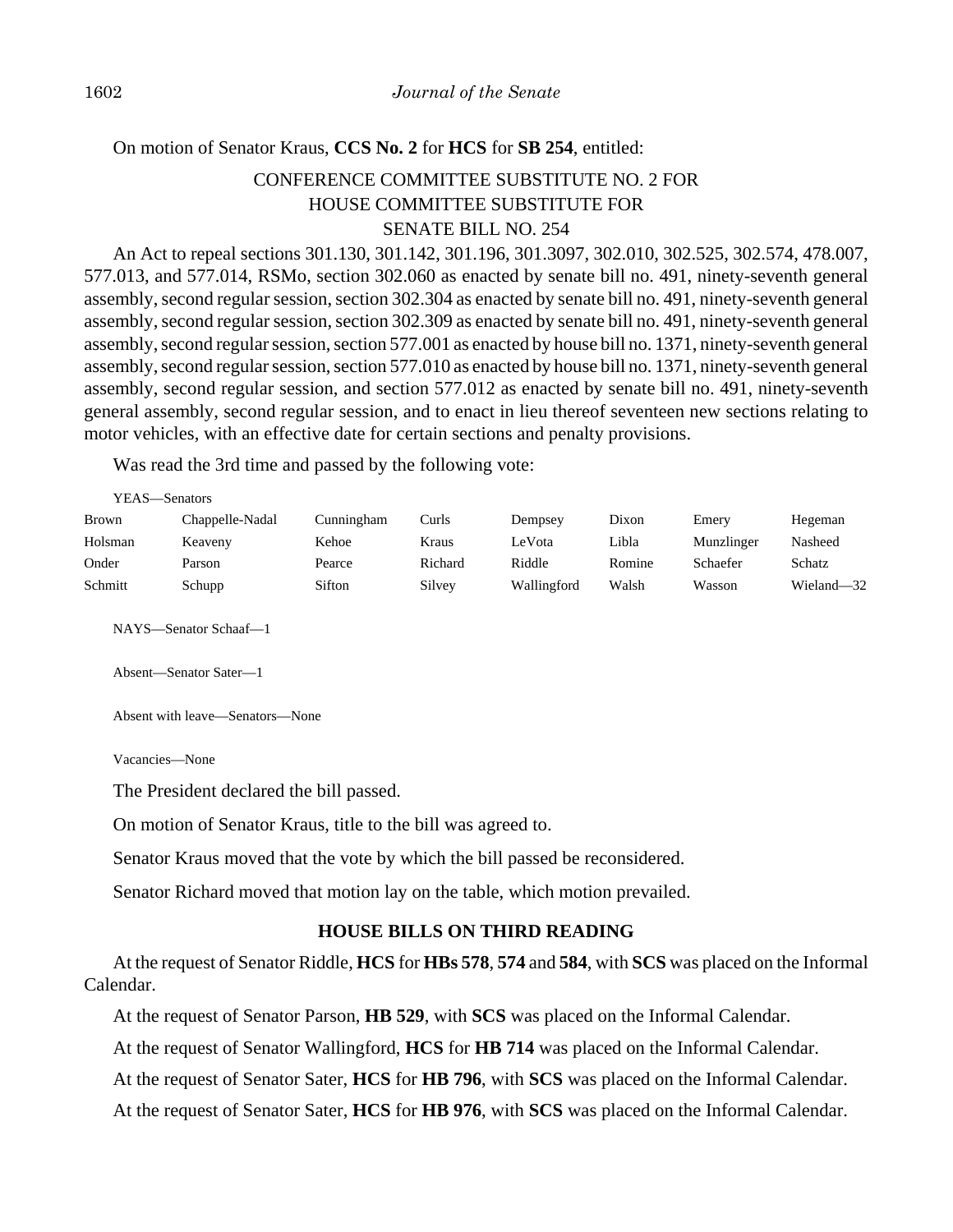On motion of Senator Kraus, **CCS No. 2** for **HCS** for **SB 254**, entitled:

CONFERENCE COMMITTEE SUBSTITUTE NO. 2 FOR
HOUSE COMMITTEE SUBSTITUTE FOR
SENATE BILL NO. 254

An Act to repeal sections 301.130, 301.142, 301.196, 301.3097, 302.010, 302.525, 302.574, 478.007, 577.013, and 577.014, RSMo, section 302.060 as enacted by senate bill no. 491, ninety-seventh general assembly, second regular session, section 302.304 as enacted by senate bill no. 491, ninety-seventh general assembly, second regular session, section 302.309 as enacted by senate bill no. 491, ninety-seventh general assembly, second regular session, section 577.001 as enacted by house bill no. 1371, ninety-seventh general assembly, second regular session, section 577.010 as enacted by house bill no. 1371, ninety-seventh general assembly, second regular session, and section 577.012 as enacted by senate bill no. 491, ninety-seventh general assembly, second regular session, and to enact in lieu thereof seventeen new sections relating to motor vehicles, with an effective date for certain sections and penalty provisions.

Was read the 3rd time and passed by the following vote:

YEAS—Senators

| | | | | | | | |
|---|---|---|---|---|---|---|---|
| Brown | Chappelle-Nadal | Cunningham | Curls | Dempsey | Dixon | Emery | Hegeman |
| Holsman | Keaveny | Kehoe | Kraus | LeVota | Libla | Munzlinger | Nasheed |
| Onder | Parson | Pearce | Richard | Riddle | Romine | Schaefer | Schatz |
| Schmitt | Schupp | Sifton | Silvey | Wallingford | Walsh | Wasson | Wieland—32 |

NAYS—Senator Schaaf—1

Absent—Senator Sater—1

Absent with leave—Senators—None

Vacancies—None

The President declared the bill passed.

On motion of Senator Kraus, title to the bill was agreed to.

Senator Kraus moved that the vote by which the bill passed be reconsidered.

Senator Richard moved that motion lay on the table, which motion prevailed.

## HOUSE BILLS ON THIRD READING

At the request of Senator Riddle, **HCS** for **HBs 578**, **574** and **584**, with **SCS** was placed on the Informal Calendar.

At the request of Senator Parson, **HB 529**, with **SCS** was placed on the Informal Calendar.

At the request of Senator Wallingford, **HCS** for **HB 714** was placed on the Informal Calendar.

At the request of Senator Sater, **HCS** for **HB 796**, with **SCS** was placed on the Informal Calendar.

At the request of Senator Sater, **HCS** for **HB 976**, with **SCS** was placed on the Informal Calendar.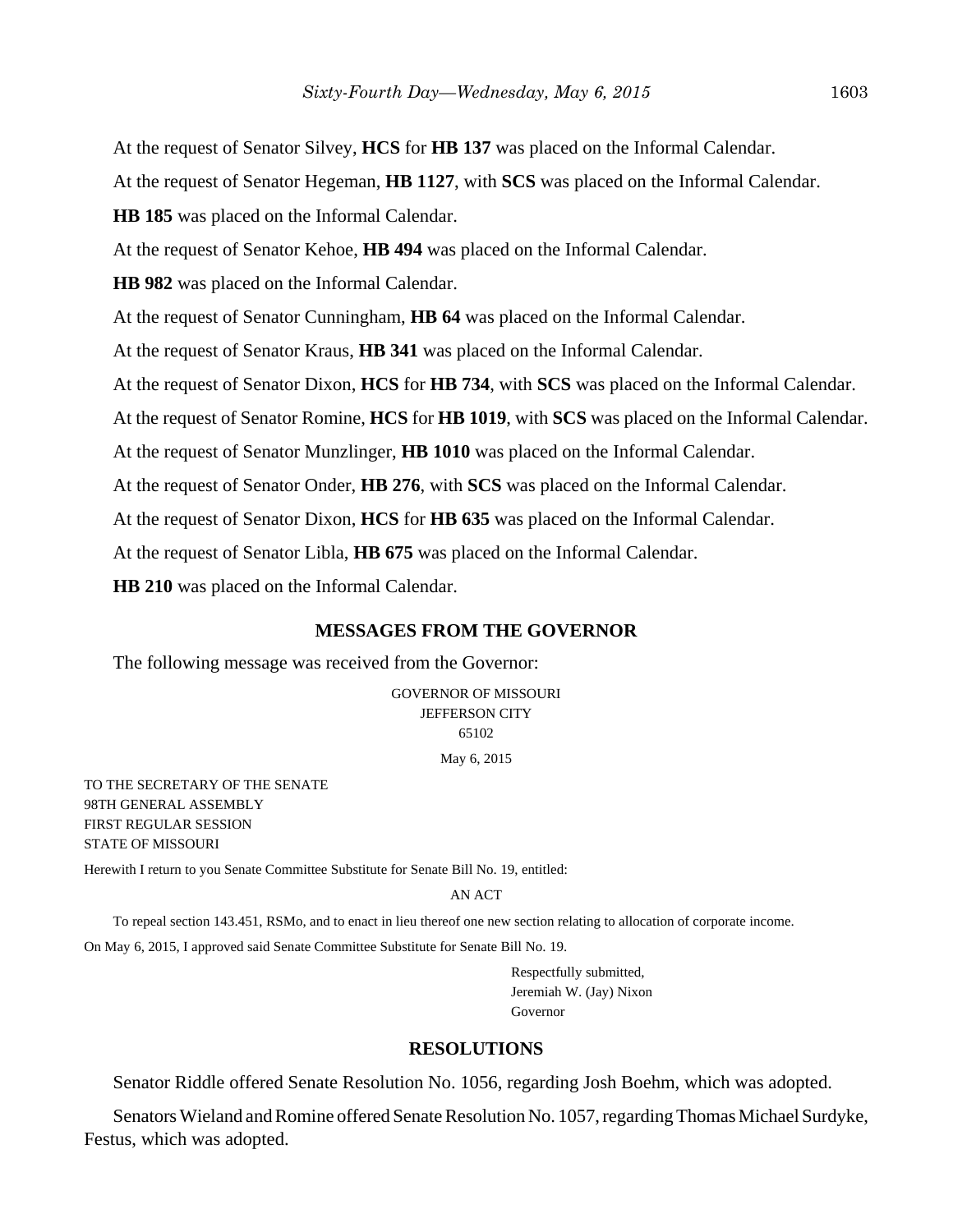At the request of Senator Silvey, **HCS** for **HB 137** was placed on the Informal Calendar.

At the request of Senator Hegeman, **HB 1127**, with **SCS** was placed on the Informal Calendar.

**HB 185** was placed on the Informal Calendar.

At the request of Senator Kehoe, **HB 494** was placed on the Informal Calendar.

**HB 982** was placed on the Informal Calendar.

At the request of Senator Cunningham, **HB 64** was placed on the Informal Calendar.

At the request of Senator Kraus, **HB 341** was placed on the Informal Calendar.

At the request of Senator Dixon, **HCS** for **HB 734**, with **SCS** was placed on the Informal Calendar.

At the request of Senator Romine, **HCS** for **HB 1019**, with **SCS** was placed on the Informal Calendar.

At the request of Senator Munzlinger, **HB 1010** was placed on the Informal Calendar.

At the request of Senator Onder, **HB 276**, with **SCS** was placed on the Informal Calendar.

At the request of Senator Dixon, **HCS** for **HB 635** was placed on the Informal Calendar.

At the request of Senator Libla, **HB 675** was placed on the Informal Calendar.

**HB 210** was placed on the Informal Calendar.

## MESSAGES FROM THE GOVERNOR

The following message was received from the Governor:

GOVERNOR OF MISSOURI
JEFFERSON CITY
65102

May 6, 2015

TO THE SECRETARY OF THE SENATE
98TH GENERAL ASSEMBLY
FIRST REGULAR SESSION
STATE OF MISSOURI

Herewith I return to you Senate Committee Substitute for Senate Bill No. 19, entitled:

AN ACT

To repeal section 143.451, RSMo, and to enact in lieu thereof one new section relating to allocation of corporate income.

On May 6, 2015, I approved said Senate Committee Substitute for Senate Bill No. 19.

Respectfully submitted,
Jeremiah W. (Jay) Nixon
Governor

## RESOLUTIONS

Senator Riddle offered Senate Resolution No. 1056, regarding Josh Boehm, which was adopted.

Senators Wieland and Romine offered Senate Resolution No. 1057, regarding Thomas Michael Surdyke, Festus, which was adopted.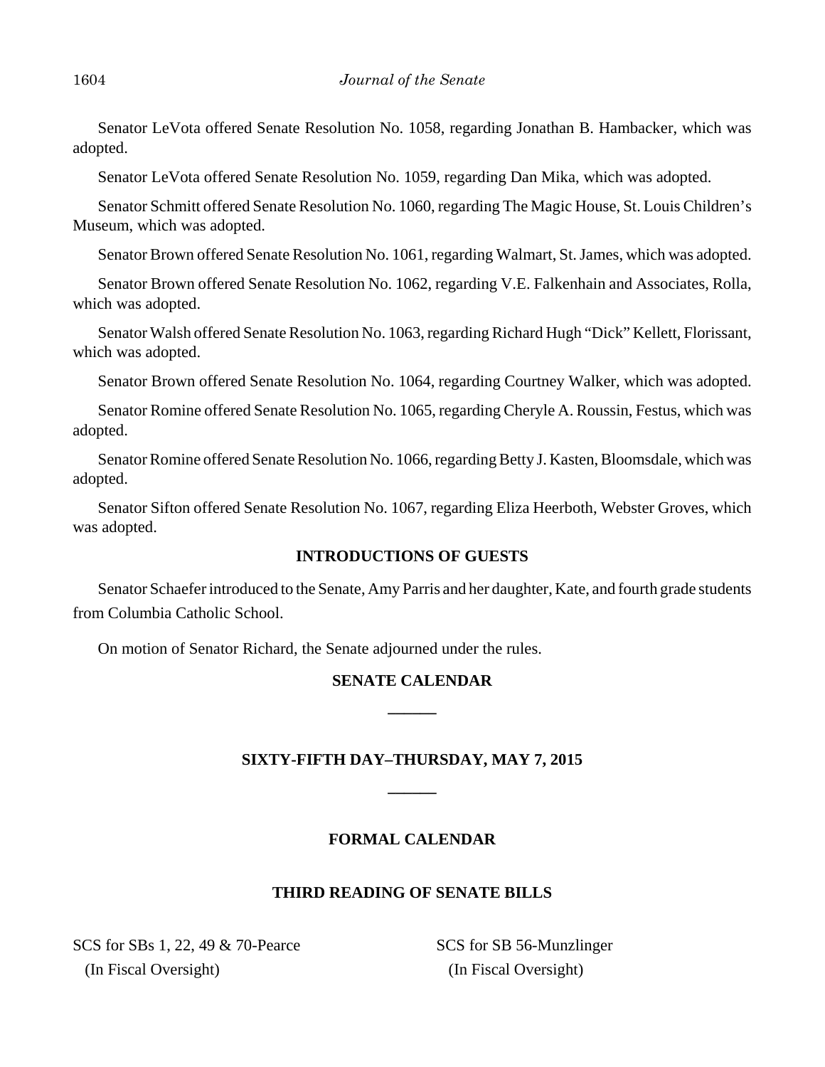Senator LeVota offered Senate Resolution No. 1058, regarding Jonathan B. Hambacker, which was adopted.

Senator LeVota offered Senate Resolution No. 1059, regarding Dan Mika, which was adopted.

Senator Schmitt offered Senate Resolution No. 1060, regarding The Magic House, St. Louis Children's Museum, which was adopted.

Senator Brown offered Senate Resolution No. 1061, regarding Walmart, St. James, which was adopted.

Senator Brown offered Senate Resolution No. 1062, regarding V.E. Falkenhain and Associates, Rolla, which was adopted.

Senator Walsh offered Senate Resolution No. 1063, regarding Richard Hugh "Dick" Kellett, Florissant, which was adopted.

Senator Brown offered Senate Resolution No. 1064, regarding Courtney Walker, which was adopted.

Senator Romine offered Senate Resolution No. 1065, regarding Cheryle A. Roussin, Festus, which was adopted.

Senator Romine offered Senate Resolution No. 1066, regarding Betty J. Kasten, Bloomsdale, which was adopted.

Senator Sifton offered Senate Resolution No. 1067, regarding Eliza Heerboth, Webster Groves, which was adopted.

## INTRODUCTIONS OF GUESTS

Senator Schaefer introduced to the Senate, Amy Parris and her daughter, Kate, and fourth grade students from Columbia Catholic School.

On motion of Senator Richard, the Senate adjourned under the rules.

## SENATE CALENDAR

______

## SIXTY-FIFTH DAY–THURSDAY, MAY 7, 2015

______

## FORMAL CALENDAR

## THIRD READING OF SENATE BILLS

SCS for SBs 1, 22, 49 & 70-Pearce
(In Fiscal Oversight)

SCS for SB 56-Munzlinger
(In Fiscal Oversight)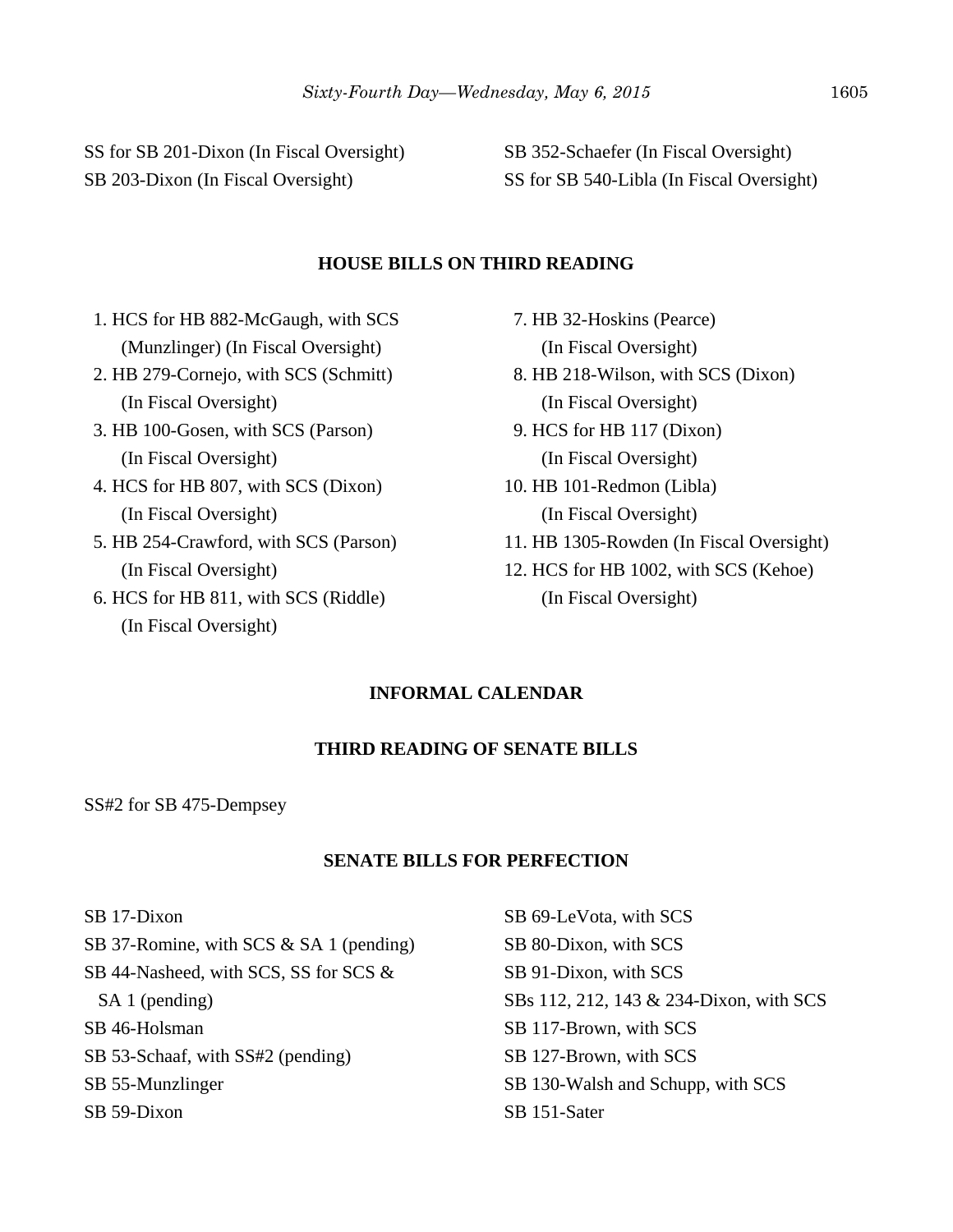SS for SB 201-Dixon (In Fiscal Oversight)

SB 203-Dixon (In Fiscal Oversight)

SB 352-Schaefer (In Fiscal Oversight)

SS for SB 540-Libla (In Fiscal Oversight)

**HOUSE BILLS ON THIRD READING**

1. HCS for HB 882-McGaugh, with SCS (Munzlinger) (In Fiscal Oversight)
2. HB 279-Cornejo, with SCS (Schmitt) (In Fiscal Oversight)
3. HB 100-Gosen, with SCS (Parson) (In Fiscal Oversight)
4. HCS for HB 807, with SCS (Dixon) (In Fiscal Oversight)
5. HB 254-Crawford, with SCS (Parson) (In Fiscal Oversight)
6. HCS for HB 811, with SCS (Riddle) (In Fiscal Oversight)
7. HB 32-Hoskins (Pearce) (In Fiscal Oversight)
8. HB 218-Wilson, with SCS (Dixon) (In Fiscal Oversight)
9. HCS for HB 117 (Dixon) (In Fiscal Oversight)
10. HB 101-Redmon (Libla) (In Fiscal Oversight)
11. HB 1305-Rowden (In Fiscal Oversight)
12. HCS for HB 1002, with SCS (Kehoe) (In Fiscal Oversight)

**INFORMAL CALENDAR**

**THIRD READING OF SENATE BILLS**

SS#2 for SB 475-Dempsey

**SENATE BILLS FOR PERFECTION**

SB 17-Dixon

SB 37-Romine, with SCS & SA 1 (pending)

SB 44-Nasheed, with SCS, SS for SCS & SA 1 (pending)

SB 46-Holsman

SB 53-Schaaf, with SS#2 (pending)

SB 55-Munzlinger

SB 59-Dixon

SB 69-LeVota, with SCS

SB 80-Dixon, with SCS

SB 91-Dixon, with SCS

SBs 112, 212, 143 & 234-Dixon, with SCS

SB 117-Brown, with SCS

SB 127-Brown, with SCS

SB 130-Walsh and Schupp, with SCS

SB 151-Sater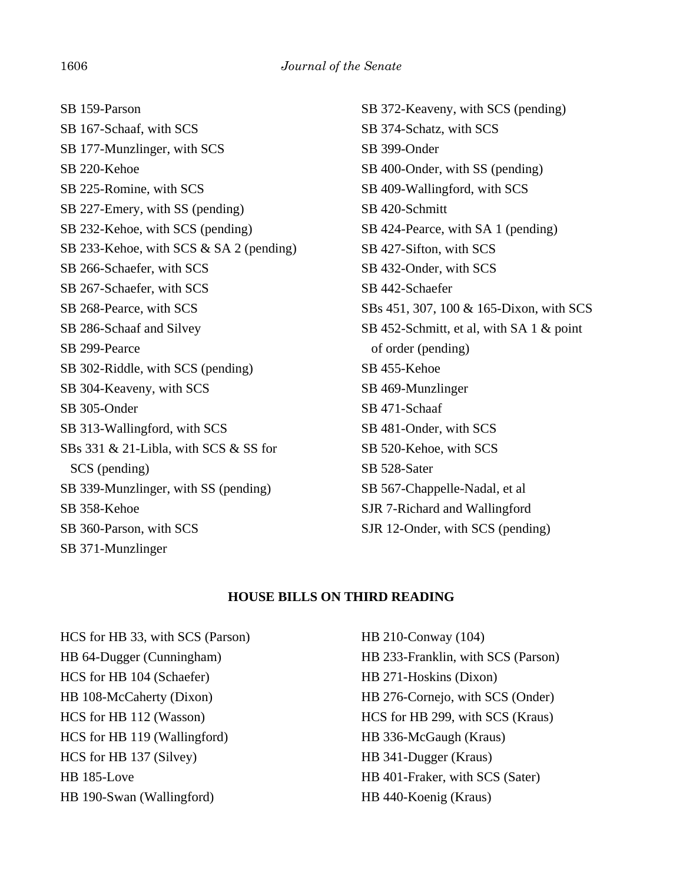SB 159-Parson
SB 167-Schaaf, with SCS
SB 177-Munzlinger, with SCS
SB 220-Kehoe
SB 225-Romine, with SCS
SB 227-Emery, with SS (pending)
SB 232-Kehoe, with SCS (pending)
SB 233-Kehoe, with SCS & SA 2 (pending)
SB 266-Schaefer, with SCS
SB 267-Schaefer, with SCS
SB 268-Pearce, with SCS
SB 286-Schaaf and Silvey
SB 299-Pearce
SB 302-Riddle, with SCS (pending)
SB 304-Keaveny, with SCS
SB 305-Onder
SB 313-Wallingford, with SCS
SBs 331 & 21-Libla, with SCS & SS for SCS (pending)
SB 339-Munzlinger, with SS (pending)
SB 358-Kehoe
SB 360-Parson, with SCS
SB 371-Munzlinger
SB 372-Keaveny, with SCS (pending)
SB 374-Schatz, with SCS
SB 399-Onder
SB 400-Onder, with SS (pending)
SB 409-Wallingford, with SCS
SB 420-Schmitt
SB 424-Pearce, with SA 1 (pending)
SB 427-Sifton, with SCS
SB 432-Onder, with SCS
SB 442-Schaefer
SBs 451, 307, 100 & 165-Dixon, with SCS
SB 452-Schmitt, et al, with SA 1 & point of order (pending)
SB 455-Kehoe
SB 469-Munzlinger
SB 471-Schaaf
SB 481-Onder, with SCS
SB 520-Kehoe, with SCS
SB 528-Sater
SB 567-Chappelle-Nadal, et al
SJR 7-Richard and Wallingford
SJR 12-Onder, with SCS (pending)

## HOUSE BILLS ON THIRD READING

HCS for HB 33, with SCS (Parson)
HB 64-Dugger (Cunningham)
HCS for HB 104 (Schaefer)
HB 108-McCaherty (Dixon)
HCS for HB 112 (Wasson)
HCS for HB 119 (Wallingford)
HCS for HB 137 (Silvey)
HB 185-Love
HB 190-Swan (Wallingford)
HB 210-Conway (104)
HB 233-Franklin, with SCS (Parson)
HB 271-Hoskins (Dixon)
HB 276-Cornejo, with SCS (Onder)
HCS for HB 299, with SCS (Kraus)
HB 336-McGaugh (Kraus)
HB 341-Dugger (Kraus)
HB 401-Fraker, with SCS (Sater)
HB 440-Koenig (Kraus)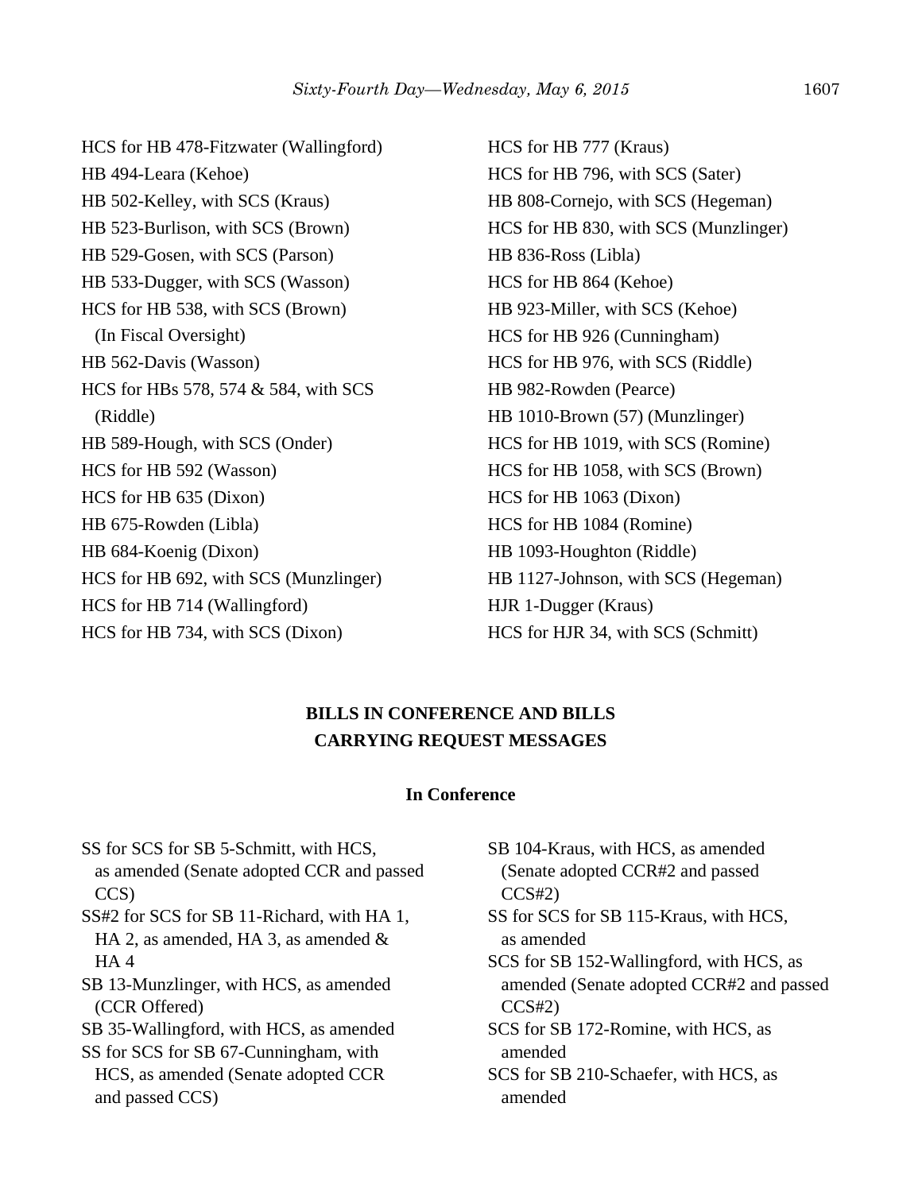HCS for HB 478-Fitzwater (Wallingford)
HB 494-Leara (Kehoe)
HB 502-Kelley, with SCS (Kraus)
HB 523-Burlison, with SCS (Brown)
HB 529-Gosen, with SCS (Parson)
HB 533-Dugger, with SCS (Wasson)
HCS for HB 538, with SCS (Brown) (In Fiscal Oversight)
HB 562-Davis (Wasson)
HCS for HBs 578, 574 & 584, with SCS (Riddle)
HB 589-Hough, with SCS (Onder)
HCS for HB 592 (Wasson)
HCS for HB 635 (Dixon)
HB 675-Rowden (Libla)
HB 684-Koenig (Dixon)
HCS for HB 692, with SCS (Munzlinger)
HCS for HB 714 (Wallingford)
HCS for HB 734, with SCS (Dixon)
HCS for HB 777 (Kraus)
HCS for HB 796, with SCS (Sater)
HB 808-Cornejo, with SCS (Hegeman)
HCS for HB 830, with SCS (Munzlinger)
HB 836-Ross (Libla)
HCS for HB 864 (Kehoe)
HB 923-Miller, with SCS (Kehoe)
HCS for HB 926 (Cunningham)
HCS for HB 976, with SCS (Riddle)
HB 982-Rowden (Pearce)
HB 1010-Brown (57) (Munzlinger)
HCS for HB 1019, with SCS (Romine)
HCS for HB 1058, with SCS (Brown)
HCS for HB 1063 (Dixon)
HCS for HB 1084 (Romine)
HB 1093-Houghton (Riddle)
HB 1127-Johnson, with SCS (Hegeman)
HJR 1-Dugger (Kraus)
HCS for HJR 34, with SCS (Schmitt)

## BILLS IN CONFERENCE AND BILLS CARRYING REQUEST MESSAGES

### In Conference

SS for SCS for SB 5-Schmitt, with HCS, as amended (Senate adopted CCR and passed CCS)
SS#2 for SCS for SB 11-Richard, with HA 1, HA 2, as amended, HA 3, as amended & HA 4
SB 13-Munzlinger, with HCS, as amended (CCR Offered)
SB 35-Wallingford, with HCS, as amended
SS for SCS for SB 67-Cunningham, with HCS, as amended (Senate adopted CCR and passed CCS)
SB 104-Kraus, with HCS, as amended (Senate adopted CCR#2 and passed CCS#2)
SS for SCS for SB 115-Kraus, with HCS, as amended
SCS for SB 152-Wallingford, with HCS, as amended (Senate adopted CCR#2 and passed CCS#2)
SCS for SB 172-Romine, with HCS, as amended
SCS for SB 210-Schaefer, with HCS, as amended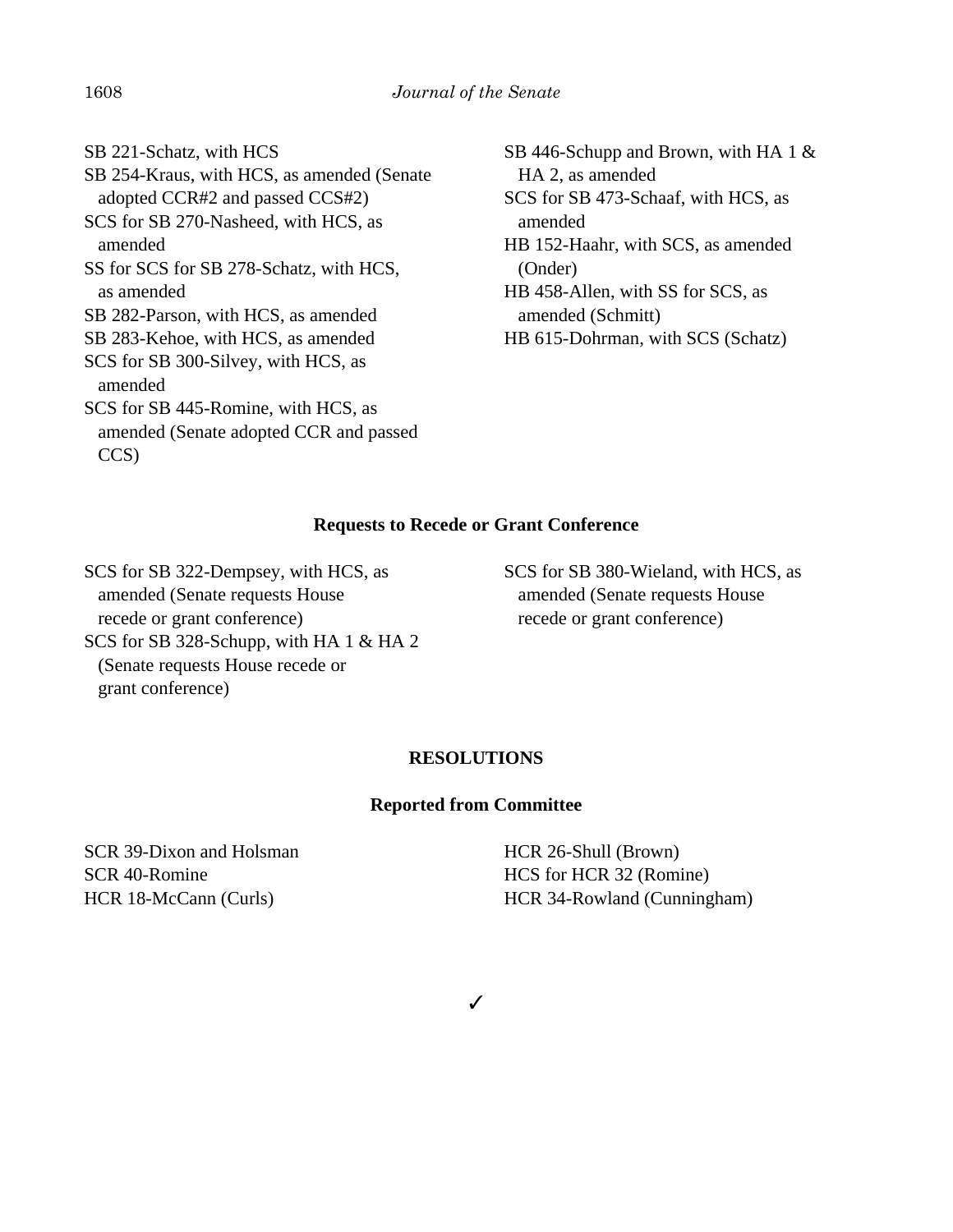SB 221-Schatz, with HCS
SB 254-Kraus, with HCS, as amended (Senate adopted CCR#2 and passed CCS#2)
SCS for SB 270-Nasheed, with HCS, as amended
SS for SCS for SB 278-Schatz, with HCS, as amended
SB 282-Parson, with HCS, as amended
SB 283-Kehoe, with HCS, as amended
SCS for SB 300-Silvey, with HCS, as amended
SCS for SB 445-Romine, with HCS, as amended (Senate adopted CCR and passed CCS)
SB 446-Schupp and Brown, with HA 1 & HA 2, as amended
SCS for SB 473-Schaaf, with HCS, as amended
HB 152-Haahr, with SCS, as amended (Onder)
HB 458-Allen, with SS for SCS, as amended (Schmitt)
HB 615-Dohrman, with SCS (Schatz)

## Requests to Recede or Grant Conference

SCS for SB 322-Dempsey, with HCS, as amended (Senate requests House recede or grant conference)
SCS for SB 328-Schupp, with HA 1 & HA 2 (Senate requests House recede or grant conference)
SCS for SB 380-Wieland, with HCS, as amended (Senate requests House recede or grant conference)

## RESOLUTIONS

### Reported from Committee

SCR 39-Dixon and Holsman
SCR 40-Romine
HCR 18-McCann (Curls)
HCR 26-Shull (Brown)
HCS for HCR 32 (Romine)
HCR 34-Rowland (Cunningham)

✓